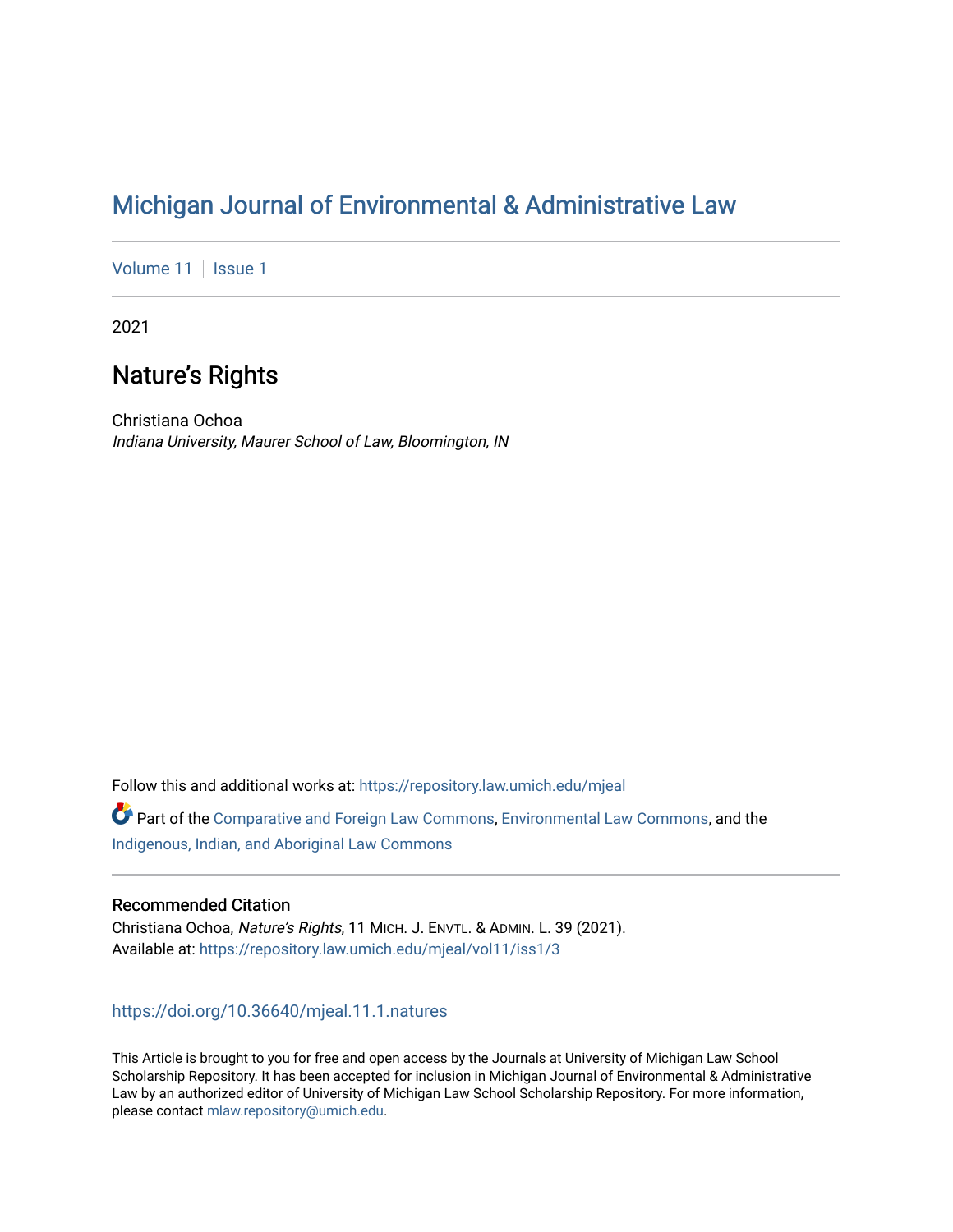# Michigan Journal of Environmental & Administrative Law

Volume 11 | Issue 1

2021

## Nature's Rights

Christiana Ochoa
*Indiana University, Maurer School of Law, Bloomington, IN*

Follow this and additional works at: https://repository.law.umich.edu/mjeal

Part of the Comparative and Foreign Law Commons, Environmental Law Commons, and the Indigenous, Indian, and Aboriginal Law Commons

### Recommended Citation

Christiana Ochoa, *Nature's Rights*, 11 MICH. J. ENVTL. & ADMIN. L. 39 (2021).
Available at: https://repository.law.umich.edu/mjeal/vol11/iss1/3

https://doi.org/10.36640/mjeal.11.1.natures

This Article is brought to you for free and open access by the Journals at University of Michigan Law School Scholarship Repository. It has been accepted for inclusion in Michigan Journal of Environmental & Administrative Law by an authorized editor of University of Michigan Law School Scholarship Repository. For more information, please contact mlaw.repository@umich.edu.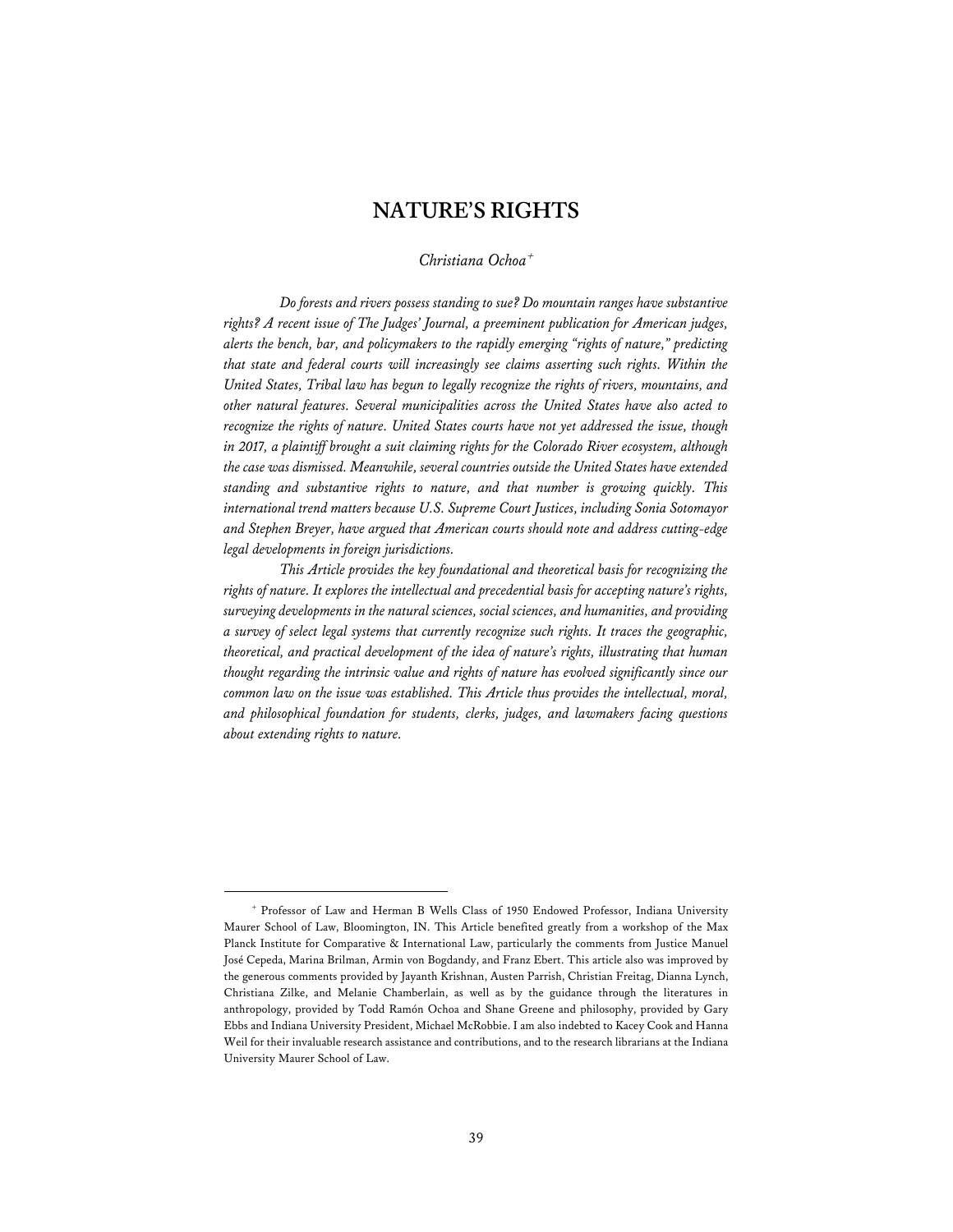# NATURE'S RIGHTS

*Christiana Ochoa*[+]

*Do forests and rivers possess standing to sue? Do mountain ranges have substantive rights? A recent issue of The Judges' Journal, a preeminent publication for American judges, alerts the bench, bar, and policymakers to the rapidly emerging "rights of nature," predicting that state and federal courts will increasingly see claims asserting such rights. Within the United States, Tribal law has begun to legally recognize the rights of rivers, mountains, and other natural features. Several municipalities across the United States have also acted to recognize the rights of nature. United States courts have not yet addressed the issue, though in 2017, a plaintiff brought a suit claiming rights for the Colorado River ecosystem, although the case was dismissed. Meanwhile, several countries outside the United States have extended standing and substantive rights to nature, and that number is growing quickly. This international trend matters because U.S. Supreme Court Justices, including Sonia Sotomayor and Stephen Breyer, have argued that American courts should note and address cutting-edge legal developments in foreign jurisdictions.*

*This Article provides the key foundational and theoretical basis for recognizing the rights of nature. It explores the intellectual and precedential basis for accepting nature's rights, surveying developments in the natural sciences, social sciences, and humanities, and providing a survey of select legal systems that currently recognize such rights. It traces the geographic, theoretical, and practical development of the idea of nature's rights, illustrating that human thought regarding the intrinsic value and rights of nature has evolved significantly since our common law on the issue was established. This Article thus provides the intellectual, moral, and philosophical foundation for students, clerks, judges, and lawmakers facing questions about extending rights to nature.*

---

[+] Professor of Law and Herman B Wells Class of 1950 Endowed Professor, Indiana University Maurer School of Law, Bloomington, IN. This Article benefited greatly from a workshop of the Max Planck Institute for Comparative & International Law, particularly the comments from Justice Manuel José Cepeda, Marina Brilman, Armin von Bogdandy, and Franz Ebert. This article also was improved by the generous comments provided by Jayanth Krishnan, Austen Parrish, Christian Freitag, Dianna Lynch, Christiana Zilke, and Melanie Chamberlain, as well as by the guidance through the literatures in anthropology, provided by Todd Ramón Ochoa and Shane Greene and philosophy, provided by Gary Ebbs and Indiana University President, Michael McRobbie. I am also indebted to Kacey Cook and Hanna Weil for their invaluable research assistance and contributions, and to the research librarians at the Indiana University Maurer School of Law.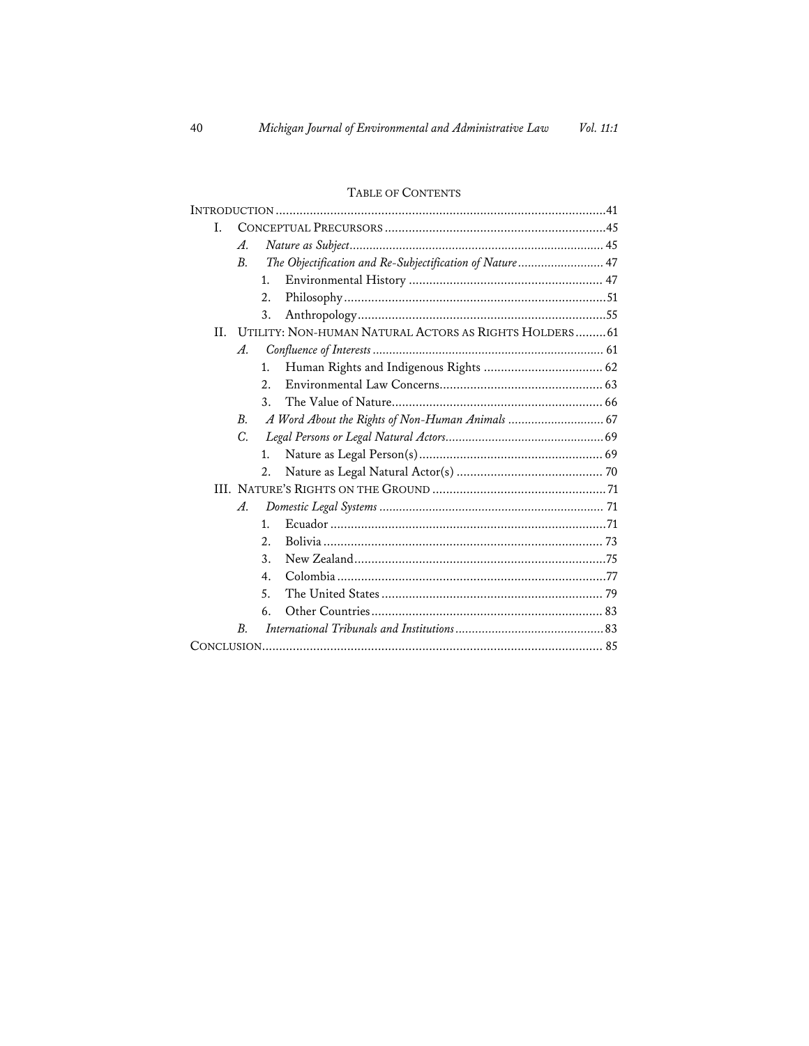## Table of Contents

- Introduction ... 41
- I. Conceptual Precursors ... 45
  - *A. Nature as Subject* ... 45
  - *B. The Objectification and Re-Subjectification of Nature* ... 47
    - 1. Environmental History ... 47
    - 2. Philosophy ... 51
    - 3. Anthropology ... 55
- II. Utility: Non-human Natural Actors as Rights Holders ... 61
  - *A. Confluence of Interests* ... 61
    - 1. Human Rights and Indigenous Rights ... 62
    - 2. Environmental Law Concerns ... 63
    - 3. The Value of Nature ... 66
  - *B. A Word About the Rights of Non-Human Animals* ... 67
  - *C. Legal Persons or Legal Natural Actors* ... 69
    - 1. Nature as Legal Person(s) ... 69
    - 2. Nature as Legal Natural Actor(s) ... 70
- III. Nature's Rights on the Ground ... 71
  - *A. Domestic Legal Systems* ... 71
    - 1. Ecuador ... 71
    - 2. Bolivia ... 73
    - 3. New Zealand ... 75
    - 4. Colombia ... 77
    - 5. The United States ... 79
    - 6. Other Countries ... 83
  - *B. International Tribunals and Institutions* ... 83
- Conclusion ... 85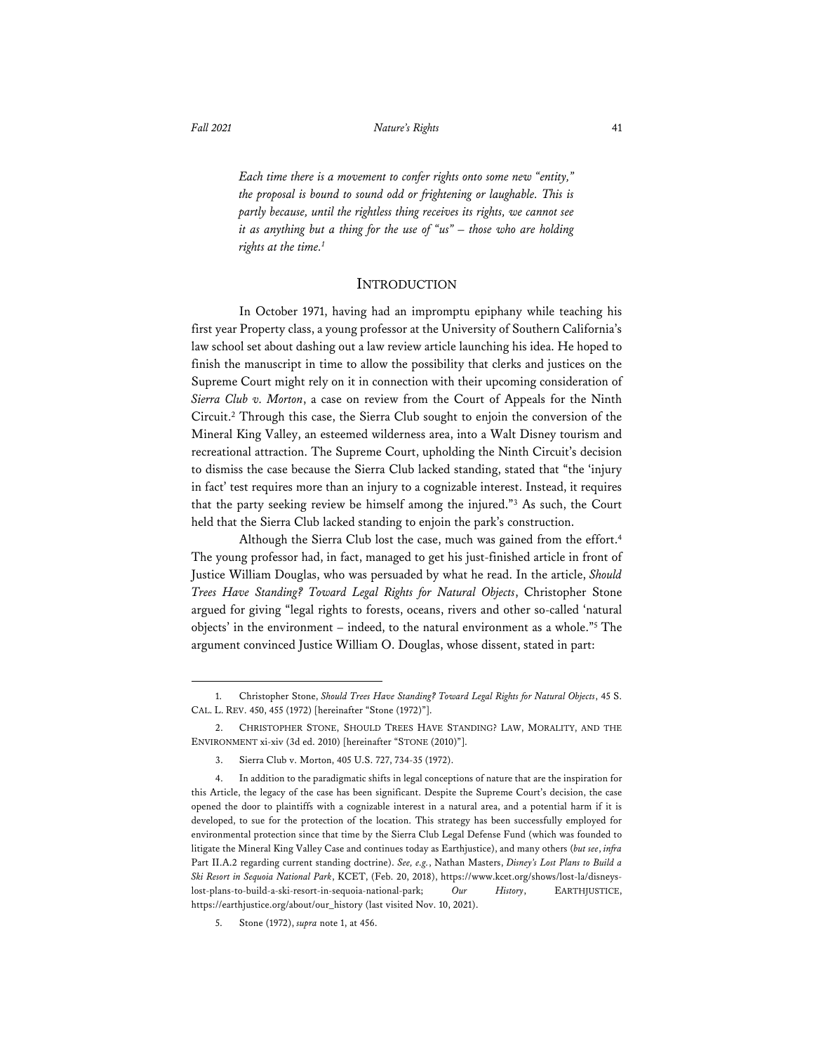*Each time there is a movement to confer rights onto some new "entity," the proposal is bound to sound odd or frightening or laughable. This is partly because, until the rightless thing receives its rights, we cannot see it as anything but a thing for the use of "us" – those who are holding rights at the time.*[1]

## INTRODUCTION

In October 1971, having had an impromptu epiphany while teaching his first year Property class, a young professor at the University of Southern California's law school set about dashing out a law review article launching his idea. He hoped to finish the manuscript in time to allow the possibility that clerks and justices on the Supreme Court might rely on it in connection with their upcoming consideration of *Sierra Club v. Morton*, a case on review from the Court of Appeals for the Ninth Circuit.[2] Through this case, the Sierra Club sought to enjoin the conversion of the Mineral King Valley, an esteemed wilderness area, into a Walt Disney tourism and recreational attraction. The Supreme Court, upholding the Ninth Circuit's decision to dismiss the case because the Sierra Club lacked standing, stated that "the 'injury in fact' test requires more than an injury to a cognizable interest. Instead, it requires that the party seeking review be himself among the injured."[3] As such, the Court held that the Sierra Club lacked standing to enjoin the park's construction.

Although the Sierra Club lost the case, much was gained from the effort.[4] The young professor had, in fact, managed to get his just-finished article in front of Justice William Douglas, who was persuaded by what he read. In the article, *Should Trees Have Standing? Toward Legal Rights for Natural Objects*, Christopher Stone argued for giving "legal rights to forests, oceans, rivers and other so-called 'natural objects' in the environment – indeed, to the natural environment as a whole."[5] The argument convinced Justice William O. Douglas, whose dissent, stated in part:

---

1. Christopher Stone, *Should Trees Have Standing? Toward Legal Rights for Natural Objects*, 45 S. CAL. L. REV. 450, 455 (1972) [hereinafter "Stone (1972)"].

2. CHRISTOPHER STONE, SHOULD TREES HAVE STANDING? LAW, MORALITY, AND THE ENVIRONMENT xi-xiv (3d ed. 2010) [hereinafter "STONE (2010)"].

3. Sierra Club v. Morton, 405 U.S. 727, 734-35 (1972).

4. In addition to the paradigmatic shifts in legal conceptions of nature that are the inspiration for this Article, the legacy of the case has been significant. Despite the Supreme Court's decision, the case opened the door to plaintiffs with a cognizable interest in a natural area, and a potential harm if it is developed, to sue for the protection of the location. This strategy has been successfully employed for environmental protection since that time by the Sierra Club Legal Defense Fund (which was founded to litigate the Mineral King Valley Case and continues today as Earthjustice), and many others (*but see*, *infra* Part II.A.2 regarding current standing doctrine). *See, e.g.*, Nathan Masters, *Disney's Lost Plans to Build a Ski Resort in Sequoia National Park*, KCET, (Feb. 20, 2018), https://www.kcet.org/shows/lost-la/disneys-lost-plans-to-build-a-ski-resort-in-sequoia-national-park; *Our History*, EARTHJUSTICE, https://earthjustice.org/about/our_history (last visited Nov. 10, 2021).

5. Stone (1972), *supra* note 1, at 456.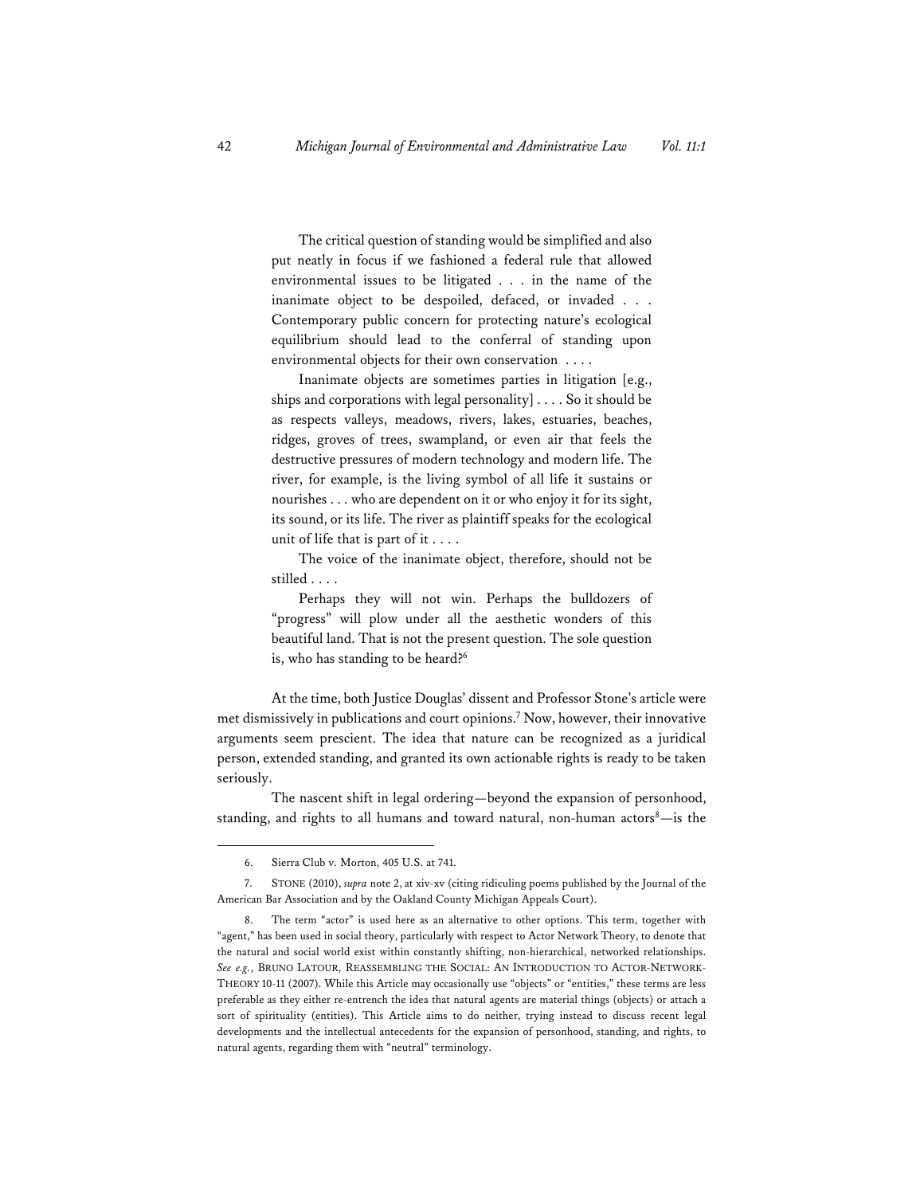> The critical question of standing would be simplified and also put neatly in focus if we fashioned a federal rule that allowed environmental issues to be litigated . . . in the name of the inanimate object to be despoiled, defaced, or invaded . . . Contemporary public concern for protecting nature's ecological equilibrium should lead to the conferral of standing upon environmental objects for their own conservation . . . .
>
> Inanimate objects are sometimes parties in litigation [e.g., ships and corporations with legal personality] . . . . So it should be as respects valleys, meadows, rivers, lakes, estuaries, beaches, ridges, groves of trees, swampland, or even air that feels the destructive pressures of modern technology and modern life. The river, for example, is the living symbol of all life it sustains or nourishes . . . who are dependent on it or who enjoy it for its sight, its sound, or its life. The river as plaintiff speaks for the ecological unit of life that is part of it . . . .
>
> The voice of the inanimate object, therefore, should not be stilled . . . .
>
> Perhaps they will not win. Perhaps the bulldozers of "progress" will plow under all the aesthetic wonders of this beautiful land. That is not the present question. The sole question is, who has standing to be heard?[6]

At the time, both Justice Douglas' dissent and Professor Stone's article were met dismissively in publications and court opinions.[7] Now, however, their innovative arguments seem prescient. The idea that nature can be recognized as a juridical person, extended standing, and granted its own actionable rights is ready to be taken seriously.

The nascent shift in legal ordering—beyond the expansion of personhood, standing, and rights to all humans and toward natural, non-human actors[8]—is the

---

6. Sierra Club v. Morton, 405 U.S. at 741.

7. STONE (2010), *supra* note 2, at xiv-xv (citing ridiculing poems published by the Journal of the American Bar Association and by the Oakland County Michigan Appeals Court).

8. The term "actor" is used here as an alternative to other options. This term, together with "agent," has been used in social theory, particularly with respect to Actor Network Theory, to denote that the natural and social world exist within constantly shifting, non-hierarchical, networked relationships. *See e.g.*, BRUNO LATOUR, REASSEMBLING THE SOCIAL: AN INTRODUCTION TO ACTOR-NETWORK-THEORY 10-11 (2007). While this Article may occasionally use "objects" or "entities," these terms are less preferable as they either re-entrench the idea that natural agents are material things (objects) or attach a sort of spirituality (entities). This Article aims to do neither, trying instead to discuss recent legal developments and the intellectual antecedents for the expansion of personhood, standing, and rights, to natural agents, regarding them with "neutral" terminology.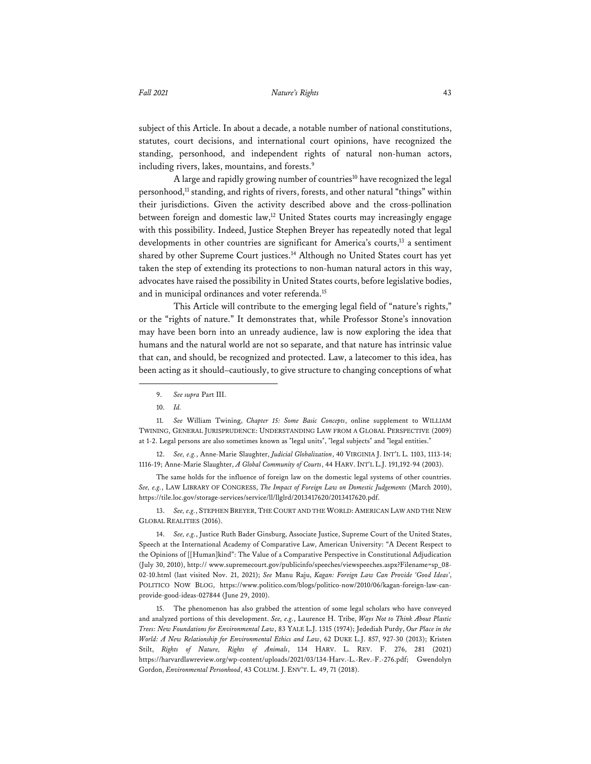subject of this Article. In about a decade, a notable number of national constitutions, statutes, court decisions, and international court opinions, have recognized the standing, personhood, and independent rights of natural non-human actors, including rivers, lakes, mountains, and forests.[9]

A large and rapidly growing number of countries[10] have recognized the legal personhood,[11] standing, and rights of rivers, forests, and other natural "things" within their jurisdictions. Given the activity described above and the cross-pollination between foreign and domestic law,[12] United States courts may increasingly engage with this possibility. Indeed, Justice Stephen Breyer has repeatedly noted that legal developments in other countries are significant for America's courts,[13] a sentiment shared by other Supreme Court justices.[14] Although no United States court has yet taken the step of extending its protections to non-human natural actors in this way, advocates have raised the possibility in United States courts, before legislative bodies, and in municipal ordinances and voter referenda.[15]

This Article will contribute to the emerging legal field of "nature's rights," or the "rights of nature." It demonstrates that, while Professor Stone's innovation may have been born into an unready audience, law is now exploring the idea that humans and the natural world are not so separate, and that nature has intrinsic value that can, and should, be recognized and protected. Law, a latecomer to this idea, has been acting as it should–cautiously, to give structure to changing conceptions of what

---

9. *See supra* Part III.

10. *Id.*

11. *See* William Twining, *Chapter 15: Some Basic Concepts*, online supplement to WILLIAM TWINING, GENERAL JURISPRUDENCE: UNDERSTANDING LAW FROM A GLOBAL PERSPECTIVE (2009) at 1-2. Legal persons are also sometimes known as "legal units", "legal subjects" and "legal entities."

12. *See, e.g.*, Anne-Marie Slaughter, *Judicial Globalization*, 40 VIRGINIA J. INT'L L. 1103, 1113-14; 1116-19; Anne-Marie Slaughter, *A Global Community of Courts*, 44 HARV. INT'L L.J. 191,192-94 (2003).

The same holds for the influence of foreign law on the domestic legal systems of other countries. *See, e.g.*, LAW LIBRARY OF CONGRESS, *The Impact of Foreign Law on Domestic Judgements* (March 2010), https://tile.loc.gov/storage-services/service/ll/llglrd/2013417620/2013417620.pdf.

13. *See, e.g.*, STEPHEN BREYER, THE COURT AND THE WORLD: AMERICAN LAW AND THE NEW GLOBAL REALITIES (2016).

14. *See, e.g.*, Justice Ruth Bader Ginsburg, Associate Justice, Supreme Court of the United States, Speech at the International Academy of Comparative Law, American University: "A Decent Respect to the Opinions of [[Human]kind": The Value of a Comparative Perspective in Constitutional Adjudication (July 30, 2010), http:// www.supremecourt.gov/publicinfo/speeches/viewspeeches.aspx?Filename=sp_08-02-10.html (last visited Nov. 21, 2021); *See* Manu Raju, *Kagan: Foreign Law Can Provide 'Good Ideas'*, POLITICO NOW BLOG, https://www.politico.com/blogs/politico-now/2010/06/kagan-foreign-law-can-provide-good-ideas-027844 (June 29, 2010).

15. The phenomenon has also grabbed the attention of some legal scholars who have conveyed and analyzed portions of this development. *See, e.g.*, Laurence H. Tribe, *Ways Not to Think About Plastic Trees: New Foundations for Environmental Law*, 83 YALE L.J. 1315 (1974); Jedediah Purdy, *Our Place in the World: A New Relationship for Environmental Ethics and Law*, 62 DUKE L.J. 857, 927-30 (2013); Kristen Stilt, *Rights of Nature, Rights of Animals*, 134 HARV. L. REV. F. 276, 281 (2021) https://harvardlawreview.org/wp-content/uploads/2021/03/134-Harv.-L.-Rev.-F.-276.pdf; Gwendolyn Gordon, *Environmental Personhood*, 43 COLUM. J. ENV'T. L. 49, 71 (2018).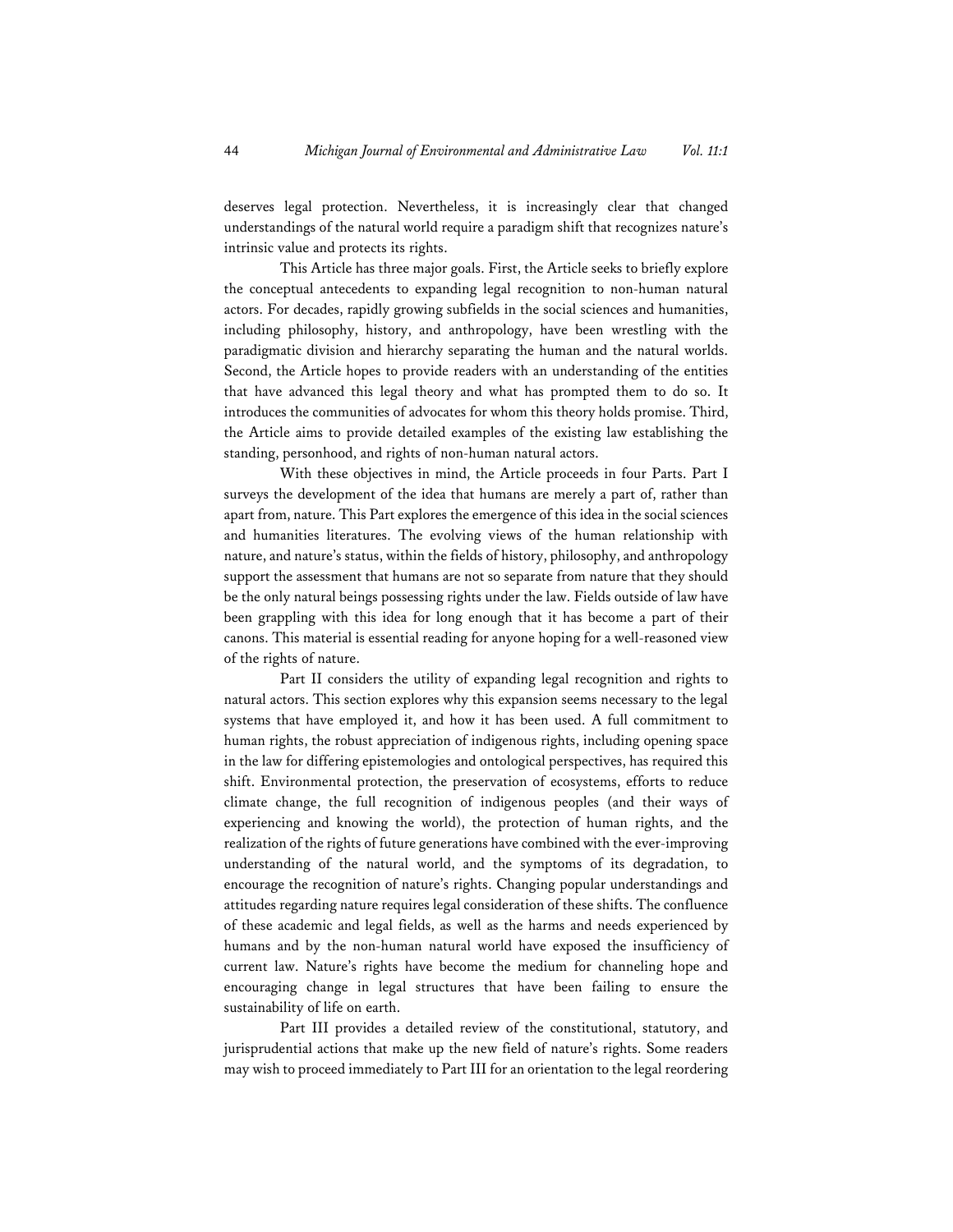deserves legal protection. Nevertheless, it is increasingly clear that changed understandings of the natural world require a paradigm shift that recognizes nature's intrinsic value and protects its rights.

This Article has three major goals. First, the Article seeks to briefly explore the conceptual antecedents to expanding legal recognition to non-human natural actors. For decades, rapidly growing subfields in the social sciences and humanities, including philosophy, history, and anthropology, have been wrestling with the paradigmatic division and hierarchy separating the human and the natural worlds. Second, the Article hopes to provide readers with an understanding of the entities that have advanced this legal theory and what has prompted them to do so. It introduces the communities of advocates for whom this theory holds promise. Third, the Article aims to provide detailed examples of the existing law establishing the standing, personhood, and rights of non-human natural actors.

With these objectives in mind, the Article proceeds in four Parts. Part I surveys the development of the idea that humans are merely a part of, rather than apart from, nature. This Part explores the emergence of this idea in the social sciences and humanities literatures. The evolving views of the human relationship with nature, and nature's status, within the fields of history, philosophy, and anthropology support the assessment that humans are not so separate from nature that they should be the only natural beings possessing rights under the law. Fields outside of law have been grappling with this idea for long enough that it has become a part of their canons. This material is essential reading for anyone hoping for a well-reasoned view of the rights of nature.

Part II considers the utility of expanding legal recognition and rights to natural actors. This section explores why this expansion seems necessary to the legal systems that have employed it, and how it has been used. A full commitment to human rights, the robust appreciation of indigenous rights, including opening space in the law for differing epistemologies and ontological perspectives, has required this shift. Environmental protection, the preservation of ecosystems, efforts to reduce climate change, the full recognition of indigenous peoples (and their ways of experiencing and knowing the world), the protection of human rights, and the realization of the rights of future generations have combined with the ever-improving understanding of the natural world, and the symptoms of its degradation, to encourage the recognition of nature's rights. Changing popular understandings and attitudes regarding nature requires legal consideration of these shifts. The confluence of these academic and legal fields, as well as the harms and needs experienced by humans and by the non-human natural world have exposed the insufficiency of current law. Nature's rights have become the medium for channeling hope and encouraging change in legal structures that have been failing to ensure the sustainability of life on earth.

Part III provides a detailed review of the constitutional, statutory, and jurisprudential actions that make up the new field of nature's rights. Some readers may wish to proceed immediately to Part III for an orientation to the legal reordering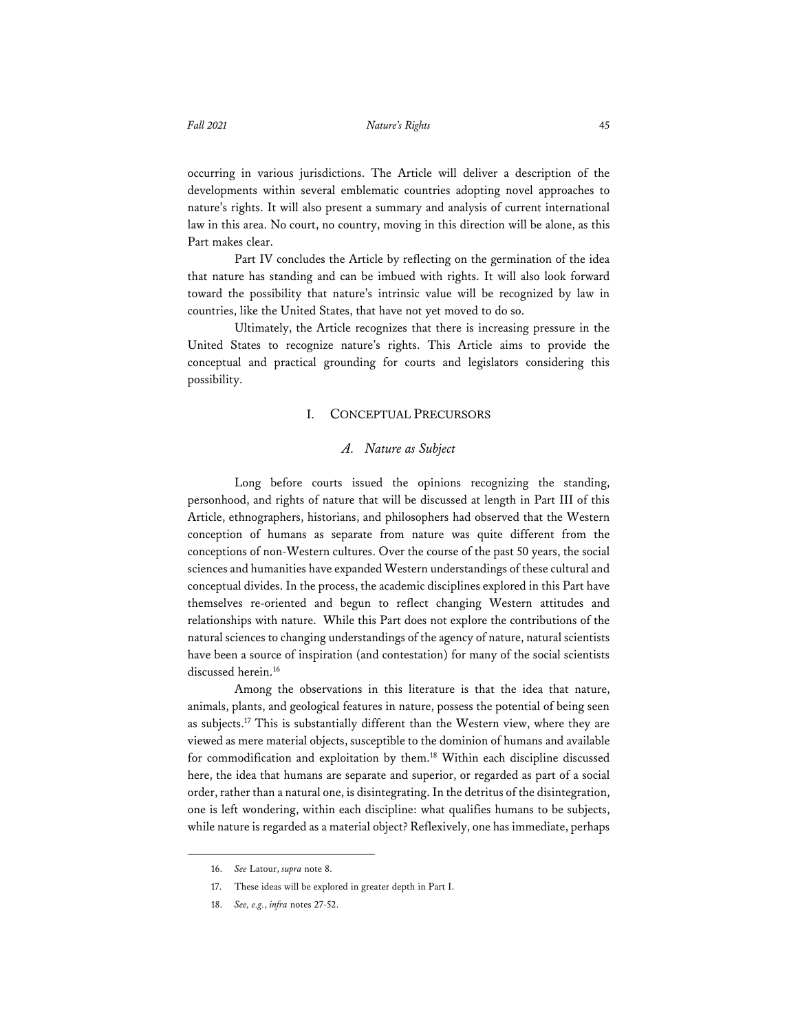occurring in various jurisdictions. The Article will deliver a description of the developments within several emblematic countries adopting novel approaches to nature's rights. It will also present a summary and analysis of current international law in this area. No court, no country, moving in this direction will be alone, as this Part makes clear.

Part IV concludes the Article by reflecting on the germination of the idea that nature has standing and can be imbued with rights. It will also look forward toward the possibility that nature's intrinsic value will be recognized by law in countries, like the United States, that have not yet moved to do so.

Ultimately, the Article recognizes that there is increasing pressure in the United States to recognize nature's rights. This Article aims to provide the conceptual and practical grounding for courts and legislators considering this possibility.

## I. CONCEPTUAL PRECURSORS

### *A. Nature as Subject*

Long before courts issued the opinions recognizing the standing, personhood, and rights of nature that will be discussed at length in Part III of this Article, ethnographers, historians, and philosophers had observed that the Western conception of humans as separate from nature was quite different from the conceptions of non-Western cultures. Over the course of the past 50 years, the social sciences and humanities have expanded Western understandings of these cultural and conceptual divides. In the process, the academic disciplines explored in this Part have themselves re-oriented and begun to reflect changing Western attitudes and relationships with nature. While this Part does not explore the contributions of the natural sciences to changing understandings of the agency of nature, natural scientists have been a source of inspiration (and contestation) for many of the social scientists discussed herein.[16]

Among the observations in this literature is that the idea that nature, animals, plants, and geological features in nature, possess the potential of being seen as subjects.[17] This is substantially different than the Western view, where they are viewed as mere material objects, susceptible to the dominion of humans and available for commodification and exploitation by them.[18] Within each discipline discussed here, the idea that humans are separate and superior, or regarded as part of a social order, rather than a natural one, is disintegrating. In the detritus of the disintegration, one is left wondering, within each discipline: what qualifies humans to be subjects, while nature is regarded as a material object? Reflexively, one has immediate, perhaps

16. *See* Latour, *supra* note 8.

17. These ideas will be explored in greater depth in Part I.

18. *See, e.g.*, *infra* notes 27-52.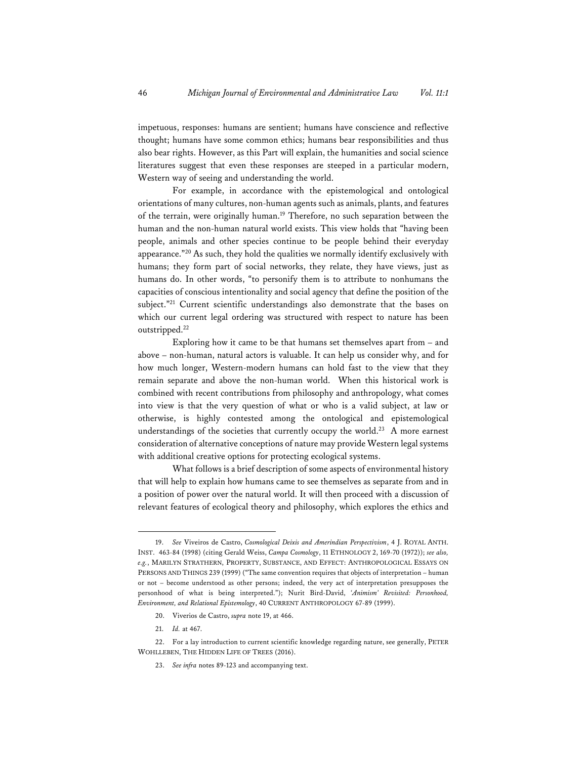impetuous, responses: humans are sentient; humans have conscience and reflective thought; humans have some common ethics; humans bear responsibilities and thus also bear rights. However, as this Part will explain, the humanities and social science literatures suggest that even these responses are steeped in a particular modern, Western way of seeing and understanding the world.

For example, in accordance with the epistemological and ontological orientations of many cultures, non-human agents such as animals, plants, and features of the terrain, were originally human.[19] Therefore, no such separation between the human and the non-human natural world exists. This view holds that "having been people, animals and other species continue to be people behind their everyday appearance."[20] As such, they hold the qualities we normally identify exclusively with humans; they form part of social networks, they relate, they have views, just as humans do. In other words, "to personify them is to attribute to nonhumans the capacities of conscious intentionality and social agency that define the position of the subject."[21] Current scientific understandings also demonstrate that the bases on which our current legal ordering was structured with respect to nature has been outstripped.[22]

Exploring how it came to be that humans set themselves apart from – and above – non-human, natural actors is valuable. It can help us consider why, and for how much longer, Western-modern humans can hold fast to the view that they remain separate and above the non-human world. When this historical work is combined with recent contributions from philosophy and anthropology, what comes into view is that the very question of what or who is a valid subject, at law or otherwise, is highly contested among the ontological and epistemological understandings of the societies that currently occupy the world.[23] A more earnest consideration of alternative conceptions of nature may provide Western legal systems with additional creative options for protecting ecological systems.

What follows is a brief description of some aspects of environmental history that will help to explain how humans came to see themselves as separate from and in a position of power over the natural world. It will then proceed with a discussion of relevant features of ecological theory and philosophy, which explores the ethics and

---

19. *See* Viveiros de Castro, *Cosmological Deixis and Amerindian Perspectivism*, 4 J. ROYAL ANTH. INST. 463-84 (1998) (citing Gerald Weiss, *Campa Cosmology*, 11 ETHNOLOGY 2, 169-70 (1972)); *see also, e.g.*, MARILYN STRATHERN, PROPERTY, SUBSTANCE, AND EFFECT: ANTHROPOLOGICAL ESSAYS ON PERSONS AND THINGS 239 (1999) ("The same convention requires that objects of interpretation – human or not – become understood as other persons; indeed, the very act of interpretation presupposes the personhood of what is being interpreted."); Nurit Bird-David, *'Animism' Revisited: Personhood, Environment, and Relational Epistemology*, 40 CURRENT ANTHROPOLOGY 67-89 (1999).

20. Viverios de Castro, *supra* note 19, at 466.

21. *Id.* at 467.

22. For a lay introduction to current scientific knowledge regarding nature, see generally, PETER WOHLLEBEN, THE HIDDEN LIFE OF TREES (2016).

23. *See infra* notes 89-123 and accompanying text.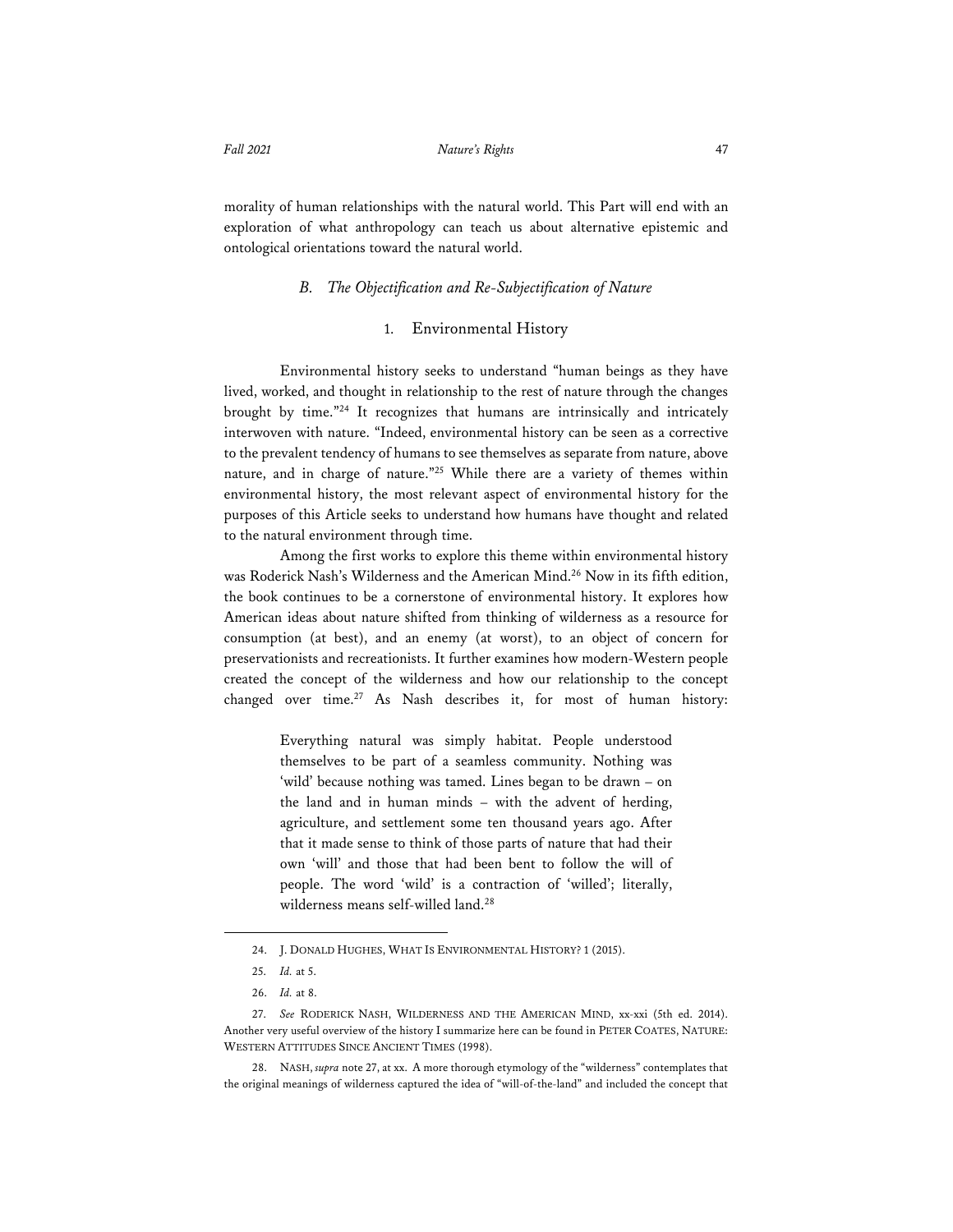morality of human relationships with the natural world. This Part will end with an exploration of what anthropology can teach us about alternative epistemic and ontological orientations toward the natural world.

### *B. The Objectification and Re-Subjectification of Nature*

#### 1. Environmental History

Environmental history seeks to understand "human beings as they have lived, worked, and thought in relationship to the rest of nature through the changes brought by time."[24] It recognizes that humans are intrinsically and intricately interwoven with nature. "Indeed, environmental history can be seen as a corrective to the prevalent tendency of humans to see themselves as separate from nature, above nature, and in charge of nature."[25] While there are a variety of themes within environmental history, the most relevant aspect of environmental history for the purposes of this Article seeks to understand how humans have thought and related to the natural environment through time.

Among the first works to explore this theme within environmental history was Roderick Nash's Wilderness and the American Mind.[26] Now in its fifth edition, the book continues to be a cornerstone of environmental history. It explores how American ideas about nature shifted from thinking of wilderness as a resource for consumption (at best), and an enemy (at worst), to an object of concern for preservationists and recreationists. It further examines how modern-Western people created the concept of the wilderness and how our relationship to the concept changed over time.[27] As Nash describes it, for most of human history:

> Everything natural was simply habitat. People understood themselves to be part of a seamless community. Nothing was 'wild' because nothing was tamed. Lines began to be drawn – on the land and in human minds – with the advent of herding, agriculture, and settlement some ten thousand years ago. After that it made sense to think of those parts of nature that had their own 'will' and those that had been bent to follow the will of people. The word 'wild' is a contraction of 'willed'; literally, wilderness means self-willed land.[28]

---

24. J. DONALD HUGHES, WHAT IS ENVIRONMENTAL HISTORY? 1 (2015).

25. *Id.* at 5.

26. *Id.* at 8.

27. *See* RODERICK NASH, WILDERNESS AND THE AMERICAN MIND, xx-xxi (5th ed. 2014). Another very useful overview of the history I summarize here can be found in PETER COATES, NATURE: WESTERN ATTITUDES SINCE ANCIENT TIMES (1998).

28. NASH, *supra* note 27, at xx. A more thorough etymology of the "wilderness" contemplates that the original meanings of wilderness captured the idea of "will-of-the-land" and included the concept that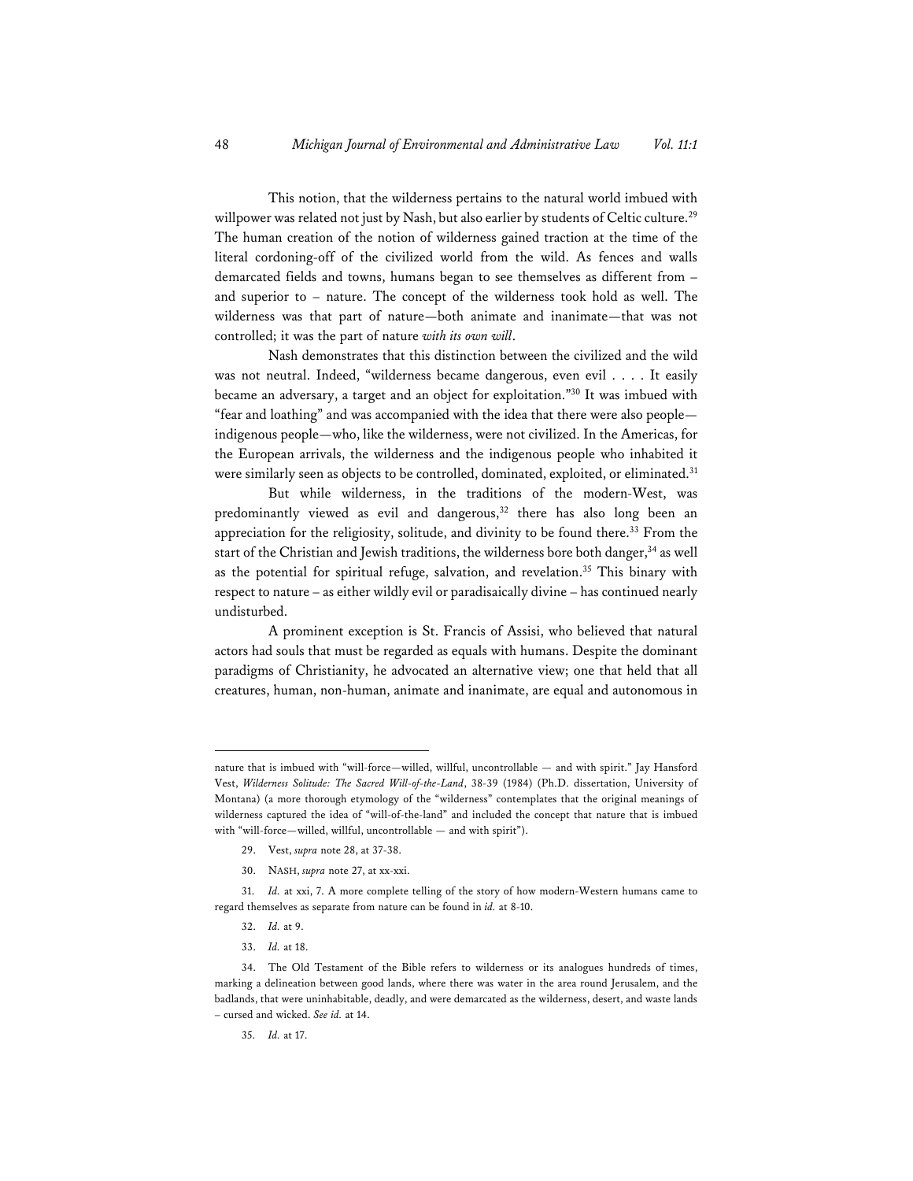This notion, that the wilderness pertains to the natural world imbued with willpower was related not just by Nash, but also earlier by students of Celtic culture.[29] The human creation of the notion of wilderness gained traction at the time of the literal cordoning-off of the civilized world from the wild. As fences and walls demarcated fields and towns, humans began to see themselves as different from – and superior to – nature. The concept of the wilderness took hold as well. The wilderness was that part of nature—both animate and inanimate—that was not controlled; it was the part of nature *with its own will*.

Nash demonstrates that this distinction between the civilized and the wild was not neutral. Indeed, "wilderness became dangerous, even evil . . . . It easily became an adversary, a target and an object for exploitation."[30] It was imbued with "fear and loathing" and was accompanied with the idea that there were also people—indigenous people—who, like the wilderness, were not civilized. In the Americas, for the European arrivals, the wilderness and the indigenous people who inhabited it were similarly seen as objects to be controlled, dominated, exploited, or eliminated.[31]

But while wilderness, in the traditions of the modern-West, was predominantly viewed as evil and dangerous,[32] there has also long been an appreciation for the religiosity, solitude, and divinity to be found there.[33] From the start of the Christian and Jewish traditions, the wilderness bore both danger,[34] as well as the potential for spiritual refuge, salvation, and revelation.[35] This binary with respect to nature – as either wildly evil or paradisaically divine – has continued nearly undisturbed.

A prominent exception is St. Francis of Assisi, who believed that natural actors had souls that must be regarded as equals with humans. Despite the dominant paradigms of Christianity, he advocated an alternative view; one that held that all creatures, human, non-human, animate and inanimate, are equal and autonomous in

---

nature that is imbued with "will-force—willed, willful, uncontrollable — and with spirit." Jay Hansford Vest, *Wilderness Solitude: The Sacred Will-of-the-Land*, 38-39 (1984) (Ph.D. dissertation, University of Montana) (a more thorough etymology of the "wilderness" contemplates that the original meanings of wilderness captured the idea of "will-of-the-land" and included the concept that nature that is imbued with "will-force—willed, willful, uncontrollable — and with spirit").

29. Vest, *supra* note 28, at 37-38.

30. NASH, *supra* note 27, at xx-xxi.

31. *Id.* at xxi, 7. A more complete telling of the story of how modern-Western humans came to regard themselves as separate from nature can be found in *id.* at 8-10.

32. *Id.* at 9.

33. *Id.* at 18.

34. The Old Testament of the Bible refers to wilderness or its analogues hundreds of times, marking a delineation between good lands, where there was water in the area round Jerusalem, and the badlands, that were uninhabitable, deadly, and were demarcated as the wilderness, desert, and waste lands – cursed and wicked. *See id.* at 14.

35. *Id.* at 17.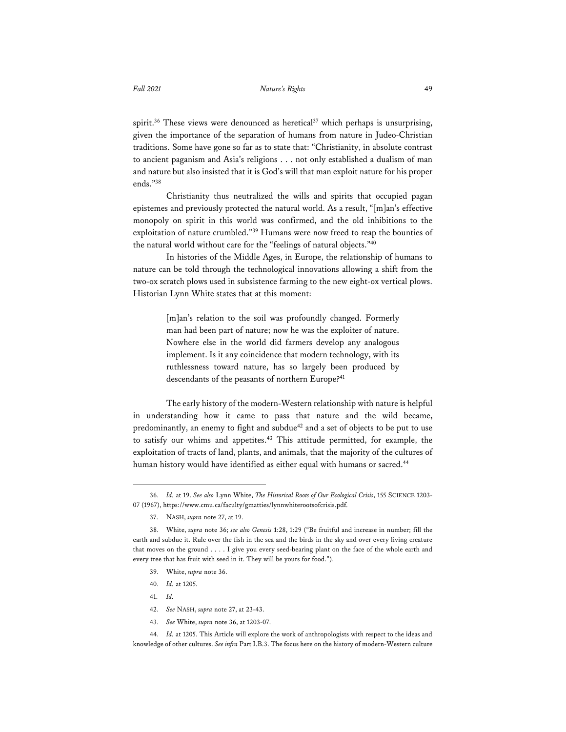spirit.[36] These views were denounced as heretical[37] which perhaps is unsurprising, given the importance of the separation of humans from nature in Judeo-Christian traditions. Some have gone so far as to state that: "Christianity, in absolute contrast to ancient paganism and Asia's religions . . . not only established a dualism of man and nature but also insisted that it is God's will that man exploit nature for his proper ends."[38]

Christianity thus neutralized the wills and spirits that occupied pagan epistemes and previously protected the natural world. As a result, "[m]an's effective monopoly on spirit in this world was confirmed, and the old inhibitions to the exploitation of nature crumbled."[39] Humans were now freed to reap the bounties of the natural world without care for the "feelings of natural objects."[40]

In histories of the Middle Ages, in Europe, the relationship of humans to nature can be told through the technological innovations allowing a shift from the two-ox scratch plows used in subsistence farming to the new eight-ox vertical plows. Historian Lynn White states that at this moment:

> [m]an's relation to the soil was profoundly changed. Formerly man had been part of nature; now he was the exploiter of nature. Nowhere else in the world did farmers develop any analogous implement. Is it any coincidence that modern technology, with its ruthlessness toward nature, has so largely been produced by descendants of the peasants of northern Europe?[41]

The early history of the modern-Western relationship with nature is helpful in understanding how it came to pass that nature and the wild became, predominantly, an enemy to fight and subdue[42] and a set of objects to be put to use to satisfy our whims and appetites.[43] This attitude permitted, for example, the exploitation of tracts of land, plants, and animals, that the majority of the cultures of human history would have identified as either equal with humans or sacred.[44]

---

36. *Id.* at 19. *See also* Lynn White, *The Historical Roots of Our Ecological Crisis*, 155 SCIENCE 1203-07 (1967), https://www.cmu.ca/faculty/gmatties/lynnwhiterootsofcrisis.pdf.

37. NASH, *supra* note 27, at 19.

38. White, *supra* note 36; *see also Genesis* 1:28, 1:29 ("Be fruitful and increase in number; fill the earth and subdue it. Rule over the fish in the sea and the birds in the sky and over every living creature that moves on the ground . . . . I give you every seed-bearing plant on the face of the whole earth and every tree that has fruit with seed in it. They will be yours for food.").

39. White, *supra* note 36.

40. *Id.* at 1205.

41. *Id.*

42. *See* NASH, *supra* note 27, at 23-43.

43. *See* White, *supra* note 36, at 1203-07.

44. *Id.* at 1205. This Article will explore the work of anthropologists with respect to the ideas and knowledge of other cultures. *See infra* Part I.B.3. The focus here on the history of modern-Western culture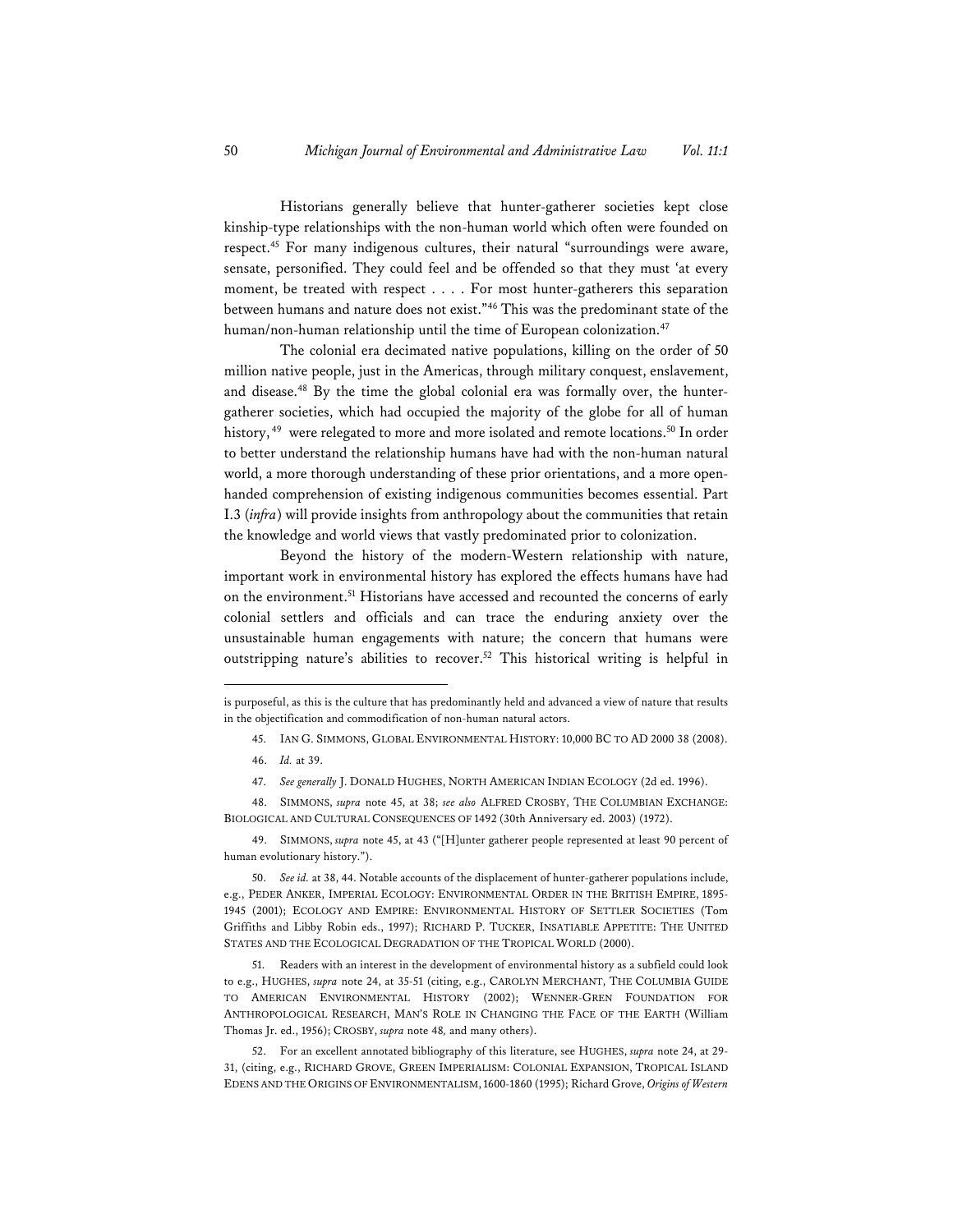Historians generally believe that hunter-gatherer societies kept close kinship-type relationships with the non-human world which often were founded on respect.[45] For many indigenous cultures, their natural "surroundings were aware, sensate, personified. They could feel and be offended so that they must 'at every moment, be treated with respect . . . . For most hunter-gatherers this separation between humans and nature does not exist."[46] This was the predominant state of the human/non-human relationship until the time of European colonization.[47]

The colonial era decimated native populations, killing on the order of 50 million native people, just in the Americas, through military conquest, enslavement, and disease.[48] By the time the global colonial era was formally over, the hunter-gatherer societies, which had occupied the majority of the globe for all of human history,[49] were relegated to more and more isolated and remote locations.[50] In order to better understand the relationship humans have had with the non-human natural world, a more thorough understanding of these prior orientations, and a more open-handed comprehension of existing indigenous communities becomes essential. Part I.3 (*infra*) will provide insights from anthropology about the communities that retain the knowledge and world views that vastly predominated prior to colonization.

Beyond the history of the modern-Western relationship with nature, important work in environmental history has explored the effects humans have had on the environment.[51] Historians have accessed and recounted the concerns of early colonial settlers and officials and can trace the enduring anxiety over the unsustainable human engagements with nature; the concern that humans were outstripping nature's abilities to recover.[52] This historical writing is helpful in

---

is purposeful, as this is the culture that has predominantly held and advanced a view of nature that results in the objectification and commodification of non-human natural actors.

45. IAN G. SIMMONS, GLOBAL ENVIRONMENTAL HISTORY: 10,000 BC TO AD 2000 38 (2008).

46. *Id.* at 39.

47. *See generally* J. DONALD HUGHES, NORTH AMERICAN INDIAN ECOLOGY (2d ed. 1996).

48. SIMMONS, *supra* note 45, at 38; *see also* ALFRED CROSBY, THE COLUMBIAN EXCHANGE: BIOLOGICAL AND CULTURAL CONSEQUENCES OF 1492 (30th Anniversary ed. 2003) (1972).

49. SIMMONS, *supra* note 45, at 43 ("[H]unter gatherer people represented at least 90 percent of human evolutionary history.").

50. *See id.* at 38, 44. Notable accounts of the displacement of hunter-gatherer populations include, e.g., PEDER ANKER, IMPERIAL ECOLOGY: ENVIRONMENTAL ORDER IN THE BRITISH EMPIRE, 1895-1945 (2001); ECOLOGY AND EMPIRE: ENVIRONMENTAL HISTORY OF SETTLER SOCIETIES (Tom Griffiths and Libby Robin eds., 1997); RICHARD P. TUCKER, INSATIABLE APPETITE: THE UNITED STATES AND THE ECOLOGICAL DEGRADATION OF THE TROPICAL WORLD (2000).

51. Readers with an interest in the development of environmental history as a subfield could look to e.g., HUGHES, *supra* note 24, at 35-51 (citing, e.g., CAROLYN MERCHANT, THE COLUMBIA GUIDE TO AMERICAN ENVIRONMENTAL HISTORY (2002); WENNER-GREN FOUNDATION FOR ANTHROPOLOGICAL RESEARCH, MAN'S ROLE IN CHANGING THE FACE OF THE EARTH (William Thomas Jr. ed., 1956); CROSBY, *supra* note 48*,* and many others).

52. For an excellent annotated bibliography of this literature, see HUGHES, *supra* note 24, at 29-31, (citing, e.g., RICHARD GROVE, GREEN IMPERIALISM: COLONIAL EXPANSION, TROPICAL ISLAND EDENS AND THE ORIGINS OF ENVIRONMENTALISM, 1600-1860 (1995); Richard Grove, *Origins of Western*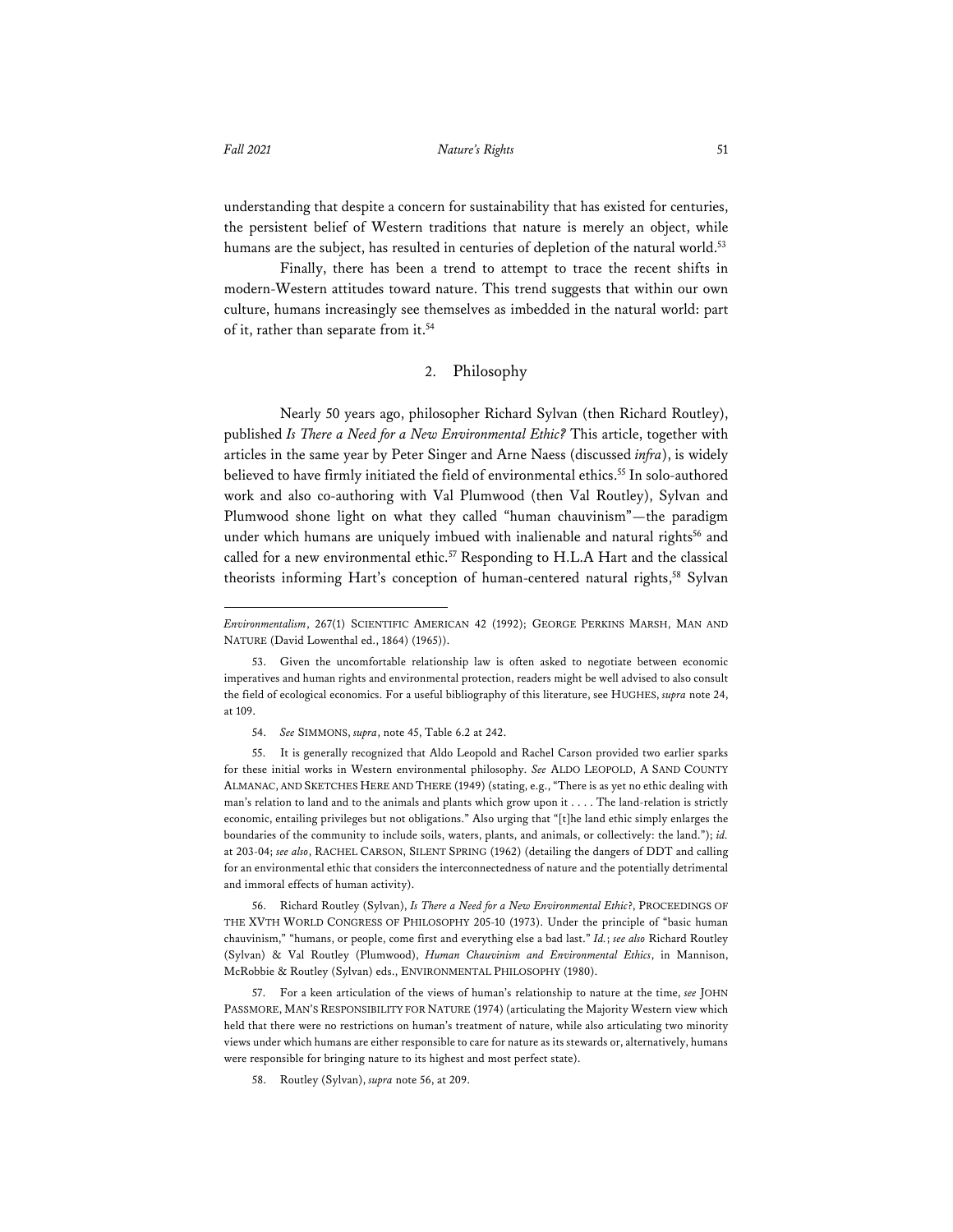understanding that despite a concern for sustainability that has existed for centuries, the persistent belief of Western traditions that nature is merely an object, while humans are the subject, has resulted in centuries of depletion of the natural world.[53]

Finally, there has been a trend to attempt to trace the recent shifts in modern-Western attitudes toward nature. This trend suggests that within our own culture, humans increasingly see themselves as imbedded in the natural world: part of it, rather than separate from it.[54]

### 2. Philosophy

Nearly 50 years ago, philosopher Richard Sylvan (then Richard Routley), published *Is There a Need for a New Environmental Ethic?* This article, together with articles in the same year by Peter Singer and Arne Naess (discussed *infra*), is widely believed to have firmly initiated the field of environmental ethics.[55] In solo-authored work and also co-authoring with Val Plumwood (then Val Routley), Sylvan and Plumwood shone light on what they called "human chauvinism"—the paradigm under which humans are uniquely imbued with inalienable and natural rights[56] and called for a new environmental ethic.[57] Responding to H.L.A Hart and the classical theorists informing Hart's conception of human-centered natural rights,[58] Sylvan

---

*Environmentalism*, 267(1) SCIENTIFIC AMERICAN 42 (1992); GEORGE PERKINS MARSH, MAN AND NATURE (David Lowenthal ed., 1864) (1965)).

53. Given the uncomfortable relationship law is often asked to negotiate between economic imperatives and human rights and environmental protection, readers might be well advised to also consult the field of ecological economics. For a useful bibliography of this literature, see HUGHES, *supra* note 24, at 109.

54. *See* SIMMONS, *supra*, note 45, Table 6.2 at 242.

55. It is generally recognized that Aldo Leopold and Rachel Carson provided two earlier sparks for these initial works in Western environmental philosophy. *See* ALDO LEOPOLD, A SAND COUNTY ALMANAC, AND SKETCHES HERE AND THERE (1949) (stating, e.g., "There is as yet no ethic dealing with man's relation to land and to the animals and plants which grow upon it . . . . The land-relation is strictly economic, entailing privileges but not obligations." Also urging that "[t]he land ethic simply enlarges the boundaries of the community to include soils, waters, plants, and animals, or collectively: the land."); *id.* at 203-04; *see also*, RACHEL CARSON, SILENT SPRING (1962) (detailing the dangers of DDT and calling for an environmental ethic that considers the interconnectedness of nature and the potentially detrimental and immoral effects of human activity).

56. Richard Routley (Sylvan), *Is There a Need for a New Environmental Ethic?*, PROCEEDINGS OF THE XVTH WORLD CONGRESS OF PHILOSOPHY 205-10 (1973). Under the principle of "basic human chauvinism," "humans, or people, come first and everything else a bad last." *Id.*; *see also* Richard Routley (Sylvan) & Val Routley (Plumwood), *Human Chauvinism and Environmental Ethics*, in Mannison, McRobbie & Routley (Sylvan) eds., ENVIRONMENTAL PHILOSOPHY (1980).

57. For a keen articulation of the views of human's relationship to nature at the time, *see* JOHN PASSMORE, MAN'S RESPONSIBILITY FOR NATURE (1974) (articulating the Majority Western view which held that there were no restrictions on human's treatment of nature, while also articulating two minority views under which humans are either responsible to care for nature as its stewards or, alternatively, humans were responsible for bringing nature to its highest and most perfect state).

58. Routley (Sylvan), *supra* note 56, at 209.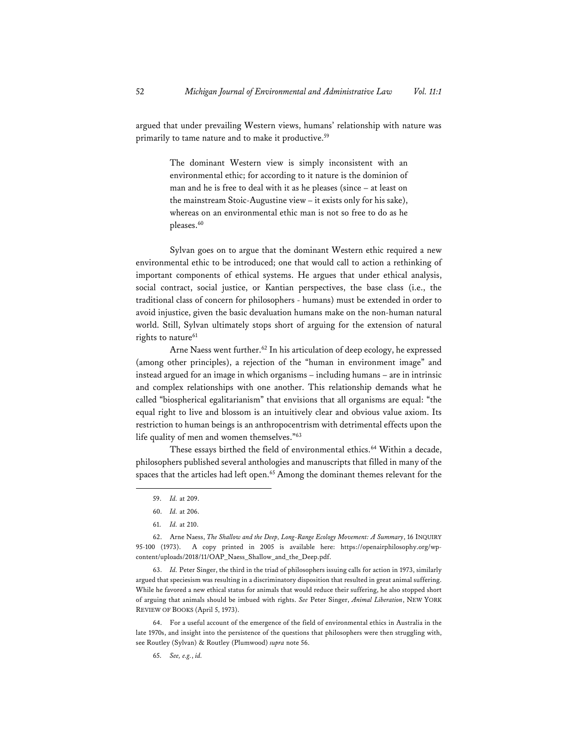argued that under prevailing Western views, humans' relationship with nature was primarily to tame nature and to make it productive.[59]

> The dominant Western view is simply inconsistent with an environmental ethic; for according to it nature is the dominion of man and he is free to deal with it as he pleases (since – at least on the mainstream Stoic-Augustine view – it exists only for his sake), whereas on an environmental ethic man is not so free to do as he pleases.[60]

Sylvan goes on to argue that the dominant Western ethic required a new environmental ethic to be introduced; one that would call to action a rethinking of important components of ethical systems. He argues that under ethical analysis, social contract, social justice, or Kantian perspectives, the base class (i.e., the traditional class of concern for philosophers - humans) must be extended in order to avoid injustice, given the basic devaluation humans make on the non-human natural world. Still, Sylvan ultimately stops short of arguing for the extension of natural rights to nature[61]

Arne Naess went further.[62] In his articulation of deep ecology, he expressed (among other principles), a rejection of the "human in environment image" and instead argued for an image in which organisms – including humans – are in intrinsic and complex relationships with one another. This relationship demands what he called "biospherical egalitarianism" that envisions that all organisms are equal: "the equal right to live and blossom is an intuitively clear and obvious value axiom. Its restriction to human beings is an anthropocentrism with detrimental effects upon the life quality of men and women themselves."[63]

These essays birthed the field of environmental ethics.[64] Within a decade, philosophers published several anthologies and manuscripts that filled in many of the spaces that the articles had left open.[65] Among the dominant themes relevant for the

---

59. *Id.* at 209.

60. *Id.* at 206.

61. *Id.* at 210.

62. Arne Naess, *The Shallow and the Deep, Long-Range Ecology Movement: A Summary*, 16 INQUIRY 95-100 (1973). A copy printed in 2005 is available here: https://openairphilosophy.org/wp-content/uploads/2018/11/OAP_Naess_Shallow_and_the_Deep.pdf.

63. *Id.* Peter Singer, the third in the triad of philosophers issuing calls for action in 1973, similarly argued that speciesism was resulting in a discriminatory disposition that resulted in great animal suffering. While he favored a new ethical status for animals that would reduce their suffering, he also stopped short of arguing that animals should be imbued with rights. *See* Peter Singer, *Animal Liberation*, NEW YORK REVIEW OF BOOKS (April 5, 1973).

64. For a useful account of the emergence of the field of environmental ethics in Australia in the late 1970s, and insight into the persistence of the questions that philosophers were then struggling with, see Routley (Sylvan) & Routley (Plumwood) *supra* note 56.

65. *See, e.g.*, *id.*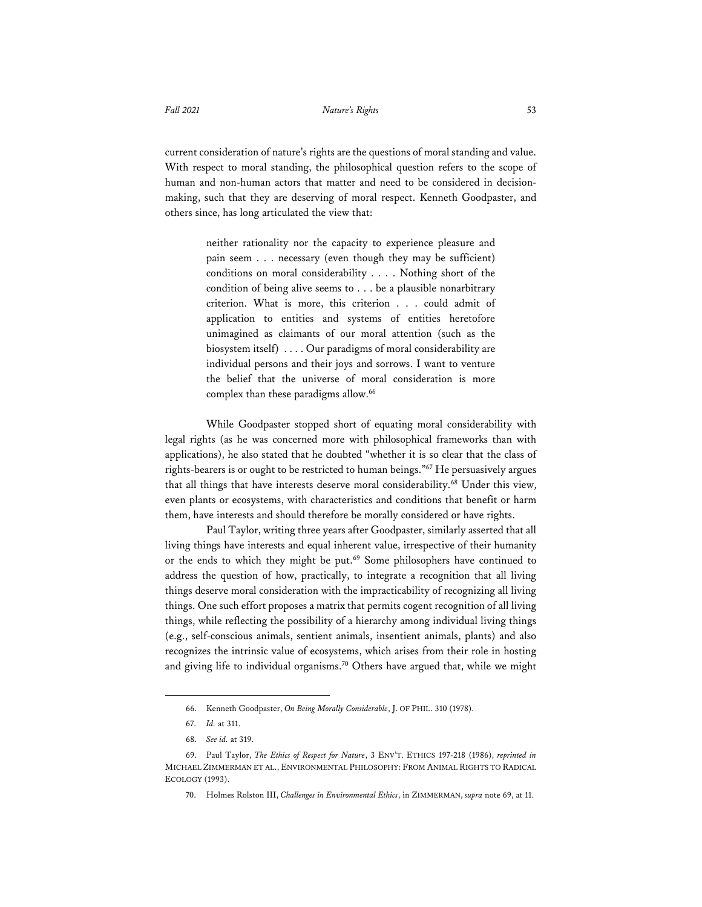current consideration of nature's rights are the questions of moral standing and value. With respect to moral standing, the philosophical question refers to the scope of human and non-human actors that matter and need to be considered in decision-making, such that they are deserving of moral respect. Kenneth Goodpaster, and others since, has long articulated the view that:

> neither rationality nor the capacity to experience pleasure and pain seem . . . necessary (even though they may be sufficient) conditions on moral considerability . . . . Nothing short of the condition of being alive seems to . . . be a plausible nonarbitrary criterion. What is more, this criterion . . . could admit of application to entities and systems of entities heretofore unimagined as claimants of our moral attention (such as the biosystem itself) . . . . Our paradigms of moral considerability are individual persons and their joys and sorrows. I want to venture the belief that the universe of moral consideration is more complex than these paradigms allow.[66]

While Goodpaster stopped short of equating moral considerability with legal rights (as he was concerned more with philosophical frameworks than with applications), he also stated that he doubted "whether it is so clear that the class of rights-bearers is or ought to be restricted to human beings."[67] He persuasively argues that all things that have interests deserve moral considerability.[68] Under this view, even plants or ecosystems, with characteristics and conditions that benefit or harm them, have interests and should therefore be morally considered or have rights.

Paul Taylor, writing three years after Goodpaster, similarly asserted that all living things have interests and equal inherent value, irrespective of their humanity or the ends to which they might be put.[69] Some philosophers have continued to address the question of how, practically, to integrate a recognition that all living things deserve moral consideration with the impracticability of recognizing all living things. One such effort proposes a matrix that permits cogent recognition of all living things, while reflecting the possibility of a hierarchy among individual living things (e.g., self-conscious animals, sentient animals, insentient animals, plants) and also recognizes the intrinsic value of ecosystems, which arises from their role in hosting and giving life to individual organisms.[70] Others have argued that, while we might

---

66. Kenneth Goodpaster, *On Being Morally Considerable*, J. OF PHIL. 310 (1978).

67. *Id.* at 311.

68. *See id.* at 319.

69. Paul Taylor, *The Ethics of Respect for Nature*, 3 ENV'T. ETHICS 197-218 (1986), *reprinted in* MICHAEL ZIMMERMAN ET AL., ENVIRONMENTAL PHILOSOPHY: FROM ANIMAL RIGHTS TO RADICAL ECOLOGY (1993).

70. Holmes Rolston III, *Challenges in Environmental Ethics*, in ZIMMERMAN, *supra* note 69, at 11.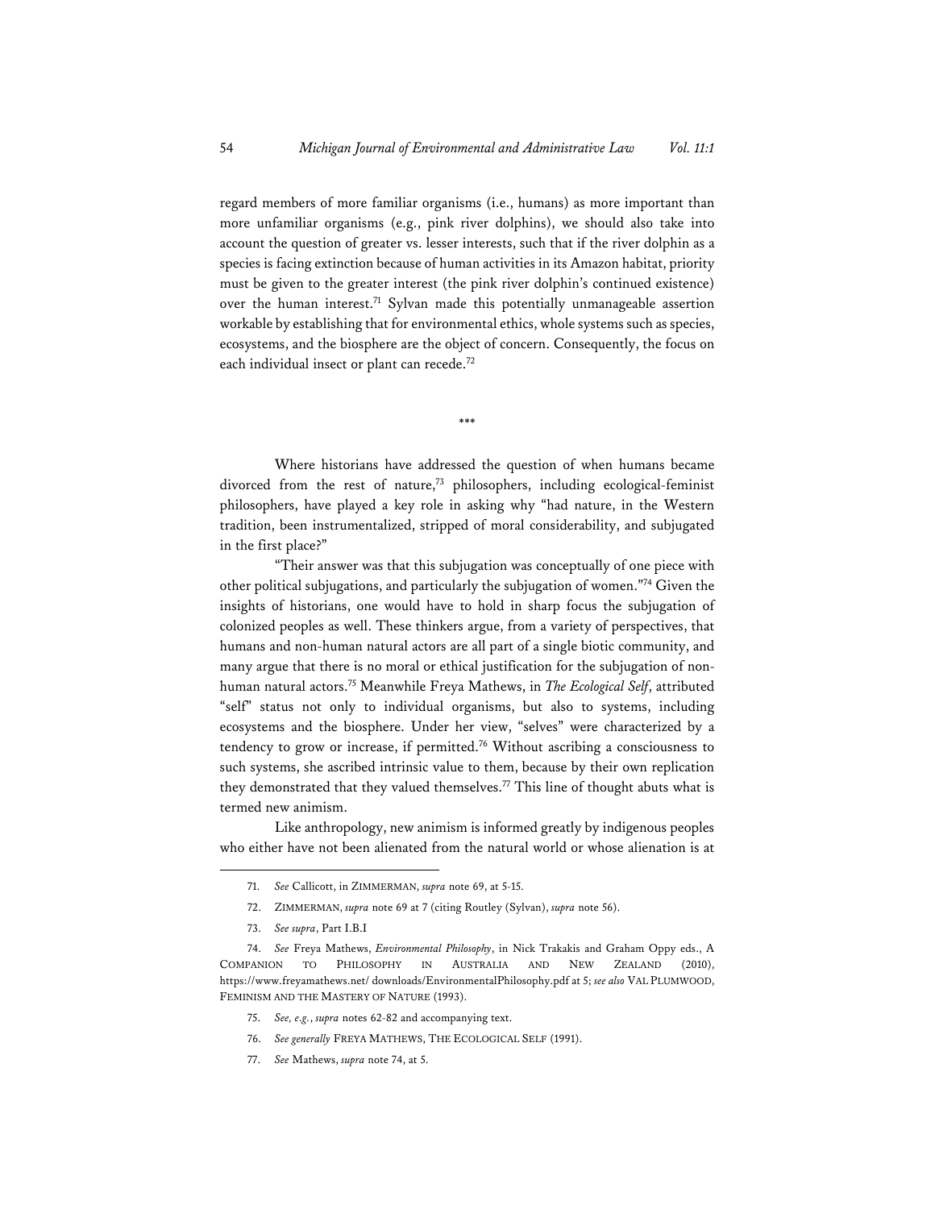regard members of more familiar organisms (i.e., humans) as more important than more unfamiliar organisms (e.g., pink river dolphins), we should also take into account the question of greater vs. lesser interests, such that if the river dolphin as a species is facing extinction because of human activities in its Amazon habitat, priority must be given to the greater interest (the pink river dolphin's continued existence) over the human interest.[71] Sylvan made this potentially unmanageable assertion workable by establishing that for environmental ethics, whole systems such as species, ecosystems, and the biosphere are the object of concern. Consequently, the focus on each individual insect or plant can recede.[72]

\*\*\*

Where historians have addressed the question of when humans became divorced from the rest of nature,[73] philosophers, including ecological-feminist philosophers, have played a key role in asking why "had nature, in the Western tradition, been instrumentalized, stripped of moral considerability, and subjugated in the first place?"

"Their answer was that this subjugation was conceptually of one piece with other political subjugations, and particularly the subjugation of women."[74] Given the insights of historians, one would have to hold in sharp focus the subjugation of colonized peoples as well. These thinkers argue, from a variety of perspectives, that humans and non-human natural actors are all part of a single biotic community, and many argue that there is no moral or ethical justification for the subjugation of non-human natural actors.[75] Meanwhile Freya Mathews, in *The Ecological Self*, attributed "self" status not only to individual organisms, but also to systems, including ecosystems and the biosphere. Under her view, "selves" were characterized by a tendency to grow or increase, if permitted.[76] Without ascribing a consciousness to such systems, she ascribed intrinsic value to them, because by their own replication they demonstrated that they valued themselves.[77] This line of thought abuts what is termed new animism.

Like anthropology, new animism is informed greatly by indigenous peoples who either have not been alienated from the natural world or whose alienation is at

---

71. *See* Callicott, in ZIMMERMAN, *supra* note 69, at 5-15.

72. ZIMMERMAN, *supra* note 69 at 7 (citing Routley (Sylvan), *supra* note 56).

73. *See supra*, Part I.B.I

74. *See* Freya Mathews, *Environmental Philosophy*, in Nick Trakakis and Graham Oppy eds., A COMPANION TO PHILOSOPHY IN AUSTRALIA AND NEW ZEALAND (2010), https://www.freyamathews.net/ downloads/EnvironmentalPhilosophy.pdf at 5; *see also* VAL PLUMWOOD, FEMINISM AND THE MASTERY OF NATURE (1993).

75. *See, e.g.*, *supra* notes 62-82 and accompanying text.

76. *See generally* FREYA MATHEWS, THE ECOLOGICAL SELF (1991).

77. *See* Mathews, *supra* note 74, at 5.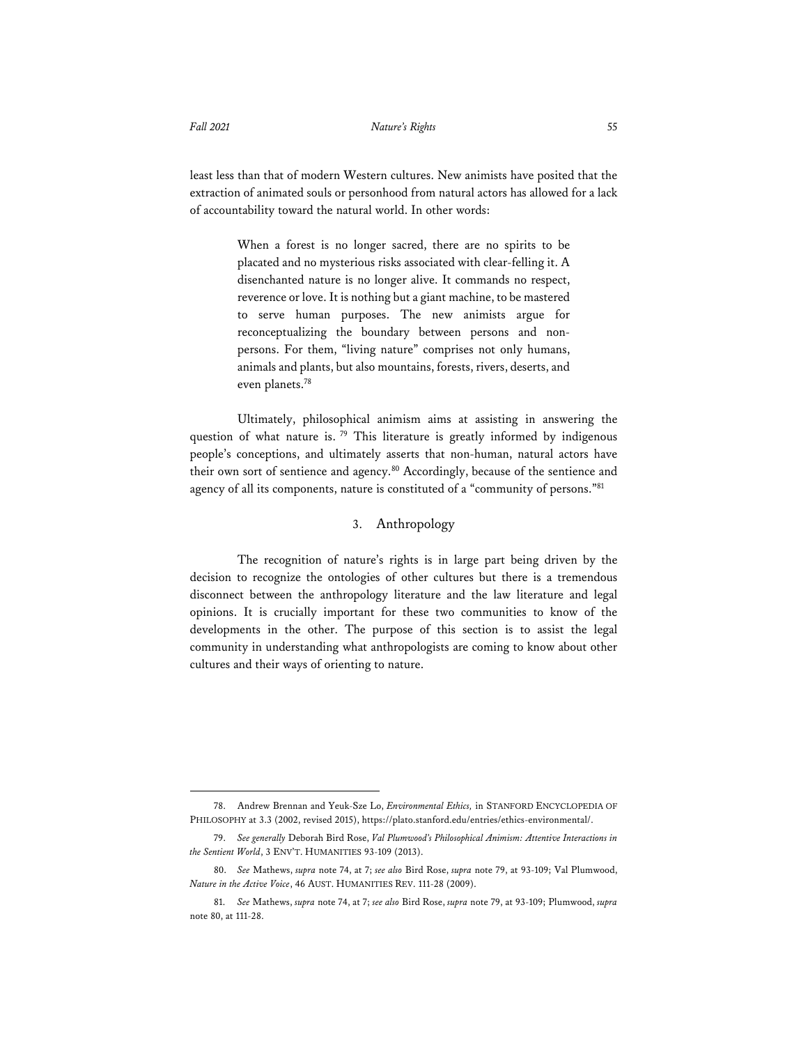least less than that of modern Western cultures. New animists have posited that the extraction of animated souls or personhood from natural actors has allowed for a lack of accountability toward the natural world. In other words:

> When a forest is no longer sacred, there are no spirits to be placated and no mysterious risks associated with clear-felling it. A disenchanted nature is no longer alive. It commands no respect, reverence or love. It is nothing but a giant machine, to be mastered to serve human purposes. The new animists argue for reconceptualizing the boundary between persons and non-persons. For them, "living nature" comprises not only humans, animals and plants, but also mountains, forests, rivers, deserts, and even planets.[78]

Ultimately, philosophical animism aims at assisting in answering the question of what nature is.[79] This literature is greatly informed by indigenous people's conceptions, and ultimately asserts that non-human, natural actors have their own sort of sentience and agency.[80] Accordingly, because of the sentience and agency of all its components, nature is constituted of a "community of persons."[81]

### 3. Anthropology

The recognition of nature's rights is in large part being driven by the decision to recognize the ontologies of other cultures but there is a tremendous disconnect between the anthropology literature and the law literature and legal opinions. It is crucially important for these two communities to know of the developments in the other. The purpose of this section is to assist the legal community in understanding what anthropologists are coming to know about other cultures and their ways of orienting to nature.

---

78. Andrew Brennan and Yeuk-Sze Lo, *Environmental Ethics,* in STANFORD ENCYCLOPEDIA OF PHILOSOPHY at 3.3 (2002, revised 2015), https://plato.stanford.edu/entries/ethics-environmental/.

79. *See generally* Deborah Bird Rose, *Val Plumwood's Philosophical Animism: Attentive Interactions in the Sentient World*, 3 ENV'T. HUMANITIES 93-109 (2013).

80. *See* Mathews, *supra* note 74, at 7; *see also* Bird Rose, *supra* note 79, at 93-109; Val Plumwood, *Nature in the Active Voice*, 46 AUST. HUMANITIES REV. 111-28 (2009).

81. *See* Mathews, *supra* note 74, at 7; *see also* Bird Rose, *supra* note 79, at 93-109; Plumwood, *supra* note 80, at 111-28.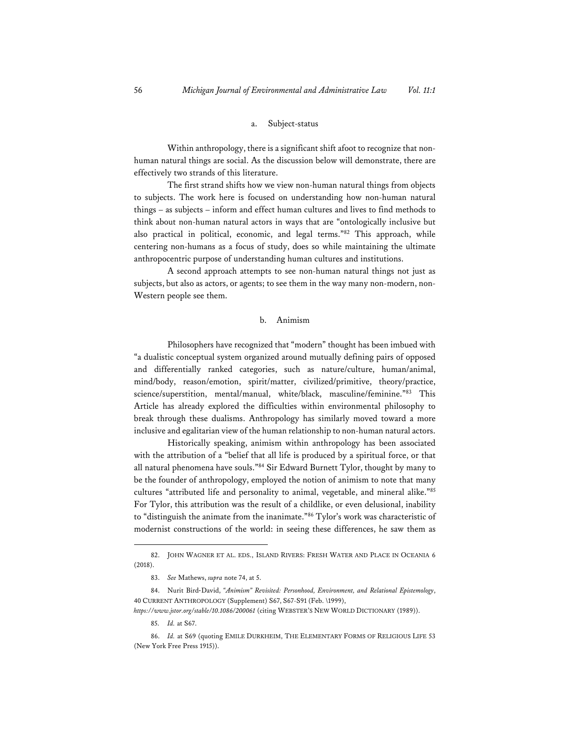#### a. Subject-status

Within anthropology, there is a significant shift afoot to recognize that non-human natural things are social. As the discussion below will demonstrate, there are effectively two strands of this literature.

The first strand shifts how we view non-human natural things from objects to subjects. The work here is focused on understanding how non-human natural things – as subjects – inform and effect human cultures and lives to find methods to think about non-human natural actors in ways that are "ontologically inclusive but also practical in political, economic, and legal terms."[82] This approach, while centering non-humans as a focus of study, does so while maintaining the ultimate anthropocentric purpose of understanding human cultures and institutions.

A second approach attempts to see non-human natural things not just as subjects, but also as actors, or agents; to see them in the way many non-modern, non-Western people see them.

#### b. Animism

Philosophers have recognized that "modern" thought has been imbued with "a dualistic conceptual system organized around mutually defining pairs of opposed and differentially ranked categories, such as nature/culture, human/animal, mind/body, reason/emotion, spirit/matter, civilized/primitive, theory/practice, science/superstition, mental/manual, white/black, masculine/feminine."[83] This Article has already explored the difficulties within environmental philosophy to break through these dualisms. Anthropology has similarly moved toward a more inclusive and egalitarian view of the human relationship to non-human natural actors.

Historically speaking, animism within anthropology has been associated with the attribution of a "belief that all life is produced by a spiritual force, or that all natural phenomena have souls."[84] Sir Edward Burnett Tylor, thought by many to be the founder of anthropology, employed the notion of animism to note that many cultures "attributed life and personality to animal, vegetable, and mineral alike."[85] For Tylor, this attribution was the result of a childlike, or even delusional, inability to "distinguish the animate from the inanimate."[86] Tylor's work was characteristic of modernist constructions of the world: in seeing these differences, he saw them as

---

82. JOHN WAGNER ET AL. EDS., ISLAND RIVERS: FRESH WATER AND PLACE IN OCEANIA 6 (2018).

83. *See* Mathews, *supra* note 74, at 5.

84. Nurit Bird-David, *"Animism" Revisited: Personhood, Environment, and Relational Epistemology*, 40 CURRENT ANTHROPOLOGY (Supplement) S67, S67-S91 (Feb. \1999), *https://www.jstor.org/stable/10.1086/200061* (citing WEBSTER'S NEW WORLD DICTIONARY (1989)).

85. *Id.* at S67.

86. *Id.* at S69 (quoting EMILE DURKHEIM, THE ELEMENTARY FORMS OF RELIGIOUS LIFE 53 (New York Free Press 1915)).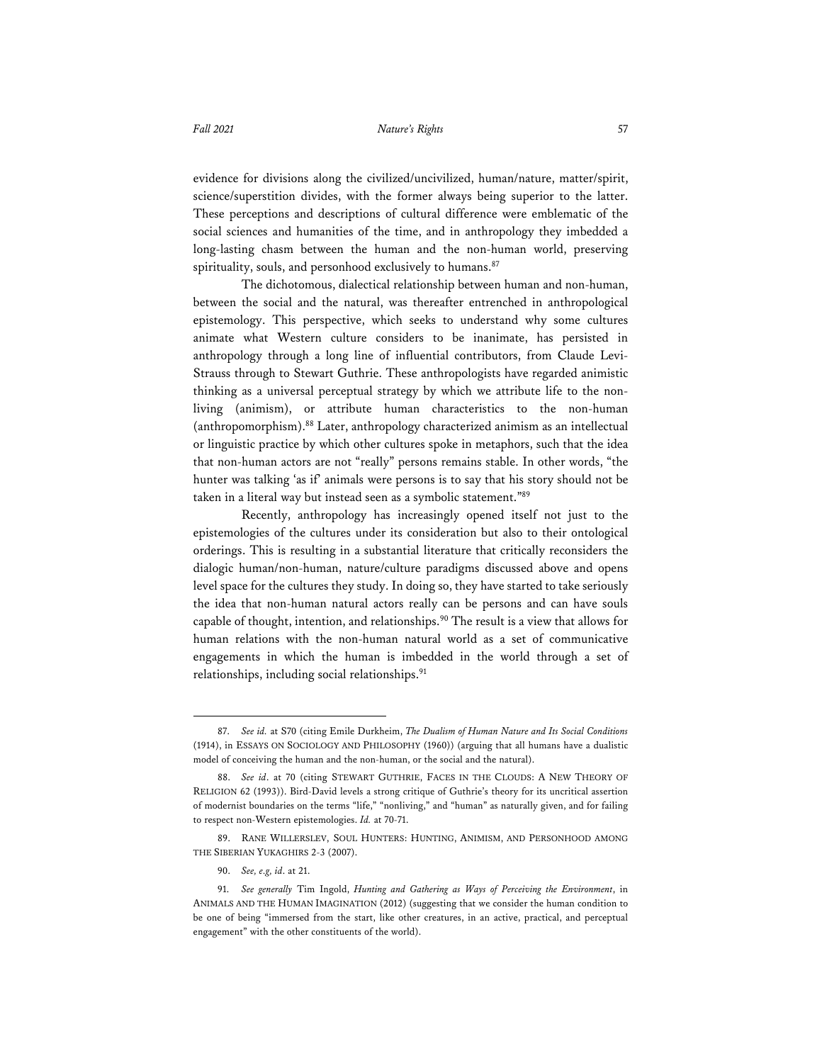evidence for divisions along the civilized/uncivilized, human/nature, matter/spirit, science/superstition divides, with the former always being superior to the latter. These perceptions and descriptions of cultural difference were emblematic of the social sciences and humanities of the time, and in anthropology they imbedded a long-lasting chasm between the human and the non-human world, preserving spirituality, souls, and personhood exclusively to humans.[87]

The dichotomous, dialectical relationship between human and non-human, between the social and the natural, was thereafter entrenched in anthropological epistemology. This perspective, which seeks to understand why some cultures animate what Western culture considers to be inanimate, has persisted in anthropology through a long line of influential contributors, from Claude Levi-Strauss through to Stewart Guthrie. These anthropologists have regarded animistic thinking as a universal perceptual strategy by which we attribute life to the non-living (animism), or attribute human characteristics to the non-human (anthropomorphism).[88] Later, anthropology characterized animism as an intellectual or linguistic practice by which other cultures spoke in metaphors, such that the idea that non-human actors are not "really" persons remains stable. In other words, "the hunter was talking 'as if' animals were persons is to say that his story should not be taken in a literal way but instead seen as a symbolic statement."[89]

Recently, anthropology has increasingly opened itself not just to the epistemologies of the cultures under its consideration but also to their ontological orderings. This is resulting in a substantial literature that critically reconsiders the dialogic human/non-human, nature/culture paradigms discussed above and opens level space for the cultures they study. In doing so, they have started to take seriously the idea that non-human natural actors really can be persons and can have souls capable of thought, intention, and relationships.[90] The result is a view that allows for human relations with the non-human natural world as a set of communicative engagements in which the human is imbedded in the world through a set of relationships, including social relationships.[91]

---

87. *See id.* at S70 (citing Emile Durkheim, *The Dualism of Human Nature and Its Social Conditions* (1914), in ESSAYS ON SOCIOLOGY AND PHILOSOPHY (1960)) (arguing that all humans have a dualistic model of conceiving the human and the non-human, or the social and the natural).

88. *See id*. at 70 (citing STEWART GUTHRIE, FACES IN THE CLOUDS: A NEW THEORY OF RELIGION 62 (1993)). Bird-David levels a strong critique of Guthrie's theory for its uncritical assertion of modernist boundaries on the terms "life," "nonliving," and "human" as naturally given, and for failing to respect non-Western epistemologies. *Id.* at 70-71.

89. RANE WILLERSLEV, SOUL HUNTERS: HUNTING, ANIMISM, AND PERSONHOOD AMONG THE SIBERIAN YUKAGHIRS 2-3 (2007).

90. *See, e.g, id*. at 21.

91. *See generally* Tim Ingold, *Hunting and Gathering as Ways of Perceiving the Environment*, in ANIMALS AND THE HUMAN IMAGINATION (2012) (suggesting that we consider the human condition to be one of being "immersed from the start, like other creatures, in an active, practical, and perceptual engagement" with the other constituents of the world).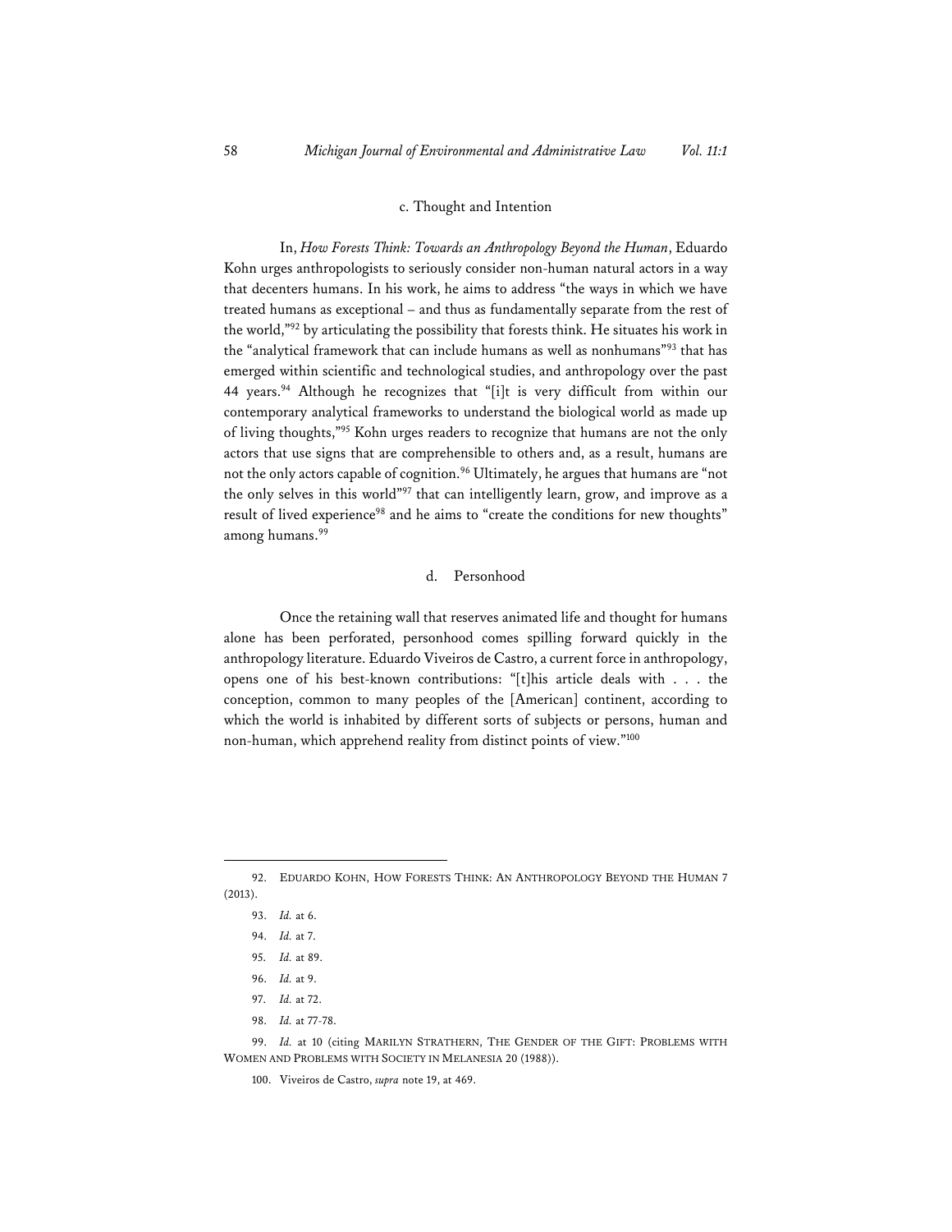#### c. Thought and Intention

In, *How Forests Think: Towards an Anthropology Beyond the Human*, Eduardo Kohn urges anthropologists to seriously consider non-human natural actors in a way that decenters humans. In his work, he aims to address "the ways in which we have treated humans as exceptional – and thus as fundamentally separate from the rest of the world,"[92] by articulating the possibility that forests think. He situates his work in the "analytical framework that can include humans as well as nonhumans"[93] that has emerged within scientific and technological studies, and anthropology over the past 44 years.[94] Although he recognizes that "[i]t is very difficult from within our contemporary analytical frameworks to understand the biological world as made up of living thoughts,"[95] Kohn urges readers to recognize that humans are not the only actors that use signs that are comprehensible to others and, as a result, humans are not the only actors capable of cognition.[96] Ultimately, he argues that humans are "not the only selves in this world"[97] that can intelligently learn, grow, and improve as a result of lived experience[98] and he aims to "create the conditions for new thoughts" among humans.[99]

#### d. Personhood

Once the retaining wall that reserves animated life and thought for humans alone has been perforated, personhood comes spilling forward quickly in the anthropology literature. Eduardo Viveiros de Castro, a current force in anthropology, opens one of his best-known contributions: "[t]his article deals with . . . the conception, common to many peoples of the [American] continent, according to which the world is inhabited by different sorts of subjects or persons, human and non-human, which apprehend reality from distinct points of view."[100]

---

92. EDUARDO KOHN, HOW FORESTS THINK: AN ANTHROPOLOGY BEYOND THE HUMAN 7 (2013).

93. *Id.* at 6.

94. *Id.* at 7.

95. *Id.* at 89.

96. *Id.* at 9.

97. *Id.* at 72.

98. *Id.* at 77-78.

99. *Id.* at 10 (citing MARILYN STRATHERN, THE GENDER OF THE GIFT: PROBLEMS WITH WOMEN AND PROBLEMS WITH SOCIETY IN MELANESIA 20 (1988)).

100. Viveiros de Castro, *supra* note 19, at 469.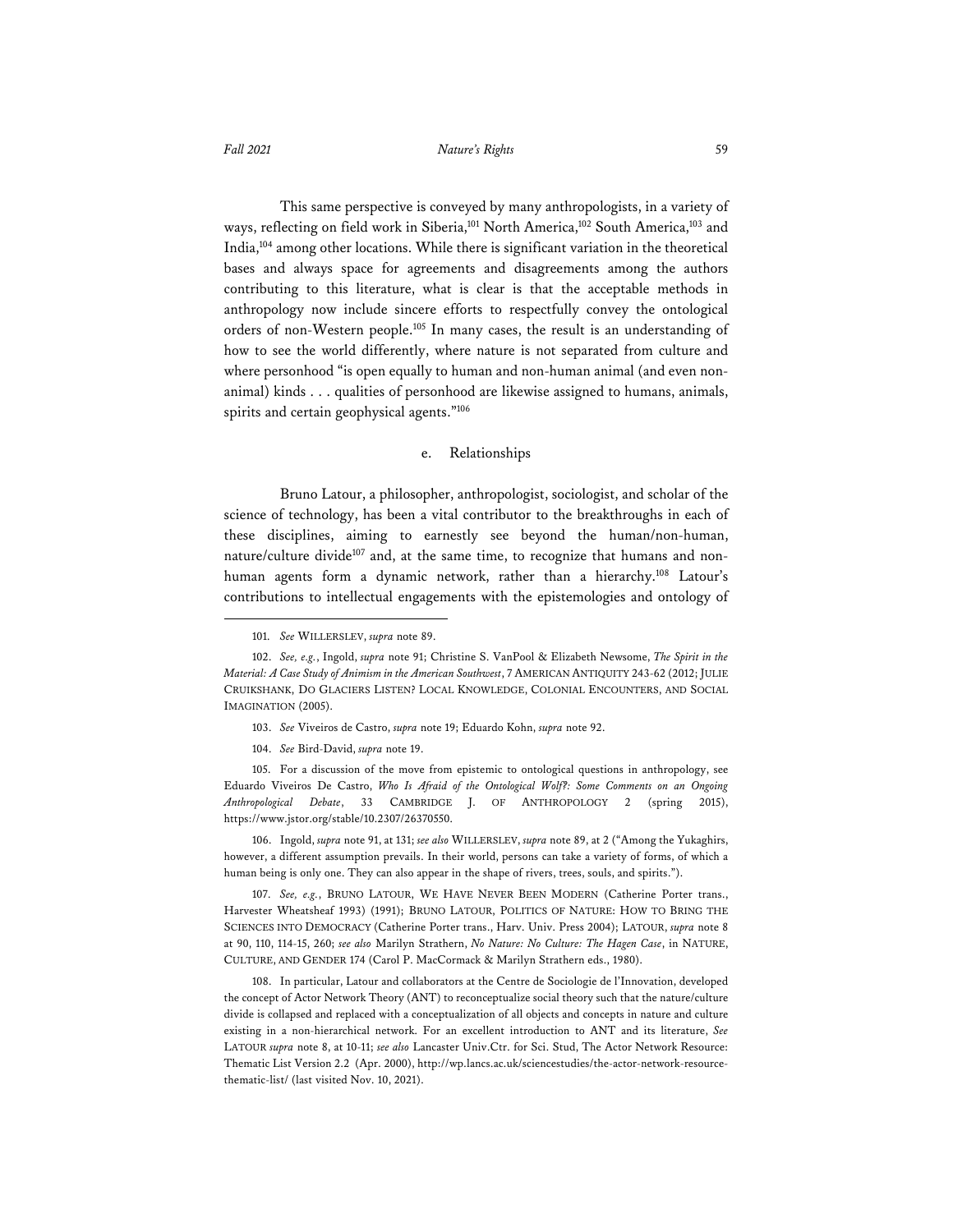This same perspective is conveyed by many anthropologists, in a variety of ways, reflecting on field work in Siberia,[101] North America,[102] South America,[103] and India,[104] among other locations. While there is significant variation in the theoretical bases and always space for agreements and disagreements among the authors contributing to this literature, what is clear is that the acceptable methods in anthropology now include sincere efforts to respectfully convey the ontological orders of non-Western people.[105] In many cases, the result is an understanding of how to see the world differently, where nature is not separated from culture and where personhood "is open equally to human and non-human animal (and even non-animal) kinds . . . qualities of personhood are likewise assigned to humans, animals, spirits and certain geophysical agents."[106]

### e. Relationships

Bruno Latour, a philosopher, anthropologist, sociologist, and scholar of the science of technology, has been a vital contributor to the breakthroughs in each of these disciplines, aiming to earnestly see beyond the human/non-human, nature/culture divide[107] and, at the same time, to recognize that humans and non-human agents form a dynamic network, rather than a hierarchy.[108] Latour's contributions to intellectual engagements with the epistemologies and ontology of

---

101. *See* WILLERSLEV, *supra* note 89.

102. *See, e.g.*, Ingold, *supra* note 91; Christine S. VanPool & Elizabeth Newsome, *The Spirit in the Material: A Case Study of Animism in the American Southwest*, 7 AMERICAN ANTIQUITY 243-62 (2012; JULIE CRUIKSHANK, DO GLACIERS LISTEN? LOCAL KNOWLEDGE, COLONIAL ENCOUNTERS, AND SOCIAL IMAGINATION (2005).

103. *See* Viveiros de Castro, *supra* note 19; Eduardo Kohn, *supra* note 92.

104. *See* Bird-David, *supra* note 19.

105. For a discussion of the move from epistemic to ontological questions in anthropology, see Eduardo Viveiros De Castro, *Who Is Afraid of the Ontological Wolf?: Some Comments on an Ongoing Anthropological Debate*, 33 CAMBRIDGE J. OF ANTHROPOLOGY 2 (spring 2015), https://www.jstor.org/stable/10.2307/26370550.

106. Ingold, *supra* note 91, at 131; *see also* WILLERSLEV, *supra* note 89, at 2 ("Among the Yukaghirs, however, a different assumption prevails. In their world, persons can take a variety of forms, of which a human being is only one. They can also appear in the shape of rivers, trees, souls, and spirits.").

107. *See, e.g.*, BRUNO LATOUR, WE HAVE NEVER BEEN MODERN (Catherine Porter trans., Harvester Wheatsheaf 1993) (1991); BRUNO LATOUR, POLITICS OF NATURE: HOW TO BRING THE SCIENCES INTO DEMOCRACY (Catherine Porter trans., Harv. Univ. Press 2004); LATOUR, *supra* note 8 at 90, 110, 114-15, 260; *see also* Marilyn Strathern, *No Nature: No Culture: The Hagen Case*, in NATURE, CULTURE, AND GENDER 174 (Carol P. MacCormack & Marilyn Strathern eds., 1980).

108. In particular, Latour and collaborators at the Centre de Sociologie de l'Innovation, developed the concept of Actor Network Theory (ANT) to reconceptualize social theory such that the nature/culture divide is collapsed and replaced with a conceptualization of all objects and concepts in nature and culture existing in a non-hierarchical network. For an excellent introduction to ANT and its literature, *See* LATOUR *supra* note 8, at 10-11; *see also* Lancaster Univ.Ctr. for Sci. Stud, The Actor Network Resource: Thematic List Version 2.2 (Apr. 2000), http://wp.lancs.ac.uk/sciencestudies/the-actor-network-resource-thematic-list/ (last visited Nov. 10, 2021).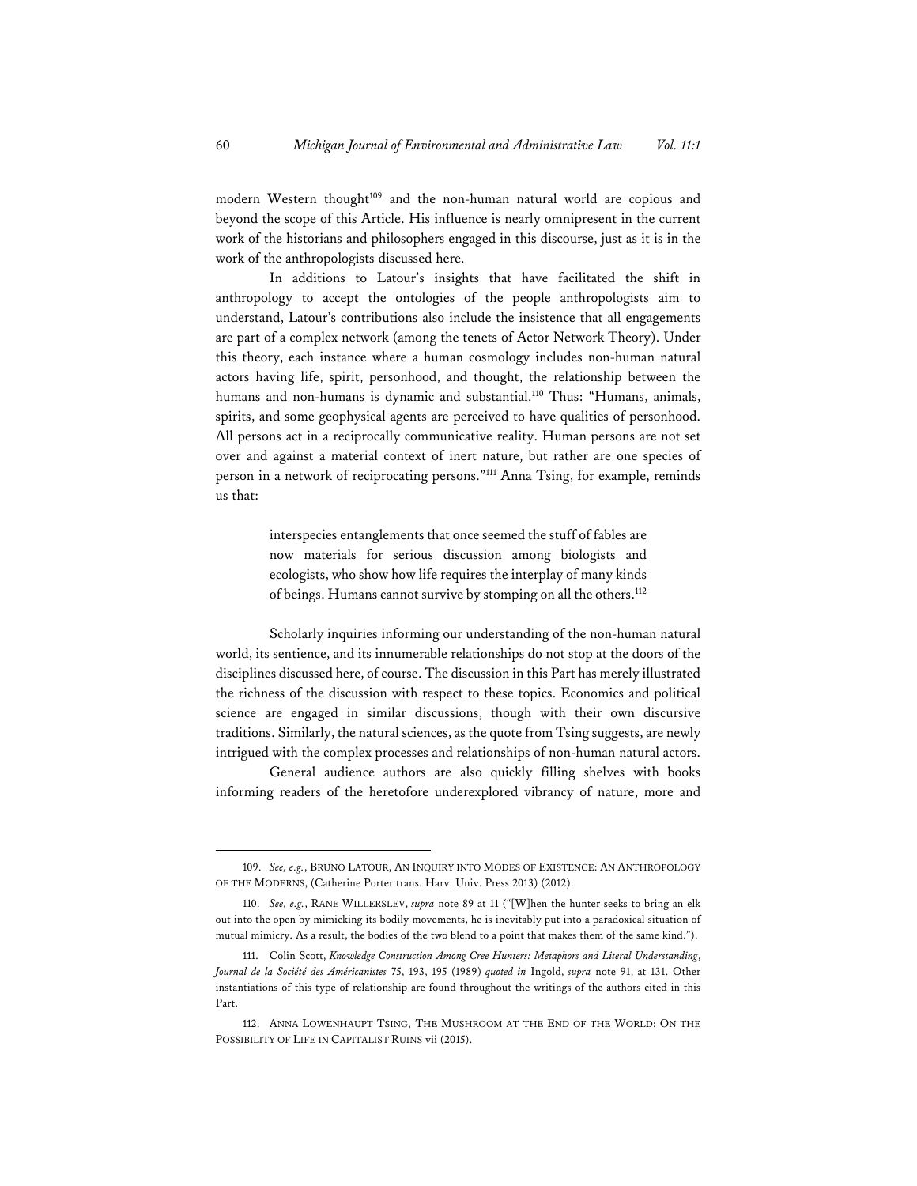modern Western thought[109] and the non-human natural world are copious and beyond the scope of this Article. His influence is nearly omnipresent in the current work of the historians and philosophers engaged in this discourse, just as it is in the work of the anthropologists discussed here.

In additions to Latour's insights that have facilitated the shift in anthropology to accept the ontologies of the people anthropologists aim to understand, Latour's contributions also include the insistence that all engagements are part of a complex network (among the tenets of Actor Network Theory). Under this theory, each instance where a human cosmology includes non-human natural actors having life, spirit, personhood, and thought, the relationship between the humans and non-humans is dynamic and substantial.[110] Thus: "Humans, animals, spirits, and some geophysical agents are perceived to have qualities of personhood. All persons act in a reciprocally communicative reality. Human persons are not set over and against a material context of inert nature, but rather are one species of person in a network of reciprocating persons."[111] Anna Tsing, for example, reminds us that:

> interspecies entanglements that once seemed the stuff of fables are now materials for serious discussion among biologists and ecologists, who show how life requires the interplay of many kinds of beings. Humans cannot survive by stomping on all the others.[112]

Scholarly inquiries informing our understanding of the non-human natural world, its sentience, and its innumerable relationships do not stop at the doors of the disciplines discussed here, of course. The discussion in this Part has merely illustrated the richness of the discussion with respect to these topics. Economics and political science are engaged in similar discussions, though with their own discursive traditions. Similarly, the natural sciences, as the quote from Tsing suggests, are newly intrigued with the complex processes and relationships of non-human natural actors.

General audience authors are also quickly filling shelves with books informing readers of the heretofore underexplored vibrancy of nature, more and

---

109. *See, e.g.*, BRUNO LATOUR, AN INQUIRY INTO MODES OF EXISTENCE: AN ANTHROPOLOGY OF THE MODERNS, (Catherine Porter trans. Harv. Univ. Press 2013) (2012).

110. *See, e.g.*, RANE WILLERSLEV, *supra* note 89 at 11 ("[W]hen the hunter seeks to bring an elk out into the open by mimicking its bodily movements, he is inevitably put into a paradoxical situation of mutual mimicry. As a result, the bodies of the two blend to a point that makes them of the same kind.").

111. Colin Scott, *Knowledge Construction Among Cree Hunters: Metaphors and Literal Understanding*, *Journal de la Société des Américanistes* 75, 193, 195 (1989) *quoted in* Ingold, *supra* note 91, at 131. Other instantiations of this type of relationship are found throughout the writings of the authors cited in this Part.

112. ANNA LOWENHAUPT TSING, THE MUSHROOM AT THE END OF THE WORLD: ON THE POSSIBILITY OF LIFE IN CAPITALIST RUINS vii (2015).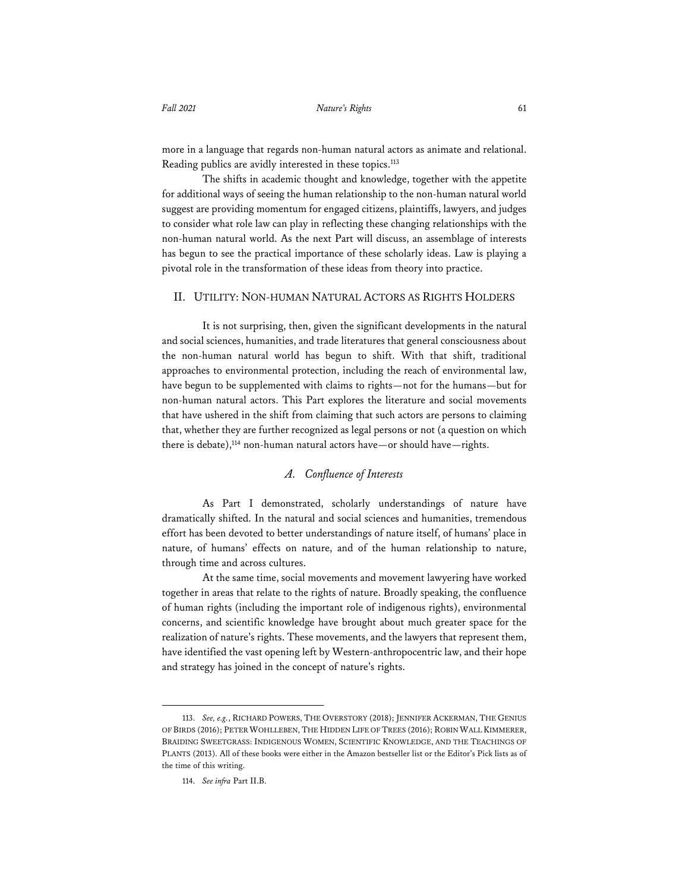more in a language that regards non-human natural actors as animate and relational. Reading publics are avidly interested in these topics.[113]

The shifts in academic thought and knowledge, together with the appetite for additional ways of seeing the human relationship to the non-human natural world suggest are providing momentum for engaged citizens, plaintiffs, lawyers, and judges to consider what role law can play in reflecting these changing relationships with the non-human natural world. As the next Part will discuss, an assemblage of interests has begun to see the practical importance of these scholarly ideas. Law is playing a pivotal role in the transformation of these ideas from theory into practice.

## II. UTILITY: NON-HUMAN NATURAL ACTORS AS RIGHTS HOLDERS

It is not surprising, then, given the significant developments in the natural and social sciences, humanities, and trade literatures that general consciousness about the non-human natural world has begun to shift. With that shift, traditional approaches to environmental protection, including the reach of environmental law, have begun to be supplemented with claims to rights—not for the humans—but for non-human natural actors. This Part explores the literature and social movements that have ushered in the shift from claiming that such actors are persons to claiming that, whether they are further recognized as legal persons or not (a question on which there is debate),[114] non-human natural actors have—or should have—rights.

### *A. Confluence of Interests*

As Part I demonstrated, scholarly understandings of nature have dramatically shifted. In the natural and social sciences and humanities, tremendous effort has been devoted to better understandings of nature itself, of humans' place in nature, of humans' effects on nature, and of the human relationship to nature, through time and across cultures.

At the same time, social movements and movement lawyering have worked together in areas that relate to the rights of nature. Broadly speaking, the confluence of human rights (including the important role of indigenous rights), environmental concerns, and scientific knowledge have brought about much greater space for the realization of nature's rights. These movements, and the lawyers that represent them, have identified the vast opening left by Western-anthropocentric law, and their hope and strategy has joined in the concept of nature's rights.

---

113. *See, e.g.*, RICHARD POWERS, THE OVERSTORY (2018); JENNIFER ACKERMAN, THE GENIUS OF BIRDS (2016); PETER WOHLLEBEN, THE HIDDEN LIFE OF TREES (2016); ROBIN WALL KIMMERER, BRAIDING SWEETGRASS: INDIGENOUS WOMEN, SCIENTIFIC KNOWLEDGE, AND THE TEACHINGS OF PLANTS (2013). All of these books were either in the Amazon bestseller list or the Editor's Pick lists as of the time of this writing.

114. *See infra* Part II.B.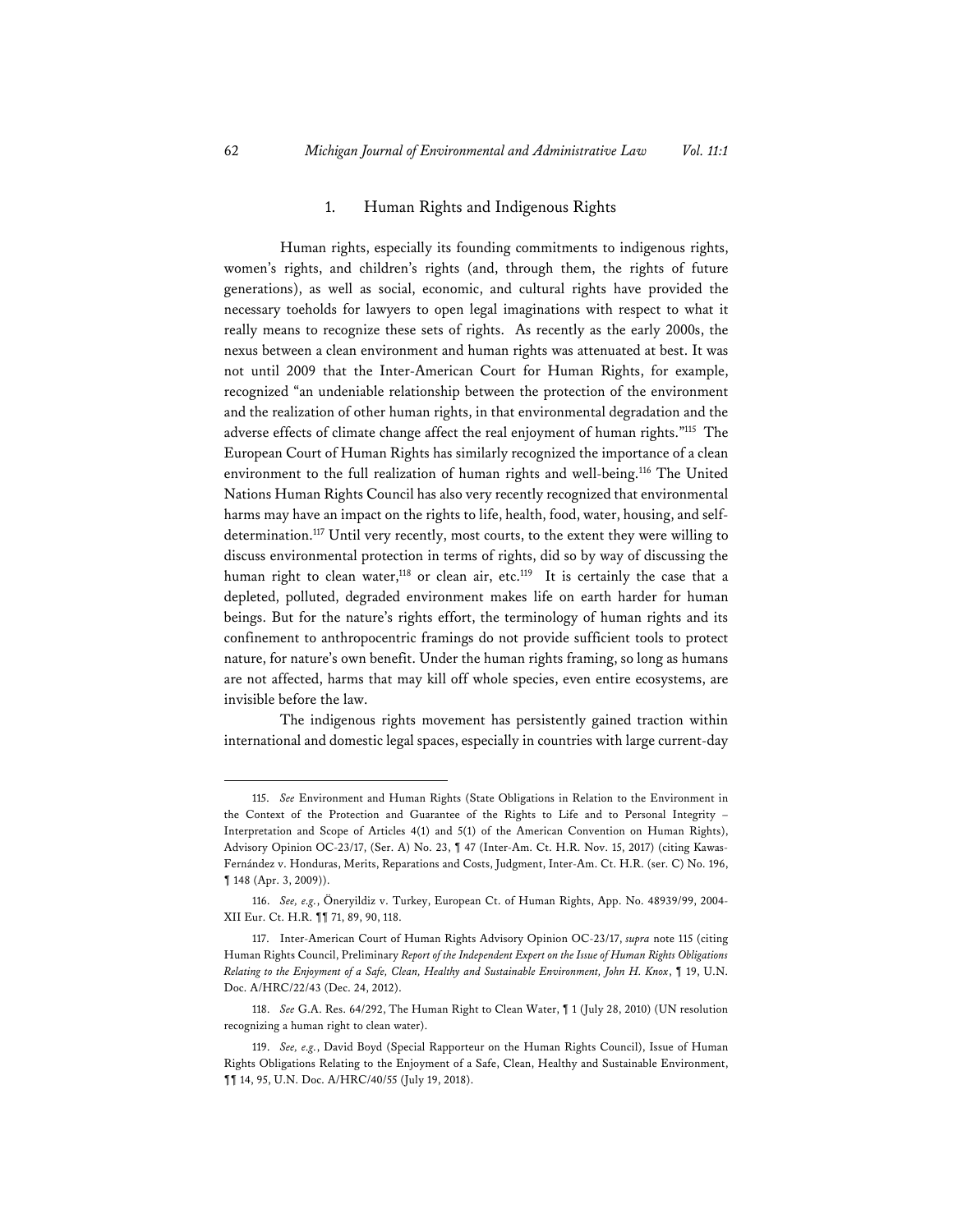### 1. Human Rights and Indigenous Rights

Human rights, especially its founding commitments to indigenous rights, women's rights, and children's rights (and, through them, the rights of future generations), as well as social, economic, and cultural rights have provided the necessary toeholds for lawyers to open legal imaginations with respect to what it really means to recognize these sets of rights. As recently as the early 2000s, the nexus between a clean environment and human rights was attenuated at best. It was not until 2009 that the Inter-American Court for Human Rights, for example, recognized "an undeniable relationship between the protection of the environment and the realization of other human rights, in that environmental degradation and the adverse effects of climate change affect the real enjoyment of human rights."[115] The European Court of Human Rights has similarly recognized the importance of a clean environment to the full realization of human rights and well-being.[116] The United Nations Human Rights Council has also very recently recognized that environmental harms may have an impact on the rights to life, health, food, water, housing, and self-determination.[117] Until very recently, most courts, to the extent they were willing to discuss environmental protection in terms of rights, did so by way of discussing the human right to clean water,[118] or clean air, etc.[119] It is certainly the case that a depleted, polluted, degraded environment makes life on earth harder for human beings. But for the nature's rights effort, the terminology of human rights and its confinement to anthropocentric framings do not provide sufficient tools to protect nature, for nature's own benefit. Under the human rights framing, so long as humans are not affected, harms that may kill off whole species, even entire ecosystems, are invisible before the law.

The indigenous rights movement has persistently gained traction within international and domestic legal spaces, especially in countries with large current-day

---

115. *See* Environment and Human Rights (State Obligations in Relation to the Environment in the Context of the Protection and Guarantee of the Rights to Life and to Personal Integrity – Interpretation and Scope of Articles 4(1) and 5(1) of the American Convention on Human Rights), Advisory Opinion OC-23/17, (Ser. A) No. 23, ¶ 47 (Inter-Am. Ct. H.R. Nov. 15, 2017) (citing Kawas-Fernández v. Honduras, Merits, Reparations and Costs, Judgment, Inter-Am. Ct. H.R. (ser. C) No. 196, ¶ 148 (Apr. 3, 2009)).

116. *See, e.g.*, Öneryildiz v. Turkey, European Ct. of Human Rights, App. No. 48939/99, 2004-XII Eur. Ct. H.R. ¶¶ 71, 89, 90, 118.

117. Inter-American Court of Human Rights Advisory Opinion OC-23/17, *supra* note 115 (citing Human Rights Council, Preliminary *Report of the Independent Expert on the Issue of Human Rights Obligations Relating to the Enjoyment of a Safe, Clean, Healthy and Sustainable Environment, John H. Knox*, ¶ 19, U.N. Doc. A/HRC/22/43 (Dec. 24, 2012).

118. *See* G.A. Res. 64/292, The Human Right to Clean Water, ¶ 1 (July 28, 2010) (UN resolution recognizing a human right to clean water).

119. *See, e.g.*, David Boyd (Special Rapporteur on the Human Rights Council), Issue of Human Rights Obligations Relating to the Enjoyment of a Safe, Clean, Healthy and Sustainable Environment, ¶¶ 14, 95, U.N. Doc. A/HRC/40/55 (July 19, 2018).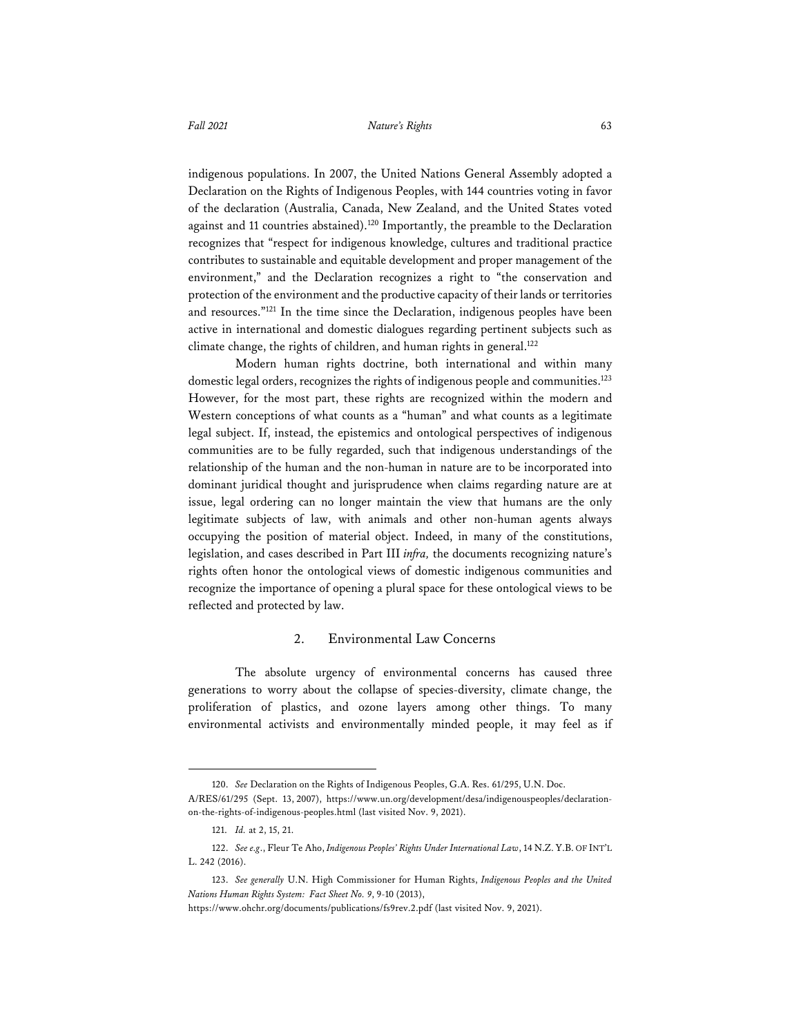indigenous populations. In 2007, the United Nations General Assembly adopted a Declaration on the Rights of Indigenous Peoples, with 144 countries voting in favor of the declaration (Australia, Canada, New Zealand, and the United States voted against and 11 countries abstained).[120] Importantly, the preamble to the Declaration recognizes that "respect for indigenous knowledge, cultures and traditional practice contributes to sustainable and equitable development and proper management of the environment," and the Declaration recognizes a right to "the conservation and protection of the environment and the productive capacity of their lands or territories and resources."[121] In the time since the Declaration, indigenous peoples have been active in international and domestic dialogues regarding pertinent subjects such as climate change, the rights of children, and human rights in general.[122]

Modern human rights doctrine, both international and within many domestic legal orders, recognizes the rights of indigenous people and communities.[123] However, for the most part, these rights are recognized within the modern and Western conceptions of what counts as a "human" and what counts as a legitimate legal subject. If, instead, the epistemics and ontological perspectives of indigenous communities are to be fully regarded, such that indigenous understandings of the relationship of the human and the non-human in nature are to be incorporated into dominant juridical thought and jurisprudence when claims regarding nature are at issue, legal ordering can no longer maintain the view that humans are the only legitimate subjects of law, with animals and other non-human agents always occupying the position of material object. Indeed, in many of the constitutions, legislation, and cases described in Part III *infra,* the documents recognizing nature's rights often honor the ontological views of domestic indigenous communities and recognize the importance of opening a plural space for these ontological views to be reflected and protected by law.

### 2. Environmental Law Concerns

The absolute urgency of environmental concerns has caused three generations to worry about the collapse of species-diversity, climate change, the proliferation of plastics, and ozone layers among other things. To many environmental activists and environmentally minded people, it may feel as if

---

120. *See* Declaration on the Rights of Indigenous Peoples, G.A. Res. 61/295, U.N. Doc. A/RES/61/295 (Sept. 13, 2007), https://www.un.org/development/desa/indigenouspeoples/declaration-on-the-rights-of-indigenous-peoples.html (last visited Nov. 9, 2021).

121. *Id.* at 2, 15, 21.

122. *See e.g.*, Fleur Te Aho, *Indigenous Peoples' Rights Under International Law*, 14 N.Z. Y.B. OF INT'L L. 242 (2016).

123. *See generally* U.N. High Commissioner for Human Rights, *Indigenous Peoples and the United Nations Human Rights System: Fact Sheet No. 9*, 9-10 (2013), https://www.ohchr.org/documents/publications/fs9rev.2.pdf (last visited Nov. 9, 2021).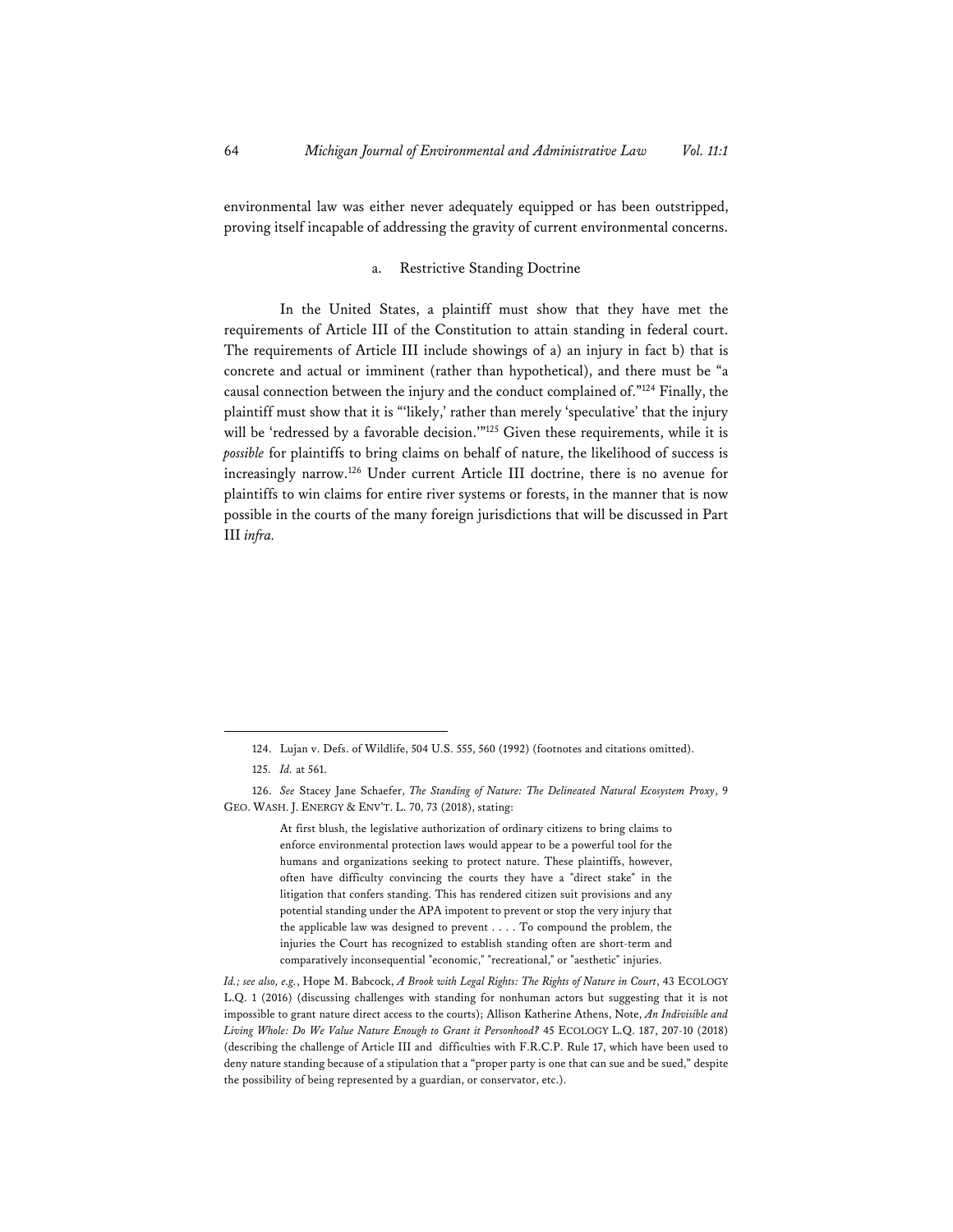environmental law was either never adequately equipped or has been outstripped, proving itself incapable of addressing the gravity of current environmental concerns.

### a. Restrictive Standing Doctrine

In the United States, a plaintiff must show that they have met the requirements of Article III of the Constitution to attain standing in federal court. The requirements of Article III include showings of a) an injury in fact b) that is concrete and actual or imminent (rather than hypothetical), and there must be "a causal connection between the injury and the conduct complained of."[124] Finally, the plaintiff must show that it is "'likely,' rather than merely 'speculative' that the injury will be 'redressed by a favorable decision.'"[125] Given these requirements, while it is *possible* for plaintiffs to bring claims on behalf of nature, the likelihood of success is increasingly narrow.[126] Under current Article III doctrine, there is no avenue for plaintiffs to win claims for entire river systems or forests, in the manner that is now possible in the courts of the many foreign jurisdictions that will be discussed in Part III *infra.*

---

124. Lujan v. Defs. of Wildlife, 504 U.S. 555, 560 (1992) (footnotes and citations omitted).

125. *Id.* at 561.

126. *See* Stacey Jane Schaefer, *The Standing of Nature: The Delineated Natural Ecosystem Proxy*, 9 GEO. WASH. J. ENERGY & ENV'T. L. 70, 73 (2018), stating:

> At first blush, the legislative authorization of ordinary citizens to bring claims to enforce environmental protection laws would appear to be a powerful tool for the humans and organizations seeking to protect nature. These plaintiffs, however, often have difficulty convincing the courts they have a "direct stake" in the litigation that confers standing. This has rendered citizen suit provisions and any potential standing under the APA impotent to prevent or stop the very injury that the applicable law was designed to prevent . . . . To compound the problem, the injuries the Court has recognized to establish standing often are short-term and comparatively inconsequential "economic," "recreational," or "aesthetic" injuries.

*Id.; see also, e.g.*, Hope M. Babcock, *A Brook with Legal Rights: The Rights of Nature in Court*, 43 ECOLOGY L.Q. 1 (2016) (discussing challenges with standing for nonhuman actors but suggesting that it is not impossible to grant nature direct access to the courts); Allison Katherine Athens, Note, *An Indivisible and Living Whole: Do We Value Nature Enough to Grant it Personhood?* 45 ECOLOGY L.Q. 187, 207-10 (2018) (describing the challenge of Article III and difficulties with F.R.C.P. Rule 17, which have been used to deny nature standing because of a stipulation that a "proper party is one that can sue and be sued," despite the possibility of being represented by a guardian, or conservator, etc.).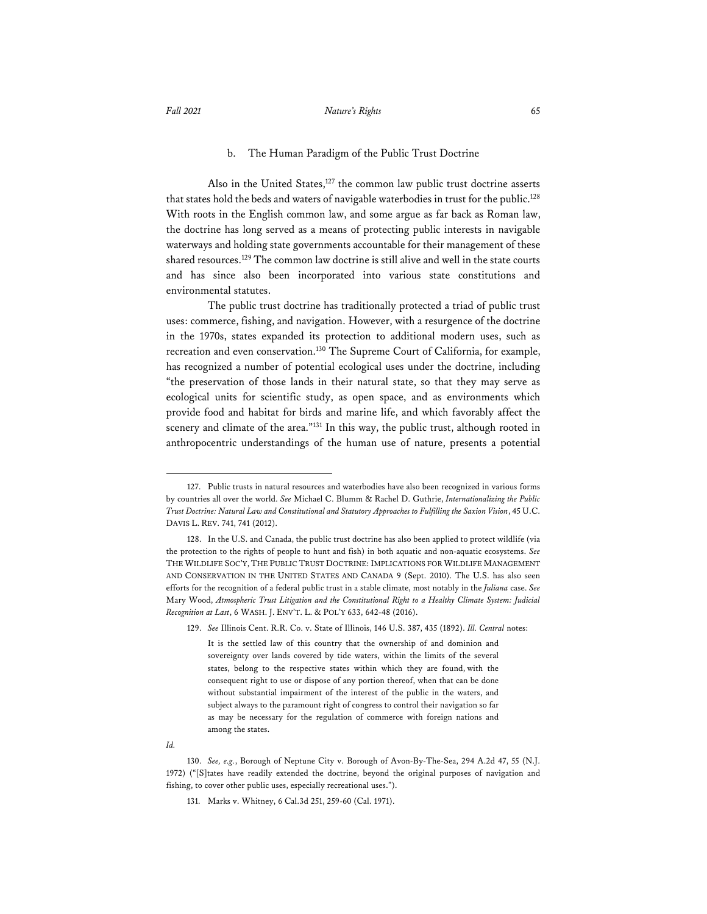### b. The Human Paradigm of the Public Trust Doctrine

Also in the United States,[127] the common law public trust doctrine asserts that states hold the beds and waters of navigable waterbodies in trust for the public.[128] With roots in the English common law, and some argue as far back as Roman law, the doctrine has long served as a means of protecting public interests in navigable waterways and holding state governments accountable for their management of these shared resources.[129] The common law doctrine is still alive and well in the state courts and has since also been incorporated into various state constitutions and environmental statutes.

The public trust doctrine has traditionally protected a triad of public trust uses: commerce, fishing, and navigation. However, with a resurgence of the doctrine in the 1970s, states expanded its protection to additional modern uses, such as recreation and even conservation.[130] The Supreme Court of California, for example, has recognized a number of potential ecological uses under the doctrine, including "the preservation of those lands in their natural state, so that they may serve as ecological units for scientific study, as open space, and as environments which provide food and habitat for birds and marine life, and which favorably affect the scenery and climate of the area."[131] In this way, the public trust, although rooted in anthropocentric understandings of the human use of nature, presents a potential

---

127. Public trusts in natural resources and waterbodies have also been recognized in various forms by countries all over the world. *See* Michael C. Blumm & Rachel D. Guthrie, *Internationalizing the Public Trust Doctrine: Natural Law and Constitutional and Statutory Approaches to Fulfilling the Saxion Vision*, 45 U.C. DAVIS L. REV. 741, 741 (2012).

128. In the U.S. and Canada, the public trust doctrine has also been applied to protect wildlife (via the protection to the rights of people to hunt and fish) in both aquatic and non-aquatic ecosystems. *See* THE WILDLIFE SOC'Y, THE PUBLIC TRUST DOCTRINE: IMPLICATIONS FOR WILDLIFE MANAGEMENT AND CONSERVATION IN THE UNITED STATES AND CANADA 9 (Sept. 2010). The U.S. has also seen efforts for the recognition of a federal public trust in a stable climate, most notably in the *Juliana* case. *See* Mary Wood, *Atmospheric Trust Litigation and the Constitutional Right to a Healthy Climate System: Judicial Recognition at Last*, 6 WASH. J. ENV'T. L. & POL'Y 633, 642-48 (2016).

129. *See* Illinois Cent. R.R. Co. v. State of Illinois, 146 U.S. 387, 435 (1892). *Ill. Central* notes:

> It is the settled law of this country that the ownership of and dominion and sovereignty over lands covered by tide waters, within the limits of the several states, belong to the respective states within which they are found, with the consequent right to use or dispose of any portion thereof, when that can be done without substantial impairment of the interest of the public in the waters, and subject always to the paramount right of congress to control their navigation so far as may be necessary for the regulation of commerce with foreign nations and among the states.

*Id.*

130. *See, e.g.*, Borough of Neptune City v. Borough of Avon-By-The-Sea, 294 A.2d 47, 55 (N.J. 1972) ("[S]tates have readily extended the doctrine, beyond the original purposes of navigation and fishing, to cover other public uses, especially recreational uses.").

131. Marks v. Whitney, 6 Cal.3d 251, 259-60 (Cal. 1971).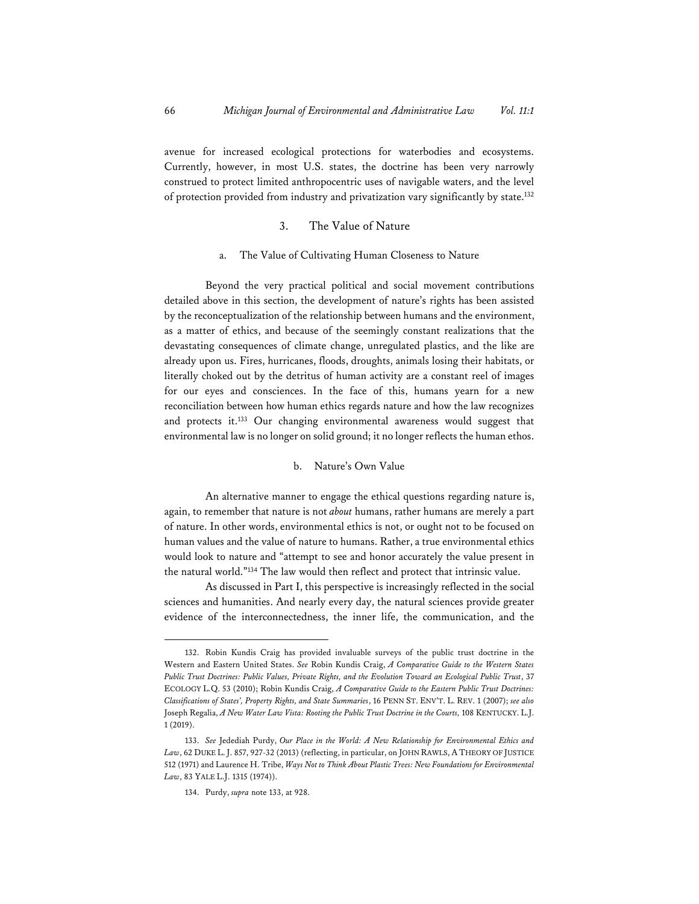avenue for increased ecological protections for waterbodies and ecosystems. Currently, however, in most U.S. states, the doctrine has been very narrowly construed to protect limited anthropocentric uses of navigable waters, and the level of protection provided from industry and privatization vary significantly by state.[132]

### 3. The Value of Nature

#### a. The Value of Cultivating Human Closeness to Nature

Beyond the very practical political and social movement contributions detailed above in this section, the development of nature's rights has been assisted by the reconceptualization of the relationship between humans and the environment, as a matter of ethics, and because of the seemingly constant realizations that the devastating consequences of climate change, unregulated plastics, and the like are already upon us. Fires, hurricanes, floods, droughts, animals losing their habitats, or literally choked out by the detritus of human activity are a constant reel of images for our eyes and consciences. In the face of this, humans yearn for a new reconciliation between how human ethics regards nature and how the law recognizes and protects it.[133] Our changing environmental awareness would suggest that environmental law is no longer on solid ground; it no longer reflects the human ethos.

#### b. Nature's Own Value

An alternative manner to engage the ethical questions regarding nature is, again, to remember that nature is not *about* humans, rather humans are merely a part of nature. In other words, environmental ethics is not, or ought not to be focused on human values and the value of nature to humans. Rather, a true environmental ethics would look to nature and "attempt to see and honor accurately the value present in the natural world."[134] The law would then reflect and protect that intrinsic value.

As discussed in Part I, this perspective is increasingly reflected in the social sciences and humanities. And nearly every day, the natural sciences provide greater evidence of the interconnectedness, the inner life, the communication, and the

---

132. Robin Kundis Craig has provided invaluable surveys of the public trust doctrine in the Western and Eastern United States. *See* Robin Kundis Craig, *A Comparative Guide to the Western States Public Trust Doctrines: Public Values, Private Rights, and the Evolution Toward an Ecological Public Trust*, 37 ECOLOGY L.Q. 53 (2010); Robin Kundis Craig, *A Comparative Guide to the Eastern Public Trust Doctrines: Classifications of States', Property Rights, and State Summaries*, 16 PENN ST. ENV'T. L. REV. 1 (2007); *see also* Joseph Regalia, *A New Water Law Vista: Rooting the Public Trust Doctrine in the Courts,* 108 KENTUCKY. L.J. 1 (2019).

133. *See* Jedediah Purdy, *Our Place in the World: A New Relationship for Environmental Ethics and Law*, 62 DUKE L. J. 857, 927-32 (2013) (reflecting, in particular, on JOHN RAWLS, A THEORY OF JUSTICE 512 (1971) and Laurence H. Tribe, *Ways Not to Think About Plastic Trees: New Foundations for Environmental Law*, 83 YALE L.J. 1315 (1974)).

134. Purdy, *supra* note 133, at 928.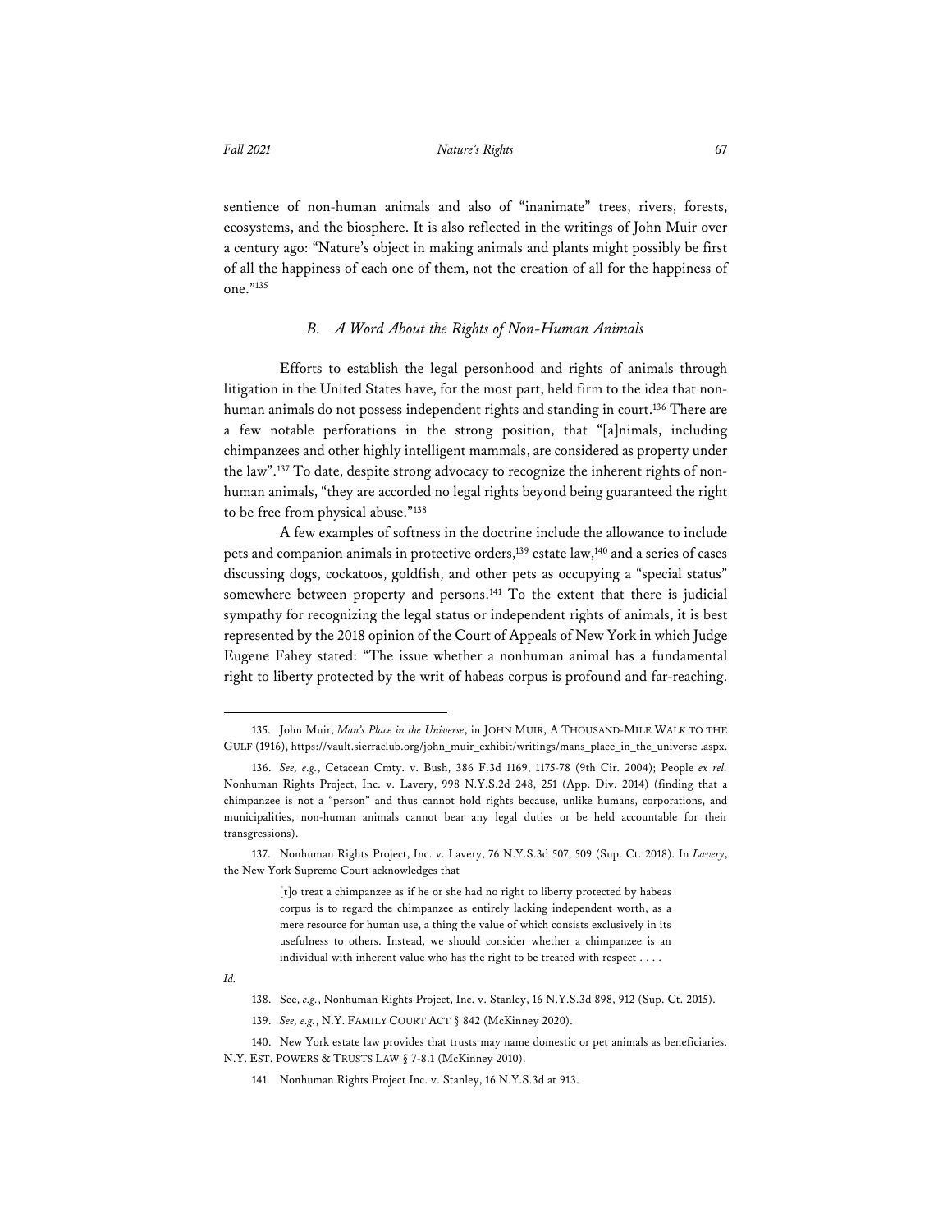sentience of non-human animals and also of "inanimate" trees, rivers, forests, ecosystems, and the biosphere. It is also reflected in the writings of John Muir over a century ago: "Nature's object in making animals and plants might possibly be first of all the happiness of each one of them, not the creation of all for the happiness of one."[135]

### *B. A Word About the Rights of Non-Human Animals*

Efforts to establish the legal personhood and rights of animals through litigation in the United States have, for the most part, held firm to the idea that non-human animals do not possess independent rights and standing in court.[136] There are a few notable perforations in the strong position, that "[a]nimals, including chimpanzees and other highly intelligent mammals, are considered as property under the law".[137] To date, despite strong advocacy to recognize the inherent rights of non-human animals, "they are accorded no legal rights beyond being guaranteed the right to be free from physical abuse."[138]

A few examples of softness in the doctrine include the allowance to include pets and companion animals in protective orders,[139] estate law,[140] and a series of cases discussing dogs, cockatoos, goldfish, and other pets as occupying a "special status" somewhere between property and persons.[141] To the extent that there is judicial sympathy for recognizing the legal status or independent rights of animals, it is best represented by the 2018 opinion of the Court of Appeals of New York in which Judge Eugene Fahey stated: "The issue whether a nonhuman animal has a fundamental right to liberty protected by the writ of habeas corpus is profound and far-reaching.

---

135. John Muir, *Man's Place in the Universe*, in JOHN MUIR, A THOUSAND-MILE WALK TO THE GULF (1916), https://vault.sierraclub.org/john_muir_exhibit/writings/mans_place_in_the_universe .aspx.

136. *See, e.g.*, Cetacean Cmty. v. Bush, 386 F.3d 1169, 1175-78 (9th Cir. 2004); People *ex rel.* Nonhuman Rights Project, Inc. v. Lavery, 998 N.Y.S.2d 248, 251 (App. Div. 2014) (finding that a chimpanzee is not a "person" and thus cannot hold rights because, unlike humans, corporations, and municipalities, non-human animals cannot bear any legal duties or be held accountable for their transgressions).

137. Nonhuman Rights Project, Inc. v. Lavery, 76 N.Y.S.3d 507, 509 (Sup. Ct. 2018). In *Lavery*, the New York Supreme Court acknowledges that

> [t]o treat a chimpanzee as if he or she had no right to liberty protected by habeas corpus is to regard the chimpanzee as entirely lacking independent worth, as a mere resource for human use, a thing the value of which consists exclusively in its usefulness to others. Instead, we should consider whether a chimpanzee is an individual with inherent value who has the right to be treated with respect . . . .

*Id.*

138. See, *e.g.*, Nonhuman Rights Project, Inc. v. Stanley, 16 N.Y.S.3d 898, 912 (Sup. Ct. 2015).

139. *See, e.g.*, N.Y. FAMILY COURT ACT § 842 (McKinney 2020).

140. New York estate law provides that trusts may name domestic or pet animals as beneficiaries. N.Y. EST. POWERS & TRUSTS LAW § 7-8.1 (McKinney 2010).

141. Nonhuman Rights Project Inc. v. Stanley, 16 N.Y.S.3d at 913.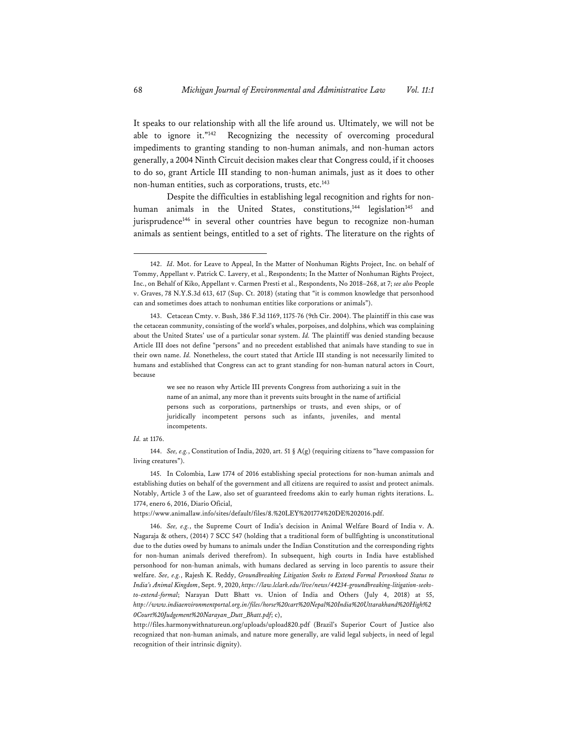It speaks to our relationship with all the life around us. Ultimately, we will not be able to ignore it."[142] Recognizing the necessity of overcoming procedural impediments to granting standing to non-human animals, and non-human actors generally, a 2004 Ninth Circuit decision makes clear that Congress could, if it chooses to do so, grant Article III standing to non-human animals, just as it does to other non-human entities, such as corporations, trusts, etc.[143]

Despite the difficulties in establishing legal recognition and rights for non-human animals in the United States, constitutions,[144] legislation[145] and jurisprudence[146] in several other countries have begun to recognize non-human animals as sentient beings, entitled to a set of rights. The literature on the rights of

---

142. *Id*. Mot. for Leave to Appeal, In the Matter of Nonhuman Rights Project, Inc. on behalf of Tommy, Appellant v. Patrick C. Lavery, et al., Respondents; In the Matter of Nonhuman Rights Project, Inc., on Behalf of Kiko, Appellant v. Carmen Presti et al., Respondents, No 2018–268, at 7; *see also* People v. Graves, 78 N.Y.S.3d 613, 617 (Sup. Ct. 2018) (stating that "it is common knowledge that personhood can and sometimes does attach to nonhuman entities like corporations or animals").

143. Cetacean Cmty. v. Bush, 386 F.3d 1169, 1175-76 (9th Cir. 2004). The plaintiff in this case was the cetacean community, consisting of the world's whales, porpoises, and dolphins, which was complaining about the United States' use of a particular sonar system. *Id.* The plaintiff was denied standing because Article III does not define "persons" and no precedent established that animals have standing to sue in their own name. *Id.* Nonetheless, the court stated that Article III standing is not necessarily limited to humans and established that Congress can act to grant standing for non-human natural actors in Court, because

> we see no reason why Article III prevents Congress from authorizing a suit in the name of an animal, any more than it prevents suits brought in the name of artificial persons such as corporations, partnerships or trusts, and even ships, or of juridically incompetent persons such as infants, juveniles, and mental incompetents.

*Id.* at 1176.

144. *See, e.g.*, Constitution of India, 2020, art. 51 § A(g) (requiring citizens to "have compassion for living creatures").

145. In Colombia, Law 1774 of 2016 establishing special protections for non-human animals and establishing duties on behalf of the government and all citizens are required to assist and protect animals. Notably, Article 3 of the Law, also set of guaranteed freedoms akin to early human rights iterations. L. 1774, enero 6, 2016, Diario Oficial, https://www.animallaw.info/sites/default/files/8.%20LEY%201774%20DE%202016.pdf.

146. *See, e.g.*, the Supreme Court of India's decision in Animal Welfare Board of India v. A. Nagaraja & others, (2014) 7 SCC 547 (holding that a traditional form of bullfighting is unconstitutional due to the duties owed by humans to animals under the Indian Constitution and the corresponding rights for non-human animals derived therefrom). In subsequent, high courts in India have established personhood for non-human animals, with humans declared as serving in loco parentis to assure their welfare. *See, e.g.*, Rajesh K. Reddy, *Groundbreaking Litigation Seeks to Extend Formal Personhood Status to India's Animal Kingdom*, Sept. 9, 2020, *https://law.lclark.edu/live/news/44234-groundbreaking-litigation-seeks-to-extend-formal*; Narayan Dutt Bhatt vs. Union of India and Others (July 4, 2018) at 55, *http://www.indiaenvironmentportal.org.in/files/horse%20cart%20Nepal%20India%20Uttarakhand%20High%20Court%20Judgement%20Narayan_Dutt_Bhatt.pdf*; c), http://files.harmonywithnatureun.org/uploads/upload820.pdf (Brazil's Superior Court of Justice also recognized that non-human animals, and nature more generally, are valid legal subjects, in need of legal recognition of their intrinsic dignity).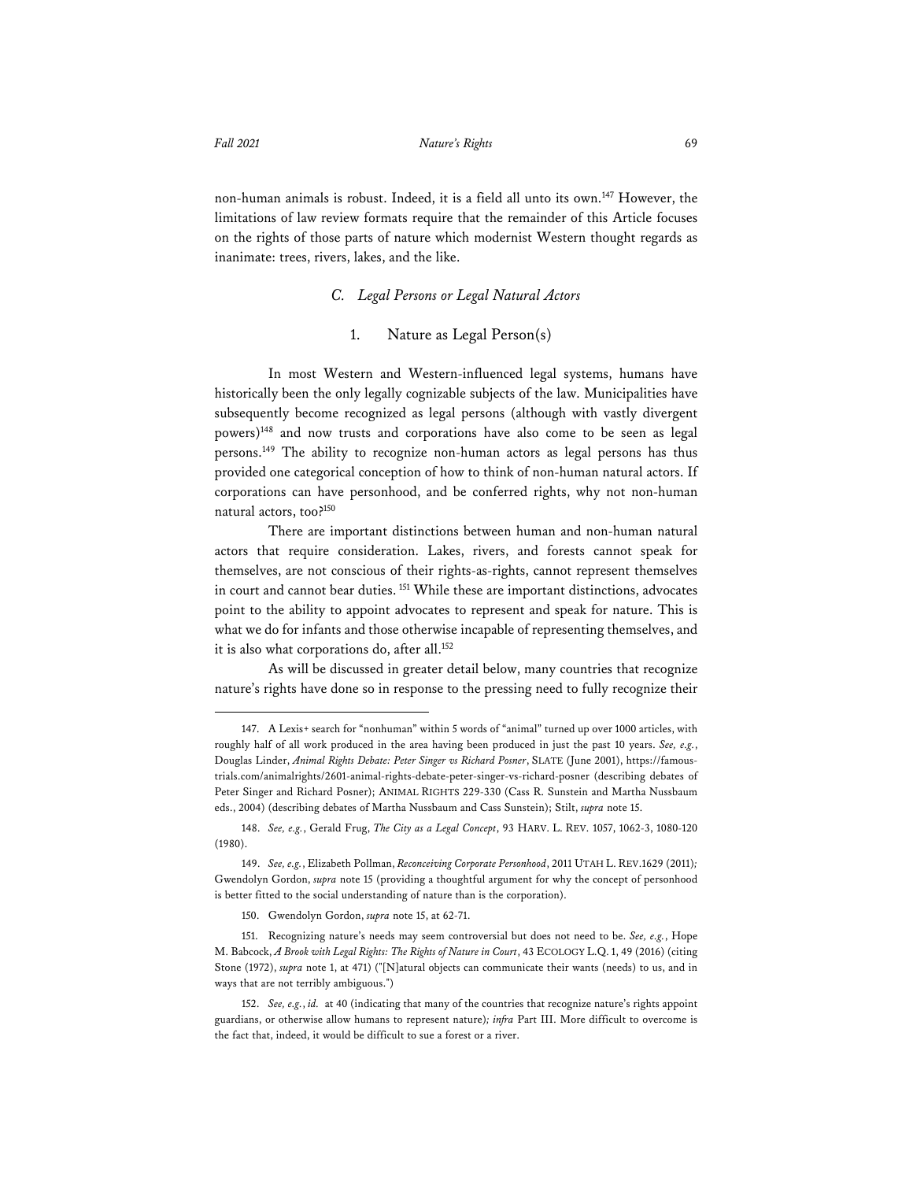non-human animals is robust. Indeed, it is a field all unto its own.[147] However, the limitations of law review formats require that the remainder of this Article focuses on the rights of those parts of nature which modernist Western thought regards as inanimate: trees, rivers, lakes, and the like.

### *C. Legal Persons or Legal Natural Actors*

#### 1. Nature as Legal Person(s)

In most Western and Western-influenced legal systems, humans have historically been the only legally cognizable subjects of the law. Municipalities have subsequently become recognized as legal persons (although with vastly divergent powers)[148] and now trusts and corporations have also come to be seen as legal persons.[149] The ability to recognize non-human actors as legal persons has thus provided one categorical conception of how to think of non-human natural actors. If corporations can have personhood, and be conferred rights, why not non-human natural actors, too?[150]

There are important distinctions between human and non-human natural actors that require consideration. Lakes, rivers, and forests cannot speak for themselves, are not conscious of their rights-as-rights, cannot represent themselves in court and cannot bear duties. [151] While these are important distinctions, advocates point to the ability to appoint advocates to represent and speak for nature. This is what we do for infants and those otherwise incapable of representing themselves, and it is also what corporations do, after all.[152]

As will be discussed in greater detail below, many countries that recognize nature's rights have done so in response to the pressing need to fully recognize their

---

147. A Lexis+ search for "nonhuman" within 5 words of "animal" turned up over 1000 articles, with roughly half of all work produced in the area having been produced in just the past 10 years. *See, e.g.*, Douglas Linder, *Animal Rights Debate: Peter Singer vs Richard Posner*, SLATE (June 2001), https://famous-trials.com/animalrights/2601-animal-rights-debate-peter-singer-vs-richard-posner (describing debates of Peter Singer and Richard Posner); ANIMAL RIGHTS 229-330 (Cass R. Sunstein and Martha Nussbaum eds., 2004) (describing debates of Martha Nussbaum and Cass Sunstein); Stilt, *supra* note 15.

148. *See, e.g.*, Gerald Frug, *The City as a Legal Concept*, 93 HARV. L. REV. 1057, 1062-3, 1080-120 (1980).

149. *See, e.g.*, Elizabeth Pollman, *Reconceiving Corporate Personhood*, 2011 UTAH L. REV.1629 (2011)*;* Gwendolyn Gordon, *supra* note 15 (providing a thoughtful argument for why the concept of personhood is better fitted to the social understanding of nature than is the corporation).

150. Gwendolyn Gordon, *supra* note 15, at 62-71.

151. Recognizing nature's needs may seem controversial but does not need to be. *See, e.g.*, Hope M. Babcock, *A Brook with Legal Rights: The Rights of Nature in Court*, 43 ECOLOGY L.Q. 1, 49 (2016) (citing Stone (1972), *supra* note 1, at 471) ("[N]atural objects can communicate their wants (needs) to us, and in ways that are not terribly ambiguous.")

152. *See, e.g.*, *id.* at 40 (indicating that many of the countries that recognize nature's rights appoint guardians, or otherwise allow humans to represent nature)*; infra* Part III. More difficult to overcome is the fact that, indeed, it would be difficult to sue a forest or a river.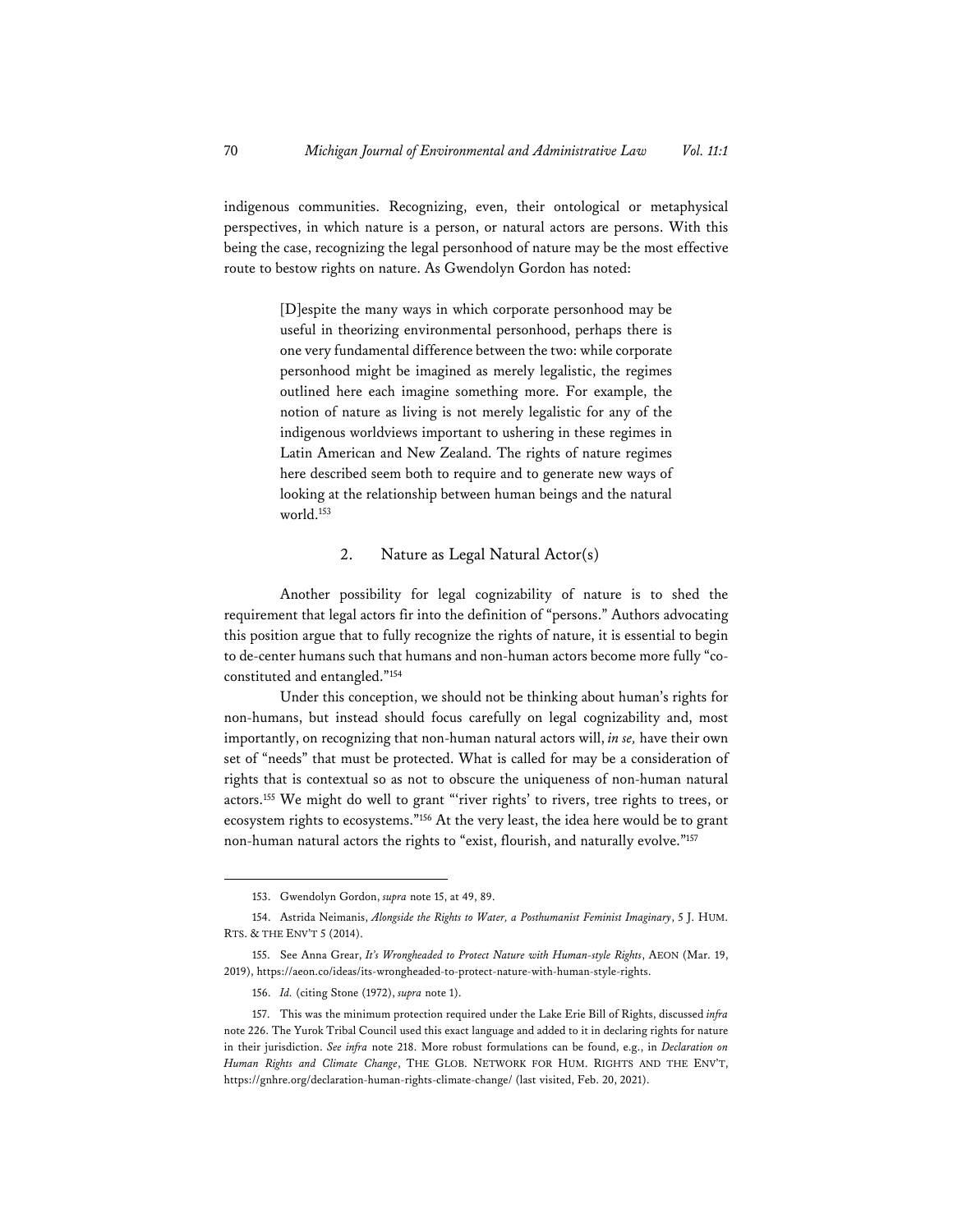indigenous communities. Recognizing, even, their ontological or metaphysical perspectives, in which nature is a person, or natural actors are persons. With this being the case, recognizing the legal personhood of nature may be the most effective route to bestow rights on nature. As Gwendolyn Gordon has noted:

> [D]espite the many ways in which corporate personhood may be useful in theorizing environmental personhood, perhaps there is one very fundamental difference between the two: while corporate personhood might be imagined as merely legalistic, the regimes outlined here each imagine something more. For example, the notion of nature as living is not merely legalistic for any of the indigenous worldviews important to ushering in these regimes in Latin American and New Zealand. The rights of nature regimes here described seem both to require and to generate new ways of looking at the relationship between human beings and the natural world.[153]

### 2. Nature as Legal Natural Actor(s)

Another possibility for legal cognizability of nature is to shed the requirement that legal actors fir into the definition of "persons." Authors advocating this position argue that to fully recognize the rights of nature, it is essential to begin to de-center humans such that humans and non-human actors become more fully "co-constituted and entangled."[154]

Under this conception, we should not be thinking about human's rights for non-humans, but instead should focus carefully on legal cognizability and, most importantly, on recognizing that non-human natural actors will, *in se,* have their own set of "needs" that must be protected. What is called for may be a consideration of rights that is contextual so as not to obscure the uniqueness of non-human natural actors.[155] We might do well to grant "'river rights' to rivers, tree rights to trees, or ecosystem rights to ecosystems."[156] At the very least, the idea here would be to grant non-human natural actors the rights to "exist, flourish, and naturally evolve."[157]

---

153. Gwendolyn Gordon, *supra* note 15, at 49, 89.

154. Astrida Neimanis, *Alongside the Rights to Water, a Posthumanist Feminist Imaginary*, 5 J. HUM. RTS. & THE ENV'T 5 (2014).

155. See Anna Grear, *It's Wrongheaded to Protect Nature with Human-style Rights*, AEON (Mar. 19, 2019), https://aeon.co/ideas/its-wrongheaded-to-protect-nature-with-human-style-rights.

156. *Id.* (citing Stone (1972), *supra* note 1).

157. This was the minimum protection required under the Lake Erie Bill of Rights, discussed *infra* note 226. The Yurok Tribal Council used this exact language and added to it in declaring rights for nature in their jurisdiction. *See infra* note 218. More robust formulations can be found, e.g., in *Declaration on Human Rights and Climate Change*, THE GLOB. NETWORK FOR HUM. RIGHTS AND THE ENV'T, https://gnhre.org/declaration-human-rights-climate-change/ (last visited, Feb. 20, 2021).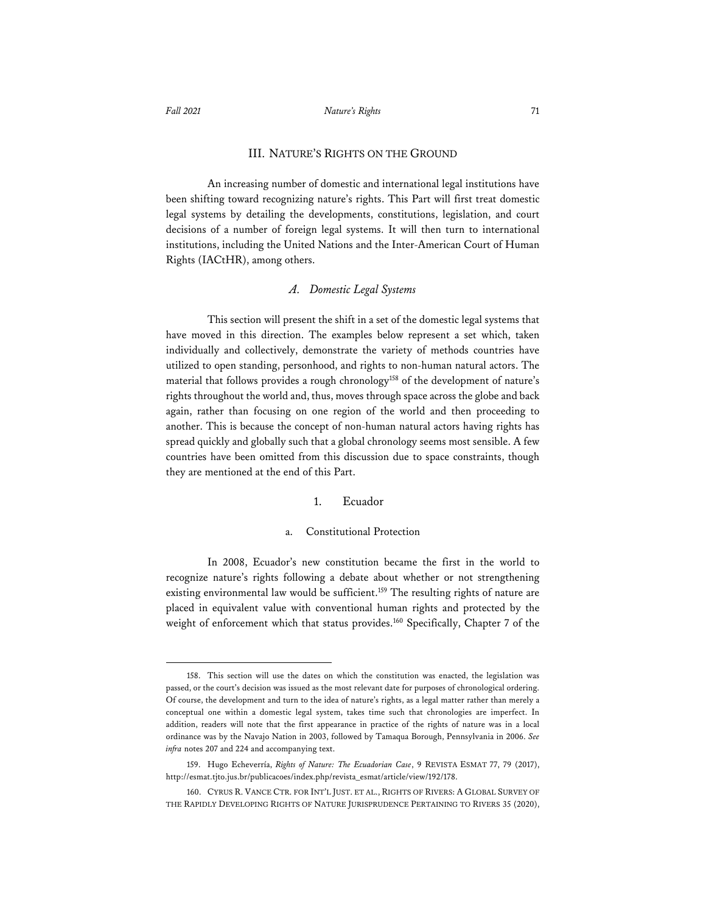## III. NATURE'S RIGHTS ON THE GROUND

An increasing number of domestic and international legal institutions have been shifting toward recognizing nature's rights. This Part will first treat domestic legal systems by detailing the developments, constitutions, legislation, and court decisions of a number of foreign legal systems. It will then turn to international institutions, including the United Nations and the Inter-American Court of Human Rights (IACtHR), among others.

### *A. Domestic Legal Systems*

This section will present the shift in a set of the domestic legal systems that have moved in this direction. The examples below represent a set which, taken individually and collectively, demonstrate the variety of methods countries have utilized to open standing, personhood, and rights to non-human natural actors. The material that follows provides a rough chronology[158] of the development of nature's rights throughout the world and, thus, moves through space across the globe and back again, rather than focusing on one region of the world and then proceeding to another. This is because the concept of non-human natural actors having rights has spread quickly and globally such that a global chronology seems most sensible. A few countries have been omitted from this discussion due to space constraints, though they are mentioned at the end of this Part.

#### 1. Ecuador

##### a. Constitutional Protection

In 2008, Ecuador's new constitution became the first in the world to recognize nature's rights following a debate about whether or not strengthening existing environmental law would be sufficient.[159] The resulting rights of nature are placed in equivalent value with conventional human rights and protected by the weight of enforcement which that status provides.[160] Specifically, Chapter 7 of the

---

158. This section will use the dates on which the constitution was enacted, the legislation was passed, or the court's decision was issued as the most relevant date for purposes of chronological ordering. Of course, the development and turn to the idea of nature's rights, as a legal matter rather than merely a conceptual one within a domestic legal system, takes time such that chronologies are imperfect. In addition, readers will note that the first appearance in practice of the rights of nature was in a local ordinance was by the Navajo Nation in 2003, followed by Tamaqua Borough, Pennsylvania in 2006. *See infra* notes 207 and 224 and accompanying text.

159. Hugo Echeverría, *Rights of Nature: The Ecuadorian Case*, 9 REVISTA ESMAT 77, 79 (2017), http://esmat.tjto.jus.br/publicacoes/index.php/revista_esmat/article/view/192/178.

160. CYRUS R. VANCE CTR. FOR INT'L JUST. ET AL., RIGHTS OF RIVERS: A GLOBAL SURVEY OF THE RAPIDLY DEVELOPING RIGHTS OF NATURE JURISPRUDENCE PERTAINING TO RIVERS 35 (2020),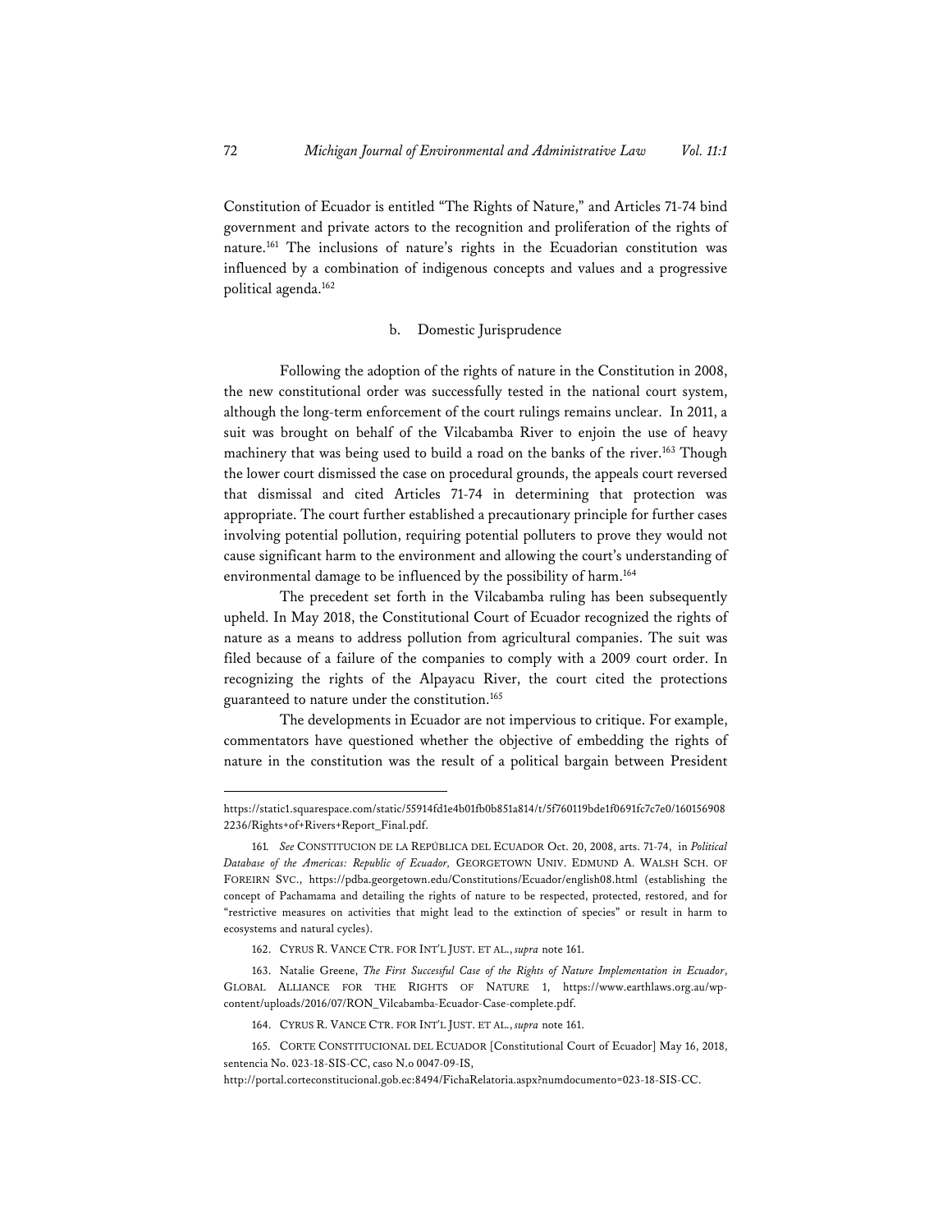Constitution of Ecuador is entitled "The Rights of Nature," and Articles 71-74 bind government and private actors to the recognition and proliferation of the rights of nature.[161] The inclusions of nature's rights in the Ecuadorian constitution was influenced by a combination of indigenous concepts and values and a progressive political agenda.[162]

### b. Domestic Jurisprudence

Following the adoption of the rights of nature in the Constitution in 2008, the new constitutional order was successfully tested in the national court system, although the long-term enforcement of the court rulings remains unclear. In 2011, a suit was brought on behalf of the Vilcabamba River to enjoin the use of heavy machinery that was being used to build a road on the banks of the river.[163] Though the lower court dismissed the case on procedural grounds, the appeals court reversed that dismissal and cited Articles 71-74 in determining that protection was appropriate. The court further established a precautionary principle for further cases involving potential pollution, requiring potential polluters to prove they would not cause significant harm to the environment and allowing the court's understanding of environmental damage to be influenced by the possibility of harm.[164]

The precedent set forth in the Vilcabamba ruling has been subsequently upheld. In May 2018, the Constitutional Court of Ecuador recognized the rights of nature as a means to address pollution from agricultural companies. The suit was filed because of a failure of the companies to comply with a 2009 court order. In recognizing the rights of the Alpayacu River, the court cited the protections guaranteed to nature under the constitution.[165]

The developments in Ecuador are not impervious to critique. For example, commentators have questioned whether the objective of embedding the rights of nature in the constitution was the result of a political bargain between President

---

https://static1.squarespace.com/static/55914fd1e4b01fb0b851a814/t/5f760119bde1f0691fc7c7e0/1601569082236/Rights+of+Rivers+Report_Final.pdf.

161. *See* CONSTITUCION DE LA REPÚBLICA DEL ECUADOR Oct. 20, 2008, arts. 71-74, in *Political Database of the Americas: Republic of Ecuador,* GEORGETOWN UNIV. EDMUND A. WALSH SCH. OF FOREIRN SVC., https://pdba.georgetown.edu/Constitutions/Ecuador/english08.html (establishing the concept of Pachamama and detailing the rights of nature to be respected, protected, restored, and for "restrictive measures on activities that might lead to the extinction of species" or result in harm to ecosystems and natural cycles).

162. CYRUS R. VANCE CTR. FOR INT'L JUST. ET AL., *supra* note 161.

163. Natalie Greene, *The First Successful Case of the Rights of Nature Implementation in Ecuador*, GLOBAL ALLIANCE FOR THE RIGHTS OF NATURE 1, https://www.earthlaws.org.au/wp-content/uploads/2016/07/RON_Vilcabamba-Ecuador-Case-complete.pdf.

164. CYRUS R. VANCE CTR. FOR INT'L JUST. ET AL., *supra* note 161.

165. CORTE CONSTITUCIONAL DEL ECUADOR [Constitutional Court of Ecuador] May 16, 2018, sentencia No. 023-18-SIS-CC, caso N.o 0047-09-IS, http://portal.corteconstitucional.gob.ec:8494/FichaRelatoria.aspx?numdocumento=023-18-SIS-CC.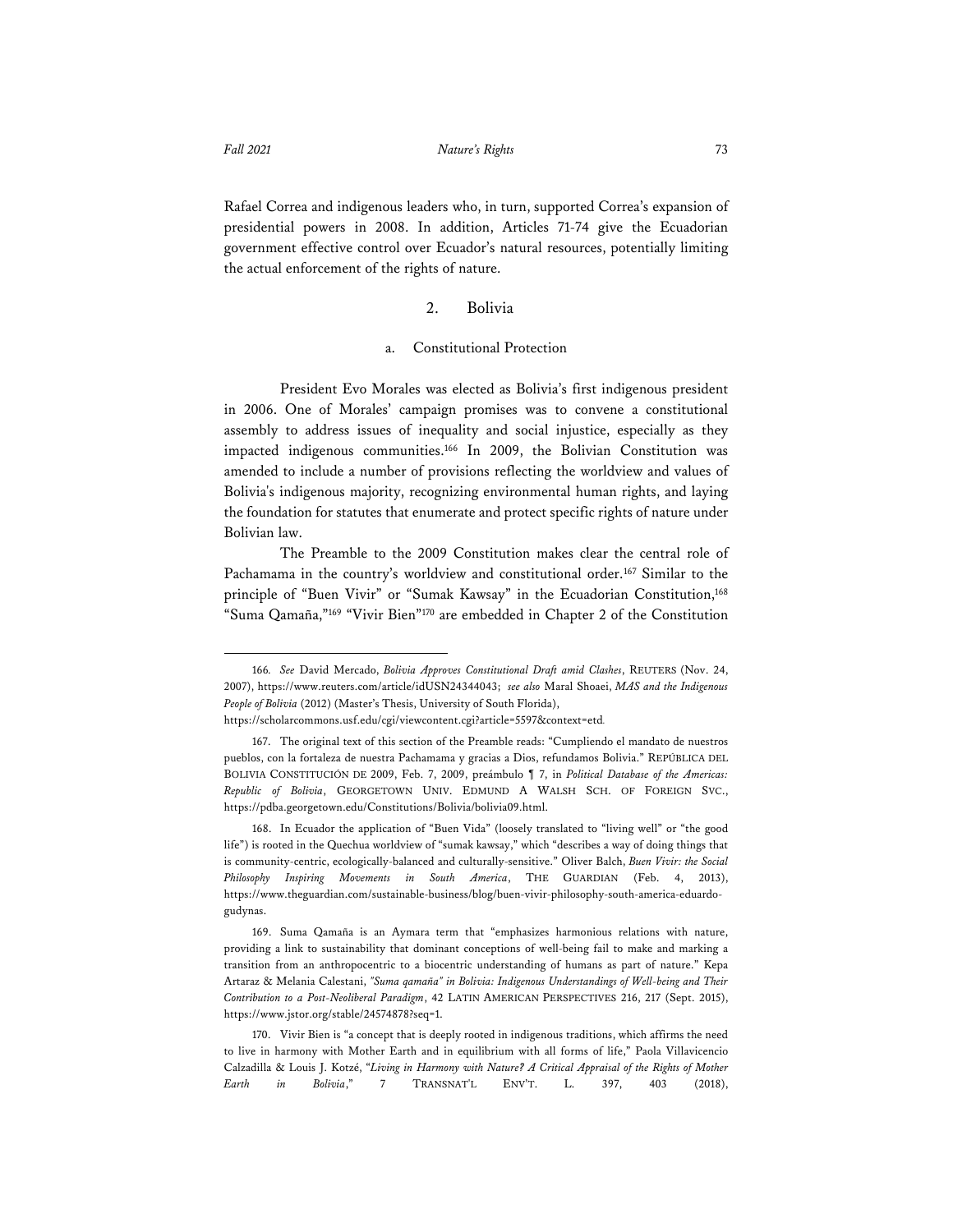Rafael Correa and indigenous leaders who, in turn, supported Correa's expansion of presidential powers in 2008. In addition, Articles 71-74 give the Ecuadorian government effective control over Ecuador's natural resources, potentially limiting the actual enforcement of the rights of nature.

### 2. Bolivia

#### a. Constitutional Protection

President Evo Morales was elected as Bolivia's first indigenous president in 2006. One of Morales' campaign promises was to convene a constitutional assembly to address issues of inequality and social injustice, especially as they impacted indigenous communities.[166] In 2009, the Bolivian Constitution was amended to include a number of provisions reflecting the worldview and values of Bolivia's indigenous majority, recognizing environmental human rights, and laying the foundation for statutes that enumerate and protect specific rights of nature under Bolivian law.

The Preamble to the 2009 Constitution makes clear the central role of Pachamama in the country's worldview and constitutional order.[167] Similar to the principle of "Buen Vivir" or "Sumak Kawsay" in the Ecuadorian Constitution,[168] "Suma Qamaña,"[169] "Vivir Bien"[170] are embedded in Chapter 2 of the Constitution

---

166. *See* David Mercado, *Bolivia Approves Constitutional Draft amid Clashes*, REUTERS (Nov. 24, 2007), https://www.reuters.com/article/idUSN24344043; *see also* Maral Shoaei, *MAS and the Indigenous People of Bolivia* (2012) (Master's Thesis, University of South Florida), https://scholarcommons.usf.edu/cgi/viewcontent.cgi?article=5597&context=etd.

167. The original text of this section of the Preamble reads: "Cumpliendo el mandato de nuestros pueblos, con la fortaleza de nuestra Pachamama y gracias a Dios, refundamos Bolivia." REPÚBLICA DEL BOLIVIA CONSTITUCIÓN DE 2009, Feb. 7, 2009, preámbulo ¶ 7, in *Political Database of the Americas: Republic of Bolivia*, GEORGETOWN UNIV. EDMUND A WALSH SCH. OF FOREIGN SVC., https://pdba.georgetown.edu/Constitutions/Bolivia/bolivia09.html.

168. In Ecuador the application of "Buen Vida" (loosely translated to "living well" or "the good life") is rooted in the Quechua worldview of "sumak kawsay," which "describes a way of doing things that is community-centric, ecologically-balanced and culturally-sensitive." Oliver Balch, *Buen Vivir: the Social Philosophy Inspiring Movements in South America*, THE GUARDIAN (Feb. 4, 2013), https://www.theguardian.com/sustainable-business/blog/buen-vivir-philosophy-south-america-eduardo-gudynas.

169. Suma Qamaña is an Aymara term that "emphasizes harmonious relations with nature, providing a link to sustainability that dominant conceptions of well-being fail to make and marking a transition from an anthropocentric to a biocentric understanding of humans as part of nature." Kepa Artaraz & Melania Calestani, *"Suma qamaña" in Bolivia: Indigenous Understandings of Well-being and Their Contribution to a Post-Neoliberal Paradigm*, 42 LATIN AMERICAN PERSPECTIVES 216, 217 (Sept. 2015), https://www.jstor.org/stable/24574878?seq=1.

170. Vivir Bien is "a concept that is deeply rooted in indigenous traditions, which affirms the need to live in harmony with Mother Earth and in equilibrium with all forms of life," Paola Villavicencio Calzadilla & Louis J. Kotzé, "*Living in Harmony with Nature? A Critical Appraisal of the Rights of Mother Earth in Bolivia*," 7 TRANSNAT'L ENV'T. L. 397, 403 (2018),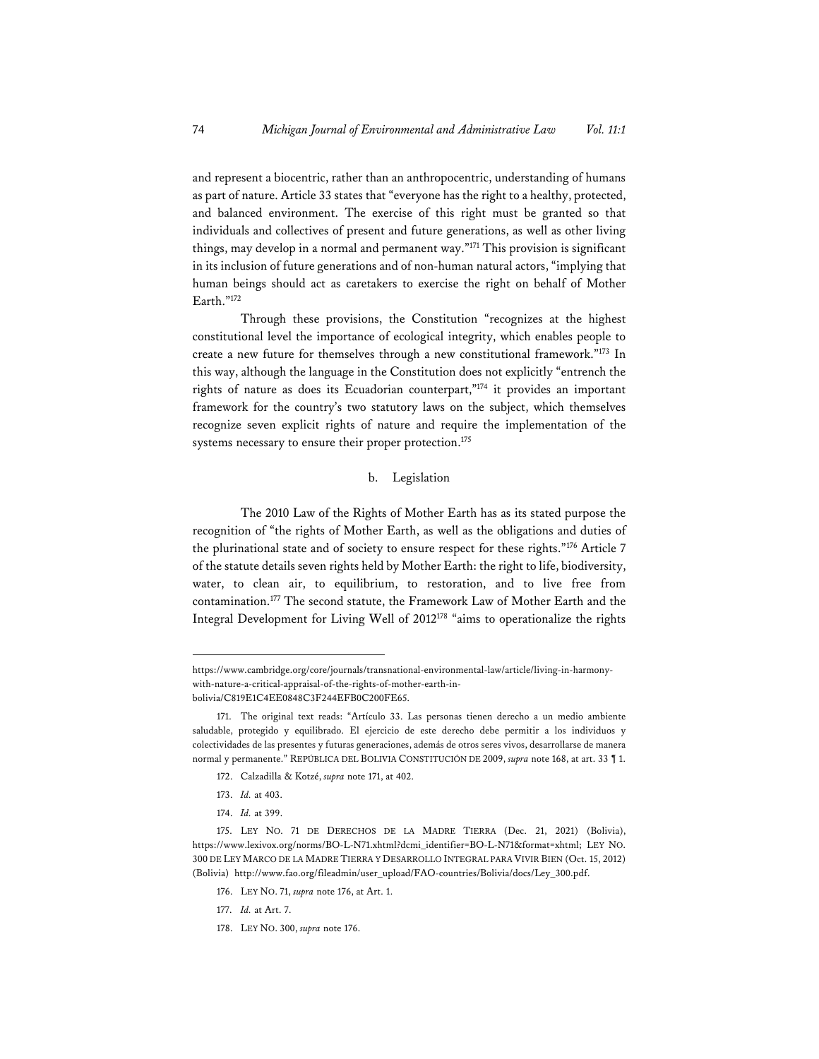and represent a biocentric, rather than an anthropocentric, understanding of humans as part of nature. Article 33 states that "everyone has the right to a healthy, protected, and balanced environment. The exercise of this right must be granted so that individuals and collectives of present and future generations, as well as other living things, may develop in a normal and permanent way."[171] This provision is significant in its inclusion of future generations and of non-human natural actors, "implying that human beings should act as caretakers to exercise the right on behalf of Mother Earth."[172]

Through these provisions, the Constitution "recognizes at the highest constitutional level the importance of ecological integrity, which enables people to create a new future for themselves through a new constitutional framework."[173] In this way, although the language in the Constitution does not explicitly "entrench the rights of nature as does its Ecuadorian counterpart,"[174] it provides an important framework for the country's two statutory laws on the subject, which themselves recognize seven explicit rights of nature and require the implementation of the systems necessary to ensure their proper protection.[175]

### b. Legislation

The 2010 Law of the Rights of Mother Earth has as its stated purpose the recognition of "the rights of Mother Earth, as well as the obligations and duties of the plurinational state and of society to ensure respect for these rights."[176] Article 7 of the statute details seven rights held by Mother Earth: the right to life, biodiversity, water, to clean air, to equilibrium, to restoration, and to live free from contamination.[177] The second statute, the Framework Law of Mother Earth and the Integral Development for Living Well of 2012[178] "aims to operationalize the rights

---

https://www.cambridge.org/core/journals/transnational-environmental-law/article/living-in-harmony-with-nature-a-critical-appraisal-of-the-rights-of-mother-earth-in-bolivia/C819E1C4EE0848C3F244EFB0C200FE65.

171. The original text reads: "Artículo 33. Las personas tienen derecho a un medio ambiente saludable, protegido y equilibrado. El ejercicio de este derecho debe permitir a los individuos y colectividades de las presentes y futuras generaciones, además de otros seres vivos, desarrollarse de manera normal y permanente." REPÚBLICA DEL BOLIVIA CONSTITUCIÓN DE 2009, *supra* note 168, at art. 33 ¶ 1.

172. Calzadilla & Kotzé, *supra* note 171, at 402.

173. *Id.* at 403.

174. *Id.* at 399.

175. LEY NO. 71 DE DERECHOS DE LA MADRE TIERRA (Dec. 21, 2021) (Bolivia), https://www.lexivox.org/norms/BO-L-N71.xhtml?dcmi_identifier=BO-L-N71&format=xhtml; LEY NO. 300 DE LEY MARCO DE LA MADRE TIERRA Y DESARROLLO INTEGRAL PARA VIVIR BIEN (Oct. 15, 2012) (Bolivia) http://www.fao.org/fileadmin/user_upload/FAO-countries/Bolivia/docs/Ley_300.pdf.

176. LEY NO. 71, *supra* note 176, at Art. 1.

177. *Id.* at Art. 7.

178. LEY NO. 300, *supra* note 176.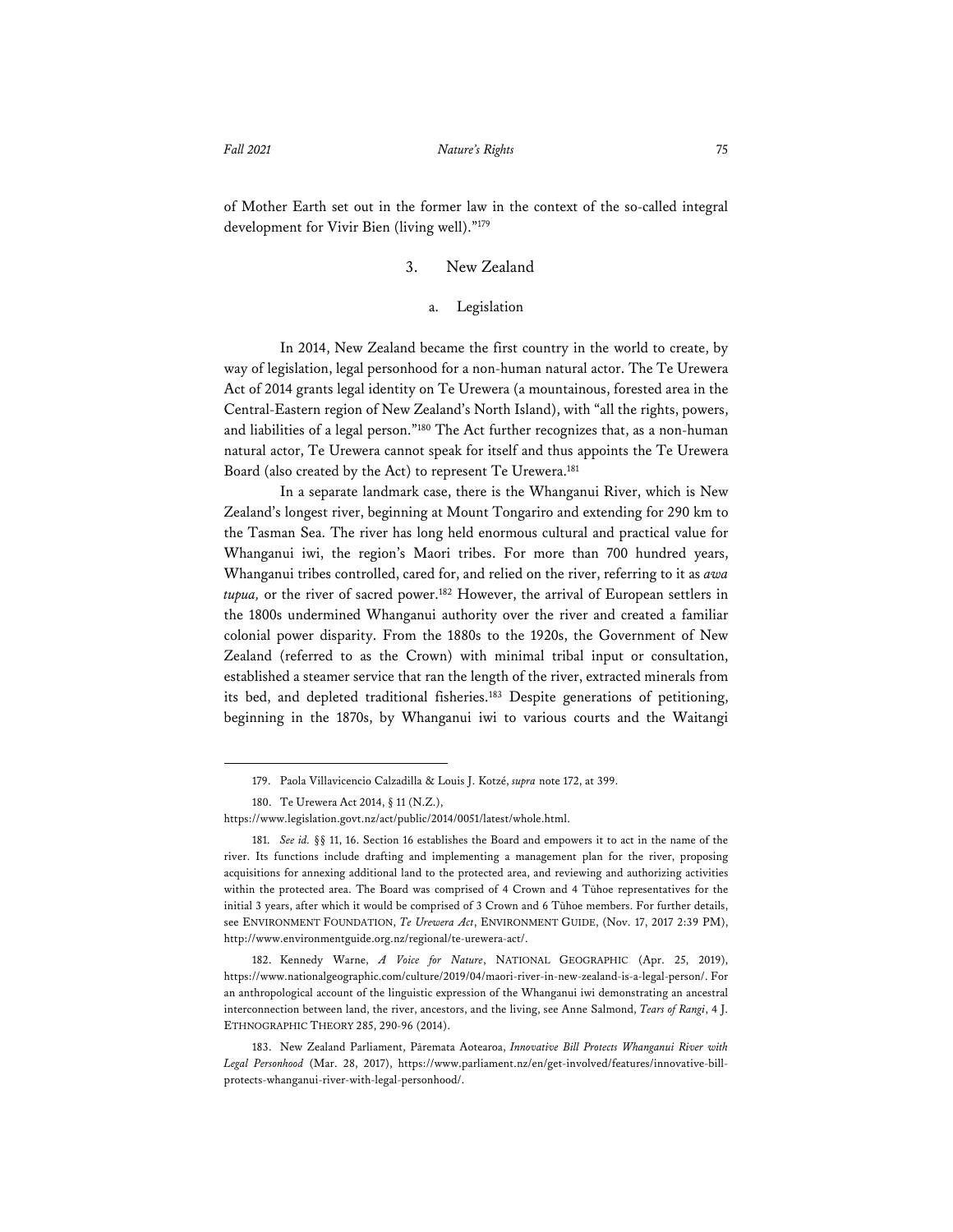of Mother Earth set out in the former law in the context of the so-called integral development for Vivir Bien (living well)."[179]

### 3. New Zealand

#### a. Legislation

In 2014, New Zealand became the first country in the world to create, by way of legislation, legal personhood for a non-human natural actor. The Te Urewera Act of 2014 grants legal identity on Te Urewera (a mountainous, forested area in the Central-Eastern region of New Zealand's North Island), with "all the rights, powers, and liabilities of a legal person."[180] The Act further recognizes that, as a non-human natural actor, Te Urewera cannot speak for itself and thus appoints the Te Urewera Board (also created by the Act) to represent Te Urewera.[181]

In a separate landmark case, there is the Whanganui River, which is New Zealand's longest river, beginning at Mount Tongariro and extending for 290 km to the Tasman Sea. The river has long held enormous cultural and practical value for Whanganui iwi, the region's Maori tribes. For more than 700 hundred years, Whanganui tribes controlled, cared for, and relied on the river, referring to it as *awa tupua,* or the river of sacred power.[182] However, the arrival of European settlers in the 1800s undermined Whanganui authority over the river and created a familiar colonial power disparity. From the 1880s to the 1920s, the Government of New Zealand (referred to as the Crown) with minimal tribal input or consultation, established a steamer service that ran the length of the river, extracted minerals from its bed, and depleted traditional fisheries.[183] Despite generations of petitioning, beginning in the 1870s, by Whanganui iwi to various courts and the Waitangi

---

179. Paola Villavicencio Calzadilla & Louis J. Kotzé, *supra* note 172, at 399.

180. Te Urewera Act 2014, § 11 (N.Z.), https://www.legislation.govt.nz/act/public/2014/0051/latest/whole.html.

181. *See id.* §§ 11, 16. Section 16 establishes the Board and empowers it to act in the name of the river. Its functions include drafting and implementing a management plan for the river, proposing acquisitions for annexing additional land to the protected area, and reviewing and authorizing activities within the protected area. The Board was comprised of 4 Crown and 4 Tūhoe representatives for the initial 3 years, after which it would be comprised of 3 Crown and 6 Tūhoe members. For further details, see ENVIRONMENT FOUNDATION, *Te Urewera Act*, ENVIRONMENT GUIDE, (Nov. 17, 2017 2:39 PM), http://www.environmentguide.org.nz/regional/te-urewera-act/.

182. Kennedy Warne, *A Voice for Nature*, NATIONAL GEOGRAPHIC (Apr. 25, 2019), https://www.nationalgeographic.com/culture/2019/04/maori-river-in-new-zealand-is-a-legal-person/. For an anthropological account of the linguistic expression of the Whanganui iwi demonstrating an ancestral interconnection between land, the river, ancestors, and the living, see Anne Salmond, *Tears of Rangi*, 4 J. ETHNOGRAPHIC THEORY 285, 290-96 (2014).

183. New Zealand Parliament, Pāremata Aotearoa, *Innovative Bill Protects Whanganui River with Legal Personhood* (Mar. 28, 2017), https://www.parliament.nz/en/get-involved/features/innovative-bill-protects-whanganui-river-with-legal-personhood/.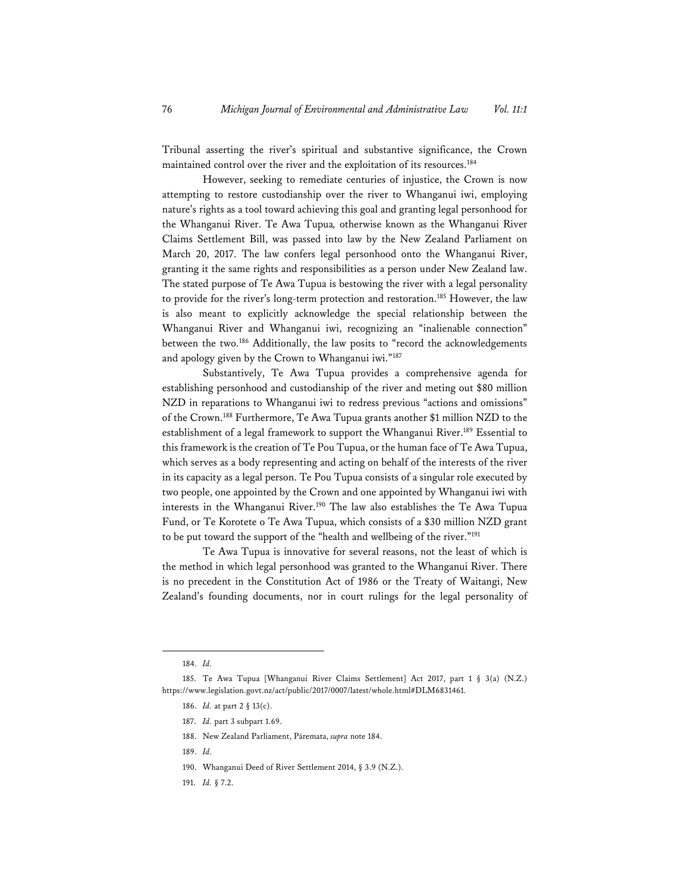Tribunal asserting the river's spiritual and substantive significance, the Crown maintained control over the river and the exploitation of its resources.[184]

However, seeking to remediate centuries of injustice, the Crown is now attempting to restore custodianship over the river to Whanganui iwi, employing nature's rights as a tool toward achieving this goal and granting legal personhood for the Whanganui River. Te Awa Tupua*,* otherwise known as the Whanganui River Claims Settlement Bill, was passed into law by the New Zealand Parliament on March 20, 2017. The law confers legal personhood onto the Whanganui River, granting it the same rights and responsibilities as a person under New Zealand law. The stated purpose of Te Awa Tupua is bestowing the river with a legal personality to provide for the river's long-term protection and restoration.[185] However, the law is also meant to explicitly acknowledge the special relationship between the Whanganui River and Whanganui iwi, recognizing an "inalienable connection" between the two.[186] Additionally, the law posits to "record the acknowledgements and apology given by the Crown to Whanganui iwi."[187]

Substantively, Te Awa Tupua provides a comprehensive agenda for establishing personhood and custodianship of the river and meting out $80 million NZD in reparations to Whanganui iwi to redress previous "actions and omissions" of the Crown.[188] Furthermore, Te Awa Tupua grants another $1 million NZD to the establishment of a legal framework to support the Whanganui River.[189] Essential to this framework is the creation of Te Pou Tupua, or the human face of Te Awa Tupua, which serves as a body representing and acting on behalf of the interests of the river in its capacity as a legal person. Te Pou Tupua consists of a singular role executed by two people, one appointed by the Crown and one appointed by Whanganui iwi with interests in the Whanganui River.[190] The law also establishes the Te Awa Tupua Fund, or Te Korotete o Te Awa Tupua, which consists of a $30 million NZD grant to be put toward the support of the "health and wellbeing of the river."[191]

Te Awa Tupua is innovative for several reasons, not the least of which is the method in which legal personhood was granted to the Whanganui River. There is no precedent in the Constitution Act of 1986 or the Treaty of Waitangi, New Zealand's founding documents, nor in court rulings for the legal personality of

---

184. *Id.*

185. Te Awa Tupua [Whanganui River Claims Settlement] Act 2017, part 1 § 3(a) (N.Z.) https://www.legislation.govt.nz/act/public/2017/0007/latest/whole.html#DLM6831461.

186. *Id.* at part 2 § 13(c).

187. *Id.* part 3 subpart 1.69.

188. New Zealand Parliament, Pāremata, *supra* note 184.

189. *Id*.

190. Whanganui Deed of River Settlement 2014, § 3.9 (N.Z.).

191. *Id.* § 7.2.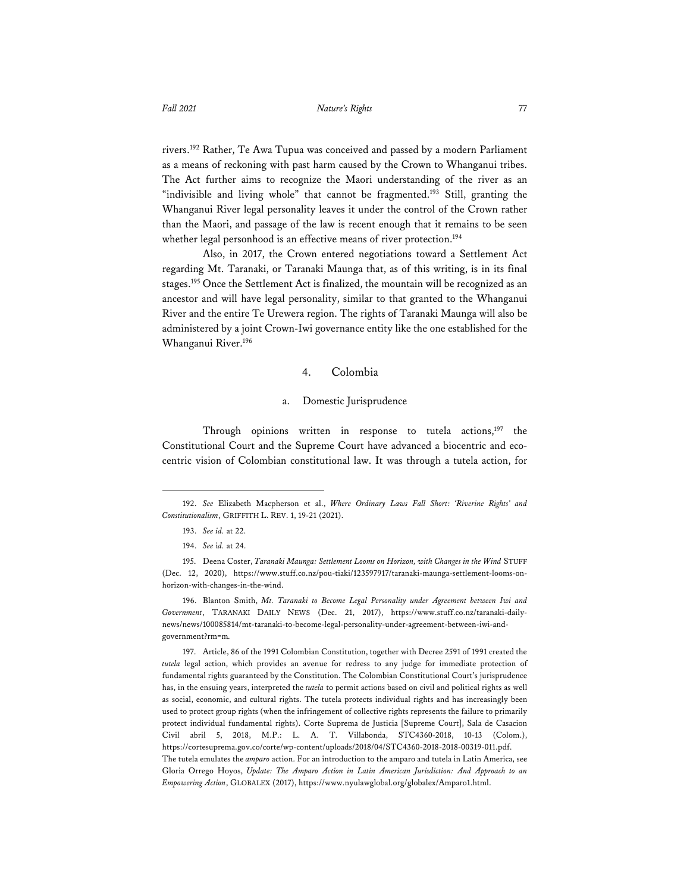rivers.[192] Rather, Te Awa Tupua was conceived and passed by a modern Parliament as a means of reckoning with past harm caused by the Crown to Whanganui tribes. The Act further aims to recognize the Maori understanding of the river as an "indivisible and living whole" that cannot be fragmented.[193] Still, granting the Whanganui River legal personality leaves it under the control of the Crown rather than the Maori, and passage of the law is recent enough that it remains to be seen whether legal personhood is an effective means of river protection.[194]

Also, in 2017, the Crown entered negotiations toward a Settlement Act regarding Mt. Taranaki, or Taranaki Maunga that, as of this writing, is in its final stages.[195] Once the Settlement Act is finalized, the mountain will be recognized as an ancestor and will have legal personality, similar to that granted to the Whanganui River and the entire Te Urewera region. The rights of Taranaki Maunga will also be administered by a joint Crown-Iwi governance entity like the one established for the Whanganui River.[196]

### 4. Colombia

#### a. Domestic Jurisprudence

Through opinions written in response to tutela actions,[197] the Constitutional Court and the Supreme Court have advanced a biocentric and eco-centric vision of Colombian constitutional law. It was through a tutela action, for

---

192. *See* Elizabeth Macpherson et al., *Where Ordinary Laws Fall Short: 'Riverine Rights' and Constitutionalism*, GRIFFITH L. REV. 1, 19-21 (2021).

193. *See id.* at 22.

194. *See id.* at 24.

195. Deena Coster, *Taranaki Maunga: Settlement Looms on Horizon, with Changes in the Wind* STUFF (Dec. 12, 2020), https://www.stuff.co.nz/pou-tiaki/123597917/taranaki-maunga-settlement-looms-on-horizon-with-changes-in-the-wind.

196. Blanton Smith, *Mt. Taranaki to Become Legal Personality under Agreement between Iwi and Government*, TARANAKI DAILY NEWS (Dec. 21, 2017), https://www.stuff.co.nz/taranaki-daily-news/news/100085814/mt-taranaki-to-become-legal-personality-under-agreement-between-iwi-and-government?rm=m.

197. Article, 86 of the 1991 Colombian Constitution, together with Decree 2591 of 1991 created the *tutela* legal action, which provides an avenue for redress to any judge for immediate protection of fundamental rights guaranteed by the Constitution. The Colombian Constitutional Court's jurisprudence has, in the ensuing years, interpreted the *tutela* to permit actions based on civil and political rights as well as social, economic, and cultural rights. The tutela protects individual rights and has increasingly been used to protect group rights (when the infringement of collective rights represents the failure to primarily protect individual fundamental rights). Corte Suprema de Justicia [Supreme Court], Sala de Casacion Civil abril 5, 2018, M.P.: L. A. T. Villabonda, STC4360-2018, 10-13 (Colom.), https://cortesuprema.gov.co/corte/wp-content/uploads/2018/04/STC4360-2018-2018-00319-011.pdf. The tutela emulates the *amparo* action. For an introduction to the amparo and tutela in Latin America, see Gloria Orrego Hoyos, *Update: The Amparo Action in Latin American Jurisdiction: And Approach to an Empowering Action*, GLOBALEX (2017), https://www.nyulawglobal.org/globalex/Amparo1.html.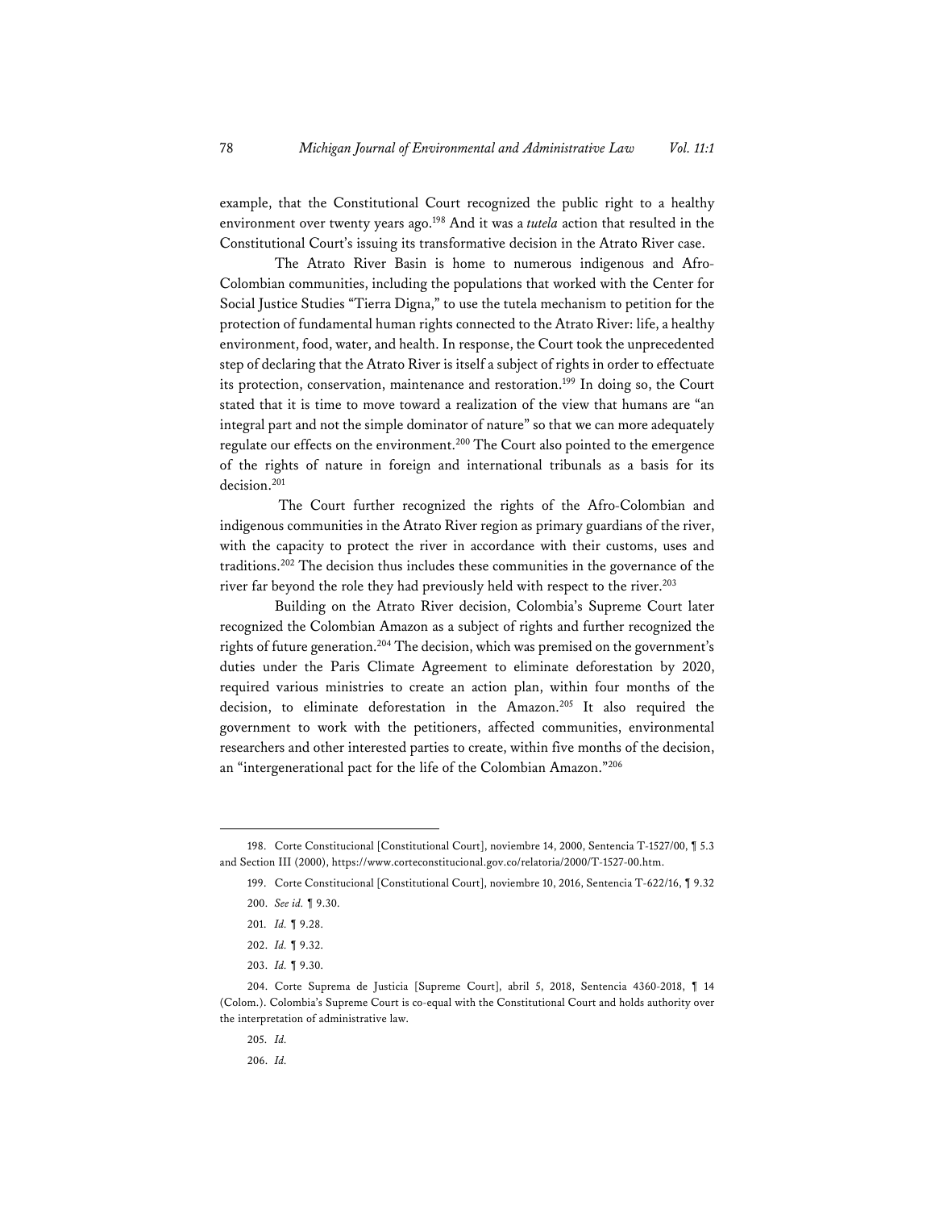example, that the Constitutional Court recognized the public right to a healthy environment over twenty years ago.[198] And it was a *tutela* action that resulted in the Constitutional Court's issuing its transformative decision in the Atrato River case.

The Atrato River Basin is home to numerous indigenous and Afro-Colombian communities, including the populations that worked with the Center for Social Justice Studies "Tierra Digna," to use the tutela mechanism to petition for the protection of fundamental human rights connected to the Atrato River: life, a healthy environment, food, water, and health. In response, the Court took the unprecedented step of declaring that the Atrato River is itself a subject of rights in order to effectuate its protection, conservation, maintenance and restoration.[199] In doing so, the Court stated that it is time to move toward a realization of the view that humans are "an integral part and not the simple dominator of nature" so that we can more adequately regulate our effects on the environment.[200] The Court also pointed to the emergence of the rights of nature in foreign and international tribunals as a basis for its decision.[201]

The Court further recognized the rights of the Afro-Colombian and indigenous communities in the Atrato River region as primary guardians of the river, with the capacity to protect the river in accordance with their customs, uses and traditions.[202] The decision thus includes these communities in the governance of the river far beyond the role they had previously held with respect to the river.[203]

Building on the Atrato River decision, Colombia's Supreme Court later recognized the Colombian Amazon as a subject of rights and further recognized the rights of future generation.[204] The decision, which was premised on the government's duties under the Paris Climate Agreement to eliminate deforestation by 2020, required various ministries to create an action plan, within four months of the decision, to eliminate deforestation in the Amazon.[205] It also required the government to work with the petitioners, affected communities, environmental researchers and other interested parties to create, within five months of the decision, an "intergenerational pact for the life of the Colombian Amazon."[206]

---

198. Corte Constitucional [Constitutional Court], noviembre 14, 2000, Sentencia T-1527/00, ¶ 5.3 and Section III (2000), https://www.corteconstitucional.gov.co/relatoria/2000/T-1527-00.htm.

199. Corte Constitucional [Constitutional Court], noviembre 10, 2016, Sentencia T-622/16, ¶ 9.32

200. *See id.* ¶ 9.30.

201. *Id.* ¶ 9.28.

202. *Id.* ¶ 9.32.

203. *Id.* ¶ 9.30.

204. Corte Suprema de Justicia [Supreme Court], abril 5, 2018, Sentencia 4360-2018, ¶ 14 (Colom.). Colombia's Supreme Court is co-equal with the Constitutional Court and holds authority over the interpretation of administrative law.

205. *Id.*

206. *Id.*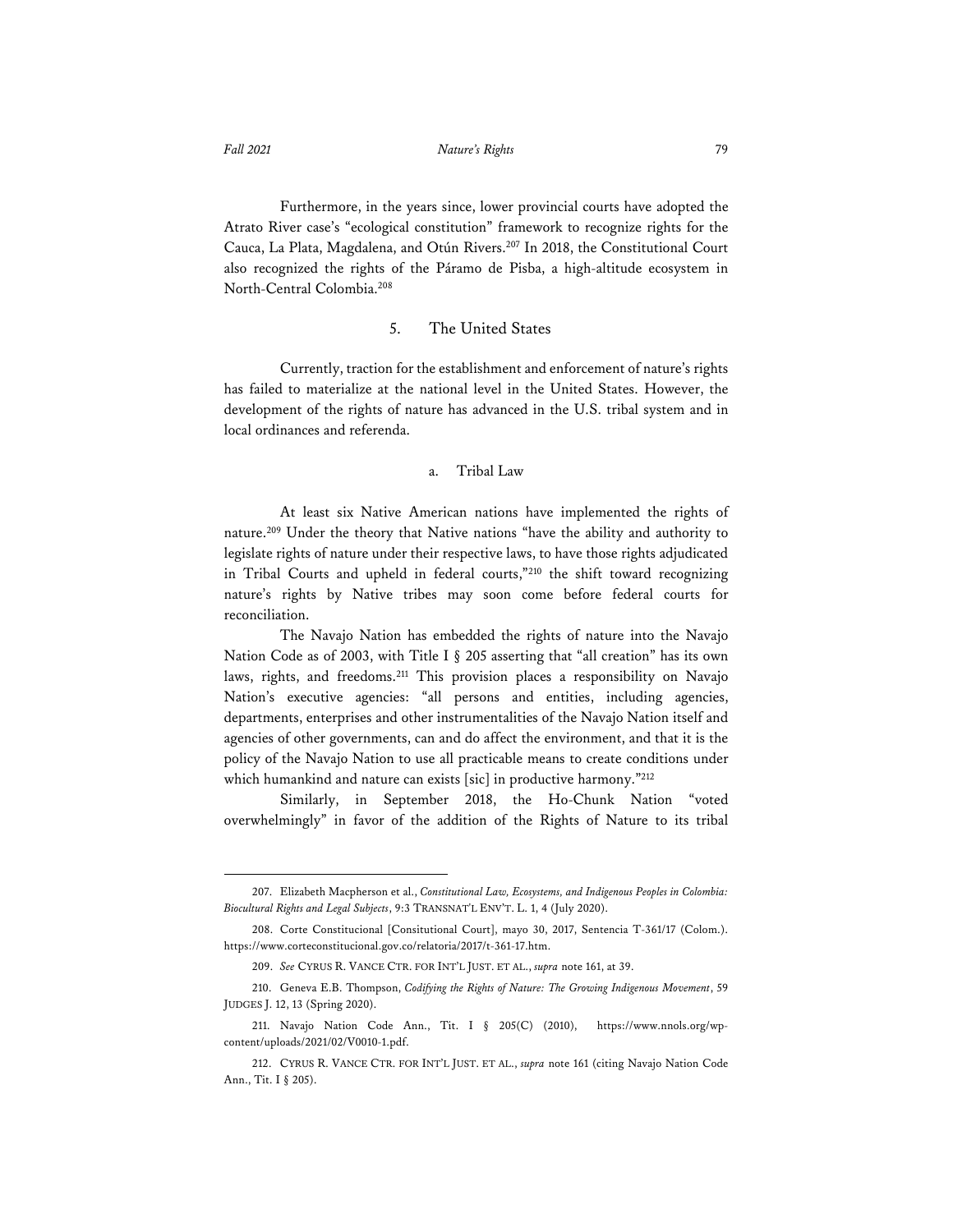Furthermore, in the years since, lower provincial courts have adopted the Atrato River case's "ecological constitution" framework to recognize rights for the Cauca, La Plata, Magdalena, and Otún Rivers.[207] In 2018, the Constitutional Court also recognized the rights of the Páramo de Pisba, a high-altitude ecosystem in North-Central Colombia.[208]

### 5. The United States

Currently, traction for the establishment and enforcement of nature's rights has failed to materialize at the national level in the United States. However, the development of the rights of nature has advanced in the U.S. tribal system and in local ordinances and referenda.

#### a. Tribal Law

At least six Native American nations have implemented the rights of nature.[209] Under the theory that Native nations "have the ability and authority to legislate rights of nature under their respective laws, to have those rights adjudicated in Tribal Courts and upheld in federal courts,"[210] the shift toward recognizing nature's rights by Native tribes may soon come before federal courts for reconciliation.

The Navajo Nation has embedded the rights of nature into the Navajo Nation Code as of 2003, with Title I § 205 asserting that "all creation" has its own laws, rights, and freedoms.[211] This provision places a responsibility on Navajo Nation's executive agencies: "all persons and entities, including agencies, departments, enterprises and other instrumentalities of the Navajo Nation itself and agencies of other governments, can and do affect the environment, and that it is the policy of the Navajo Nation to use all practicable means to create conditions under which humankind and nature can exists [sic] in productive harmony."[212]

Similarly, in September 2018, the Ho-Chunk Nation "voted overwhelmingly" in favor of the addition of the Rights of Nature to its tribal

---

207. Elizabeth Macpherson et al., *Constitutional Law, Ecosystems, and Indigenous Peoples in Colombia: Biocultural Rights and Legal Subjects*, 9:3 TRANSNAT'L ENV'T. L. 1, 4 (July 2020).

208. Corte Constitucional [Consitutional Court], mayo 30, 2017, Sentencia T-361/17 (Colom.). https://www.corteconstitucional.gov.co/relatoria/2017/t-361-17.htm.

209. *See* CYRUS R. VANCE CTR. FOR INT'L JUST. ET AL., *supra* note 161, at 39.

210. Geneva E.B. Thompson, *Codifying the Rights of Nature: The Growing Indigenous Movement*, 59 JUDGES J. 12, 13 (Spring 2020).

211. Navajo Nation Code Ann., Tit. I § 205(C) (2010), https://www.nnols.org/wp-content/uploads/2021/02/V0010-1.pdf.

212. CYRUS R. VANCE CTR. FOR INT'L JUST. ET AL., *supra* note 161 (citing Navajo Nation Code Ann., Tit. I § 205).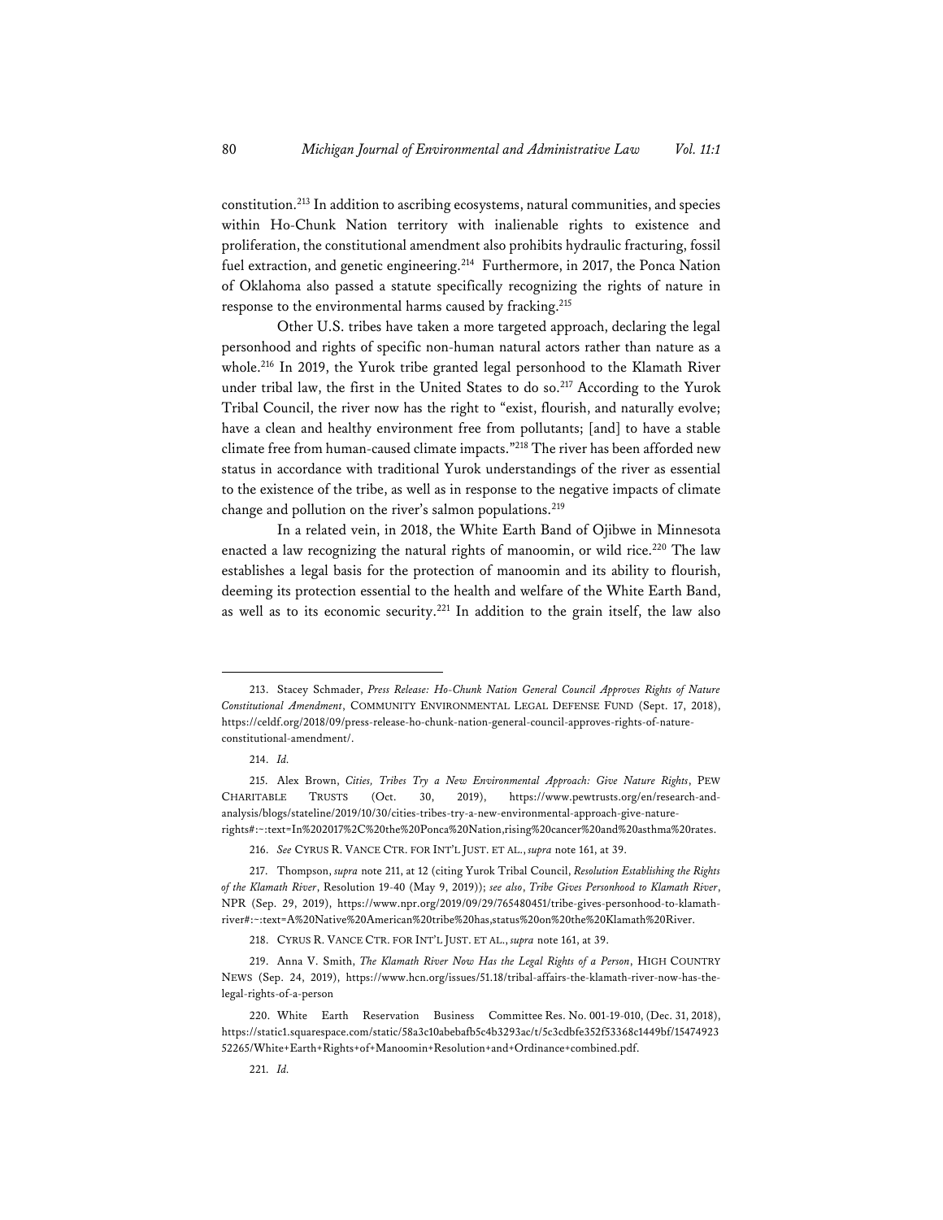constitution.[213] In addition to ascribing ecosystems, natural communities, and species within Ho-Chunk Nation territory with inalienable rights to existence and proliferation, the constitutional amendment also prohibits hydraulic fracturing, fossil fuel extraction, and genetic engineering.[214] Furthermore, in 2017, the Ponca Nation of Oklahoma also passed a statute specifically recognizing the rights of nature in response to the environmental harms caused by fracking.[215]

Other U.S. tribes have taken a more targeted approach, declaring the legal personhood and rights of specific non-human natural actors rather than nature as a whole.[216] In 2019, the Yurok tribe granted legal personhood to the Klamath River under tribal law, the first in the United States to do so.[217] According to the Yurok Tribal Council, the river now has the right to "exist, flourish, and naturally evolve; have a clean and healthy environment free from pollutants; [and] to have a stable climate free from human-caused climate impacts."[218] The river has been afforded new status in accordance with traditional Yurok understandings of the river as essential to the existence of the tribe, as well as in response to the negative impacts of climate change and pollution on the river's salmon populations.[219]

In a related vein, in 2018, the White Earth Band of Ojibwe in Minnesota enacted a law recognizing the natural rights of manoomin, or wild rice.[220] The law establishes a legal basis for the protection of manoomin and its ability to flourish, deeming its protection essential to the health and welfare of the White Earth Band, as well as to its economic security.[221] In addition to the grain itself, the law also

---

213. Stacey Schmader, *Press Release: Ho-Chunk Nation General Council Approves Rights of Nature Constitutional Amendment*, COMMUNITY ENVIRONMENTAL LEGAL DEFENSE FUND (Sept. 17, 2018), https://celdf.org/2018/09/press-release-ho-chunk-nation-general-council-approves-rights-of-nature-constitutional-amendment/.

214. *Id.*

215. Alex Brown, *Cities, Tribes Try a New Environmental Approach: Give Nature Rights*, PEW CHARITABLE TRUSTS (Oct. 30, 2019), https://www.pewtrusts.org/en/research-and-analysis/blogs/stateline/2019/10/30/cities-tribes-try-a-new-environmental-approach-give-nature-rights#:~:text=In%202017%2C%20the%20Ponca%20Nation,rising%20cancer%20and%20asthma%20rates.

216. *See* CYRUS R. VANCE CTR. FOR INT'L JUST. ET AL., *supra* note 161, at 39.

217. Thompson, *supra* note 211, at 12 (citing Yurok Tribal Council, *Resolution Establishing the Rights of the Klamath River*, Resolution 19-40 (May 9, 2019)); *see also*, *Tribe Gives Personhood to Klamath River*, NPR (Sep. 29, 2019), https://www.npr.org/2019/09/29/765480451/tribe-gives-personhood-to-klamath-river#:~:text=A%20Native%20American%20tribe%20has,status%20on%20the%20Klamath%20River.

218. CYRUS R. VANCE CTR. FOR INT'L JUST. ET AL., *supra* note 161, at 39.

219. Anna V. Smith, *The Klamath River Now Has the Legal Rights of a Person*, HIGH COUNTRY NEWS (Sep. 24, 2019), https://www.hcn.org/issues/51.18/tribal-affairs-the-klamath-river-now-has-the-legal-rights-of-a-person

220. White Earth Reservation Business Committee Res. No. 001-19-010, (Dec. 31, 2018), https://static1.squarespace.com/static/58a3c10abebafb5c4b3293ac/t/5c3cdbfe352f53368c1449bf/1547492352265/White+Earth+Rights+of+Manoomin+Resolution+and+Ordinance+combined.pdf.

221. *Id.*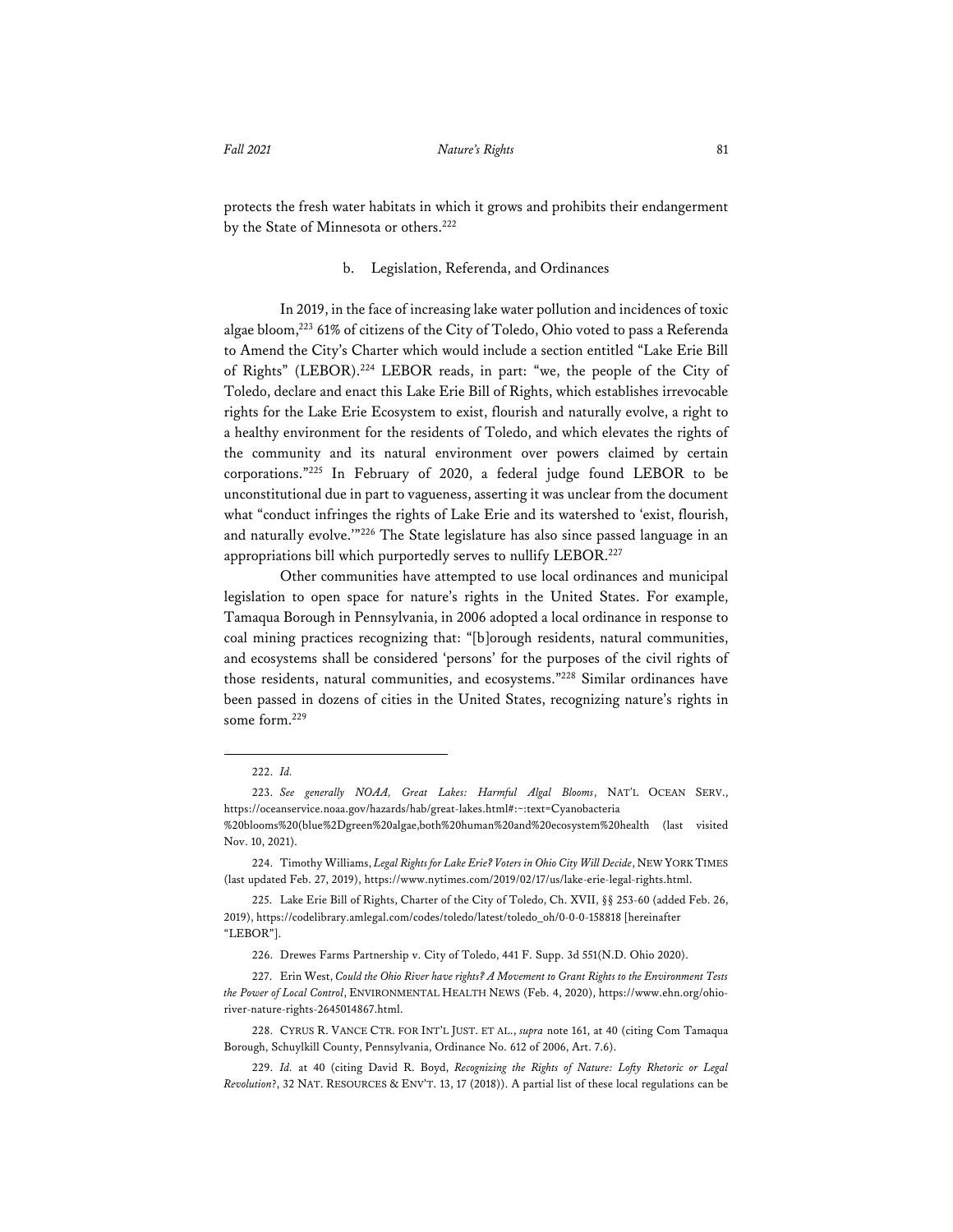protects the fresh water habitats in which it grows and prohibits their endangerment by the State of Minnesota or others.[222]

### b. Legislation, Referenda, and Ordinances

In 2019, in the face of increasing lake water pollution and incidences of toxic algae bloom,[223] 61% of citizens of the City of Toledo, Ohio voted to pass a Referenda to Amend the City's Charter which would include a section entitled "Lake Erie Bill of Rights" (LEBOR).[224] LEBOR reads, in part: "we, the people of the City of Toledo, declare and enact this Lake Erie Bill of Rights, which establishes irrevocable rights for the Lake Erie Ecosystem to exist, flourish and naturally evolve, a right to a healthy environment for the residents of Toledo, and which elevates the rights of the community and its natural environment over powers claimed by certain corporations."[225] In February of 2020, a federal judge found LEBOR to be unconstitutional due in part to vagueness, asserting it was unclear from the document what "conduct infringes the rights of Lake Erie and its watershed to 'exist, flourish, and naturally evolve.'"[226] The State legislature has also since passed language in an appropriations bill which purportedly serves to nullify LEBOR.[227]

Other communities have attempted to use local ordinances and municipal legislation to open space for nature's rights in the United States. For example, Tamaqua Borough in Pennsylvania, in 2006 adopted a local ordinance in response to coal mining practices recognizing that: "[b]orough residents, natural communities, and ecosystems shall be considered 'persons' for the purposes of the civil rights of those residents, natural communities, and ecosystems."[228] Similar ordinances have been passed in dozens of cities in the United States, recognizing nature's rights in some form.[229]

---

222. *Id.*

223. *See generally NOAA, Great Lakes: Harmful Algal Blooms*, NAT'L OCEAN SERV., https://oceanservice.noaa.gov/hazards/hab/great-lakes.html#:~:text=Cyanobacteria%20blooms%20(blue%2Dgreen%20algae,both%20human%20and%20ecosystem%20health (last visited Nov. 10, 2021).

224. Timothy Williams, *Legal Rights for Lake Erie? Voters in Ohio City Will Decide*, NEW YORK TIMES (last updated Feb. 27, 2019), https://www.nytimes.com/2019/02/17/us/lake-erie-legal-rights.html.

225. Lake Erie Bill of Rights, Charter of the City of Toledo, Ch. XVII, §§ 253-60 (added Feb. 26, 2019), https://codelibrary.amlegal.com/codes/toledo/latest/toledo_oh/0-0-0-158818 [hereinafter "LEBOR"].

226. Drewes Farms Partnership v. City of Toledo, 441 F. Supp. 3d 551(N.D. Ohio 2020).

227. Erin West, *Could the Ohio River have rights? A Movement to Grant Rights to the Environment Tests the Power of Local Control*, ENVIRONMENTAL HEALTH NEWS (Feb. 4, 2020), https://www.ehn.org/ohio-river-nature-rights-2645014867.html.

228. CYRUS R. VANCE CTR. FOR INT'L JUST. ET AL., *supra* note 161, at 40 (citing Com Tamaqua Borough, Schuylkill County, Pennsylvania, Ordinance No. 612 of 2006, Art. 7.6).

229. *Id.* at 40 (citing David R. Boyd, *Recognizing the Rights of Nature: Lofty Rhetoric or Legal Revolution?*, 32 NAT. RESOURCES & ENV'T. 13, 17 (2018)). A partial list of these local regulations can be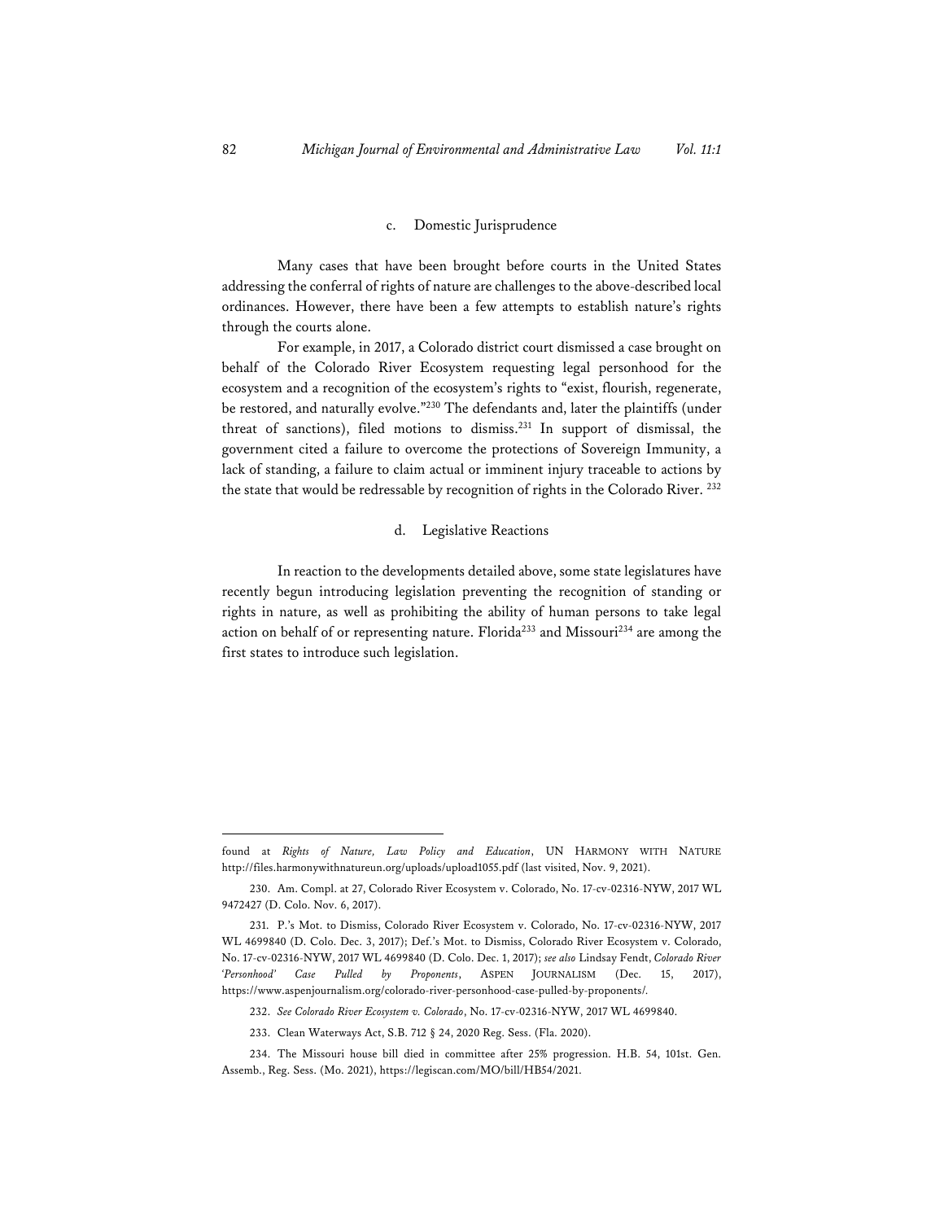c. Domestic Jurisprudence

Many cases that have been brought before courts in the United States addressing the conferral of rights of nature are challenges to the above-described local ordinances. However, there have been a few attempts to establish nature's rights through the courts alone.

For example, in 2017, a Colorado district court dismissed a case brought on behalf of the Colorado River Ecosystem requesting legal personhood for the ecosystem and a recognition of the ecosystem's rights to "exist, flourish, regenerate, be restored, and naturally evolve."[230] The defendants and, later the plaintiffs (under threat of sanctions), filed motions to dismiss.[231] In support of dismissal, the government cited a failure to overcome the protections of Sovereign Immunity, a lack of standing, a failure to claim actual or imminent injury traceable to actions by the state that would be redressable by recognition of rights in the Colorado River.[232]

d. Legislative Reactions

In reaction to the developments detailed above, some state legislatures have recently begun introducing legislation preventing the recognition of standing or rights in nature, as well as prohibiting the ability of human persons to take legal action on behalf of or representing nature. Florida[233] and Missouri[234] are among the first states to introduce such legislation.

---

found at *Rights of Nature, Law Policy and Education*, UN HARMONY WITH NATURE http://files.harmonywithnatureun.org/uploads/upload1055.pdf (last visited, Nov. 9, 2021).

230. Am. Compl. at 27, Colorado River Ecosystem v. Colorado, No. 17-cv-02316-NYW, 2017 WL 9472427 (D. Colo. Nov. 6, 2017).

231. P.'s Mot. to Dismiss, Colorado River Ecosystem v. Colorado, No. 17-cv-02316-NYW, 2017 WL 4699840 (D. Colo. Dec. 3, 2017); Def.'s Mot. to Dismiss, Colorado River Ecosystem v. Colorado, No. 17-cv-02316-NYW, 2017 WL 4699840 (D. Colo. Dec. 1, 2017); *see also* Lindsay Fendt, *Colorado River 'Personhood' Case Pulled by Proponents*, ASPEN JOURNALISM (Dec. 15, 2017), https://www.aspenjournalism.org/colorado-river-personhood-case-pulled-by-proponents/.

232. *See Colorado River Ecosystem v. Colorado*, No. 17-cv-02316-NYW, 2017 WL 4699840.

233. Clean Waterways Act, S.B. 712 § 24, 2020 Reg. Sess. (Fla. 2020).

234. The Missouri house bill died in committee after 25% progression. H.B. 54, 101st. Gen. Assemb., Reg. Sess. (Mo. 2021), https://legiscan.com/MO/bill/HB54/2021.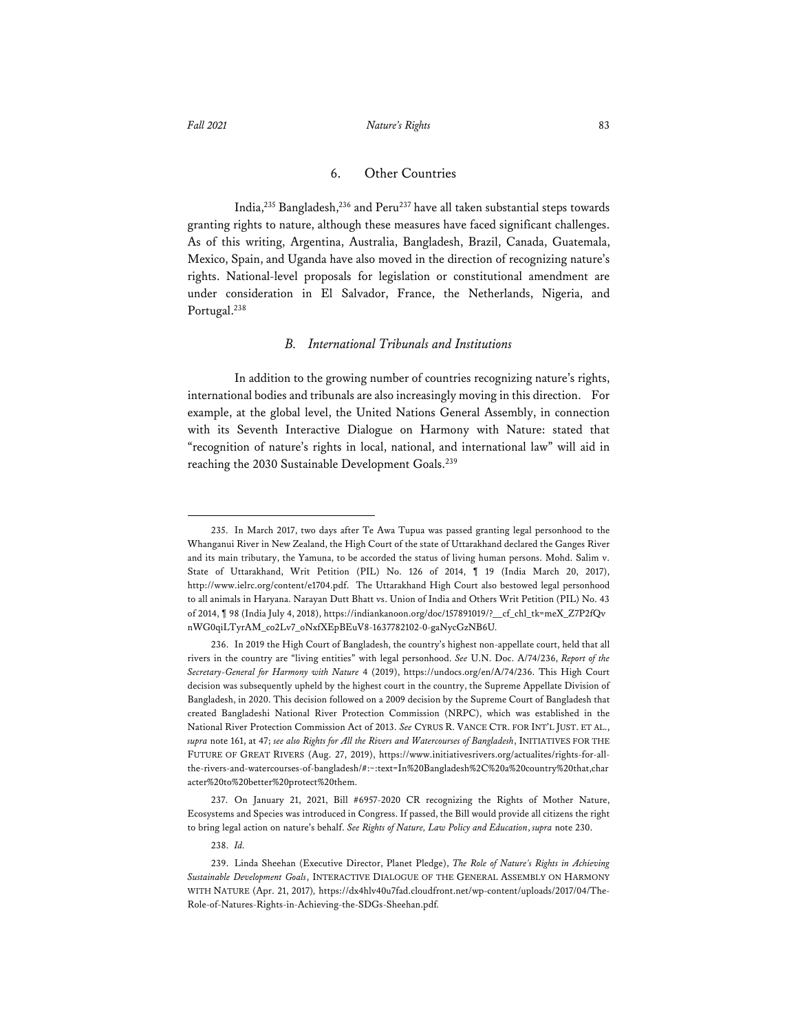### 6. Other Countries

India,[235] Bangladesh,[236] and Peru[237] have all taken substantial steps towards granting rights to nature, although these measures have faced significant challenges. As of this writing, Argentina, Australia, Bangladesh, Brazil, Canada, Guatemala, Mexico, Spain, and Uganda have also moved in the direction of recognizing nature's rights. National-level proposals for legislation or constitutional amendment are under consideration in El Salvador, France, the Netherlands, Nigeria, and Portugal.[238]

## *B. International Tribunals and Institutions*

In addition to the growing number of countries recognizing nature's rights, international bodies and tribunals are also increasingly moving in this direction. For example, at the global level, the United Nations General Assembly, in connection with its Seventh Interactive Dialogue on Harmony with Nature: stated that "recognition of nature's rights in local, national, and international law" will aid in reaching the 2030 Sustainable Development Goals.[239]

---

235. In March 2017, two days after Te Awa Tupua was passed granting legal personhood to the Whanganui River in New Zealand, the High Court of the state of Uttarakhand declared the Ganges River and its main tributary, the Yamuna, to be accorded the status of living human persons. Mohd. Salim v. State of Uttarakhand, Writ Petition (PIL) No. 126 of 2014, ¶ 19 (India March 20, 2017), http://www.ielrc.org/content/e1704.pdf. The Uttarakhand High Court also bestowed legal personhood to all animals in Haryana. Narayan Dutt Bhatt vs. Union of India and Others Writ Petition (PIL) No. 43 of 2014, ¶ 98 (India July 4, 2018), https://indiankanoon.org/doc/157891019/?__cf_chl_tk=meX_Z7P2fQvnWG0qiLTyrAM_co2Lv7_oNxfXEpBEuV8-1637782102-0-gaNycGzNB6U.

236. In 2019 the High Court of Bangladesh, the country's highest non-appellate court, held that all rivers in the country are "living entities" with legal personhood. *See* U.N. Doc. A/74/236, *Report of the Secretary-General for Harmony with Nature* 4 (2019), https://undocs.org/en/A/74/236. This High Court decision was subsequently upheld by the highest court in the country, the Supreme Appellate Division of Bangladesh, in 2020. This decision followed on a 2009 decision by the Supreme Court of Bangladesh that created Bangladeshi National River Protection Commission (NRPC), which was established in the National River Protection Commission Act of 2013. *See* CYRUS R. VANCE CTR. FOR INT'L JUST. ET AL., *supra* note 161, at 47; *see also Rights for All the Rivers and Watercourses of Bangladesh*, INITIATIVES FOR THE FUTURE OF GREAT RIVERS (Aug. 27, 2019), https://www.initiativesrivers.org/actualites/rights-for-all-the-rivers-and-watercourses-of-bangladesh/#:~:text=In%20Bangladesh%2C%20a%20country%20that,character%20to%20better%20protect%20them.

237. On January 21, 2021, Bill #6957-2020 CR recognizing the Rights of Mother Nature, Ecosystems and Species was introduced in Congress. If passed, the Bill would provide all citizens the right to bring legal action on nature's behalf. *See Rights of Nature, Law Policy and Education*, *supra* note 230.

238. *Id.*

239. Linda Sheehan (Executive Director, Planet Pledge), *The Role of Nature's Rights in Achieving Sustainable Development Goals*, INTERACTIVE DIALOGUE OF THE GENERAL ASSEMBLY ON HARMONY WITH NATURE (Apr. 21, 2017), https://dx4hlv40u7fad.cloudfront.net/wp-content/uploads/2017/04/The-Role-of-Natures-Rights-in-Achieving-the-SDGs-Sheehan.pdf.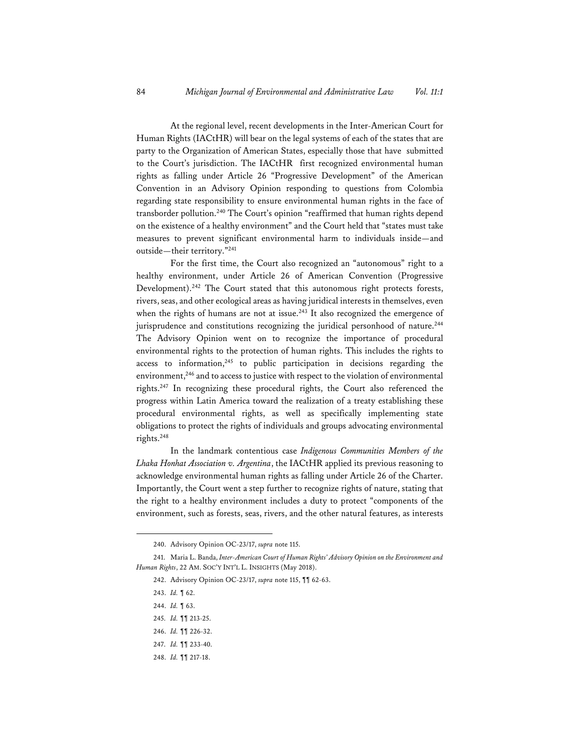At the regional level, recent developments in the Inter-American Court for Human Rights (IACtHR) will bear on the legal systems of each of the states that are party to the Organization of American States, especially those that have submitted to the Court's jurisdiction. The IACtHR first recognized environmental human rights as falling under Article 26 "Progressive Development" of the American Convention in an Advisory Opinion responding to questions from Colombia regarding state responsibility to ensure environmental human rights in the face of transborder pollution.[240] The Court's opinion "reaffirmed that human rights depend on the existence of a healthy environment" and the Court held that "states must take measures to prevent significant environmental harm to individuals inside—and outside—their territory."[241]

For the first time, the Court also recognized an "autonomous" right to a healthy environment, under Article 26 of American Convention (Progressive Development).[242] The Court stated that this autonomous right protects forests, rivers, seas, and other ecological areas as having juridical interests in themselves, even when the rights of humans are not at issue.[243] It also recognized the emergence of jurisprudence and constitutions recognizing the juridical personhood of nature.[244] The Advisory Opinion went on to recognize the importance of procedural environmental rights to the protection of human rights. This includes the rights to access to information,[245] to public participation in decisions regarding the environment,[246] and to access to justice with respect to the violation of environmental rights.[247] In recognizing these procedural rights, the Court also referenced the progress within Latin America toward the realization of a treaty establishing these procedural environmental rights, as well as specifically implementing state obligations to protect the rights of individuals and groups advocating environmental rights.[248]

In the landmark contentious case *Indigenous Communities Members of the Lhaka Honhat Association v. Argentina*, the IACtHR applied its previous reasoning to acknowledge environmental human rights as falling under Article 26 of the Charter. Importantly, the Court went a step further to recognize rights of nature, stating that the right to a healthy environment includes a duty to protect "components of the environment, such as forests, seas, rivers, and the other natural features, as interests

---

240. Advisory Opinion OC-23/17, *supra* note 115.

241. Maria L. Banda, *Inter-American Court of Human Rights' Advisory Opinion on the Environment and Human Rights*, 22 AM. SOC'Y INT'L L. INSIGHTS (May 2018).

242. Advisory Opinion OC-23/17, *supra* note 115, ¶¶ 62-63.

243. *Id.* ¶ 62.

244. *Id.* ¶ 63.

245. *Id.* ¶¶ 213-25.

246. *Id.* ¶¶ 226-32.

247. *Id.* ¶¶ 233-40.

248. *Id.* ¶¶ 217-18.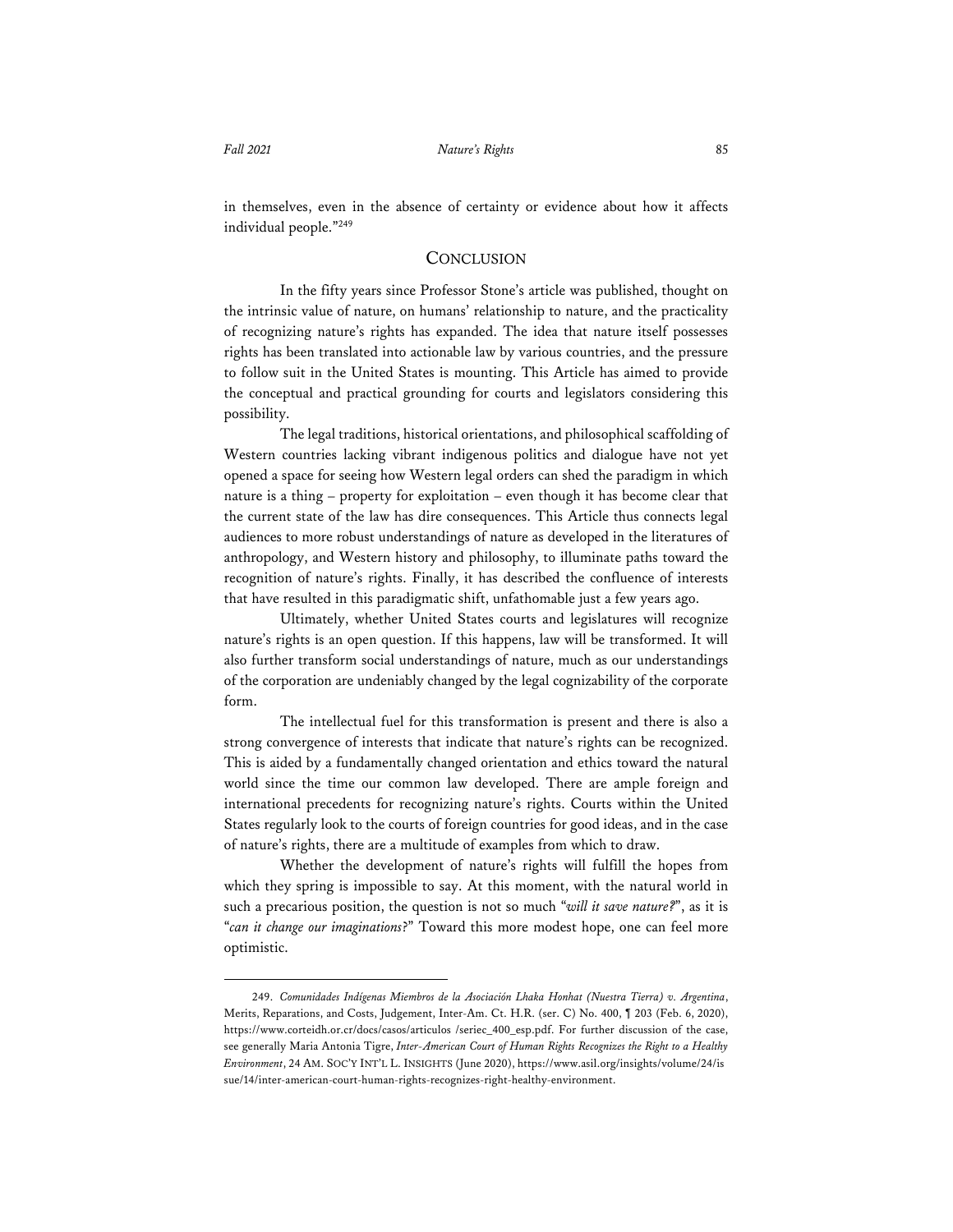in themselves, even in the absence of certainty or evidence about how it affects individual people."[249]

## Conclusion

In the fifty years since Professor Stone's article was published, thought on the intrinsic value of nature, on humans' relationship to nature, and the practicality of recognizing nature's rights has expanded. The idea that nature itself possesses rights has been translated into actionable law by various countries, and the pressure to follow suit in the United States is mounting. This Article has aimed to provide the conceptual and practical grounding for courts and legislators considering this possibility.

The legal traditions, historical orientations, and philosophical scaffolding of Western countries lacking vibrant indigenous politics and dialogue have not yet opened a space for seeing how Western legal orders can shed the paradigm in which nature is a thing – property for exploitation – even though it has become clear that the current state of the law has dire consequences. This Article thus connects legal audiences to more robust understandings of nature as developed in the literatures of anthropology, and Western history and philosophy, to illuminate paths toward the recognition of nature's rights. Finally, it has described the confluence of interests that have resulted in this paradigmatic shift, unfathomable just a few years ago.

Ultimately, whether United States courts and legislatures will recognize nature's rights is an open question. If this happens, law will be transformed. It will also further transform social understandings of nature, much as our understandings of the corporation are undeniably changed by the legal cognizability of the corporate form.

The intellectual fuel for this transformation is present and there is also a strong convergence of interests that indicate that nature's rights can be recognized. This is aided by a fundamentally changed orientation and ethics toward the natural world since the time our common law developed. There are ample foreign and international precedents for recognizing nature's rights. Courts within the United States regularly look to the courts of foreign countries for good ideas, and in the case of nature's rights, there are a multitude of examples from which to draw.

Whether the development of nature's rights will fulfill the hopes from which they spring is impossible to say. At this moment, with the natural world in such a precarious position, the question is not so much "*will it save nature?*", as it is "*can it change our imaginations*?" Toward this more modest hope, one can feel more optimistic.

---

249. *Comunidades Indígenas Miembros de la Asociación Lhaka Honhat (Nuestra Tierra) v. Argentina*, Merits, Reparations, and Costs, Judgement, Inter-Am. Ct. H.R. (ser. C) No. 400, ¶ 203 (Feb. 6, 2020), https://www.corteidh.or.cr/docs/casos/articulos /seriec_400_esp.pdf. For further discussion of the case, see generally Maria Antonia Tigre, *Inter-American Court of Human Rights Recognizes the Right to a Healthy Environment*, 24 AM. SOC'Y INT'L L. INSIGHTS (June 2020), https://www.asil.org/insights/volume/24/issue/14/inter-american-court-human-rights-recognizes-right-healthy-environment.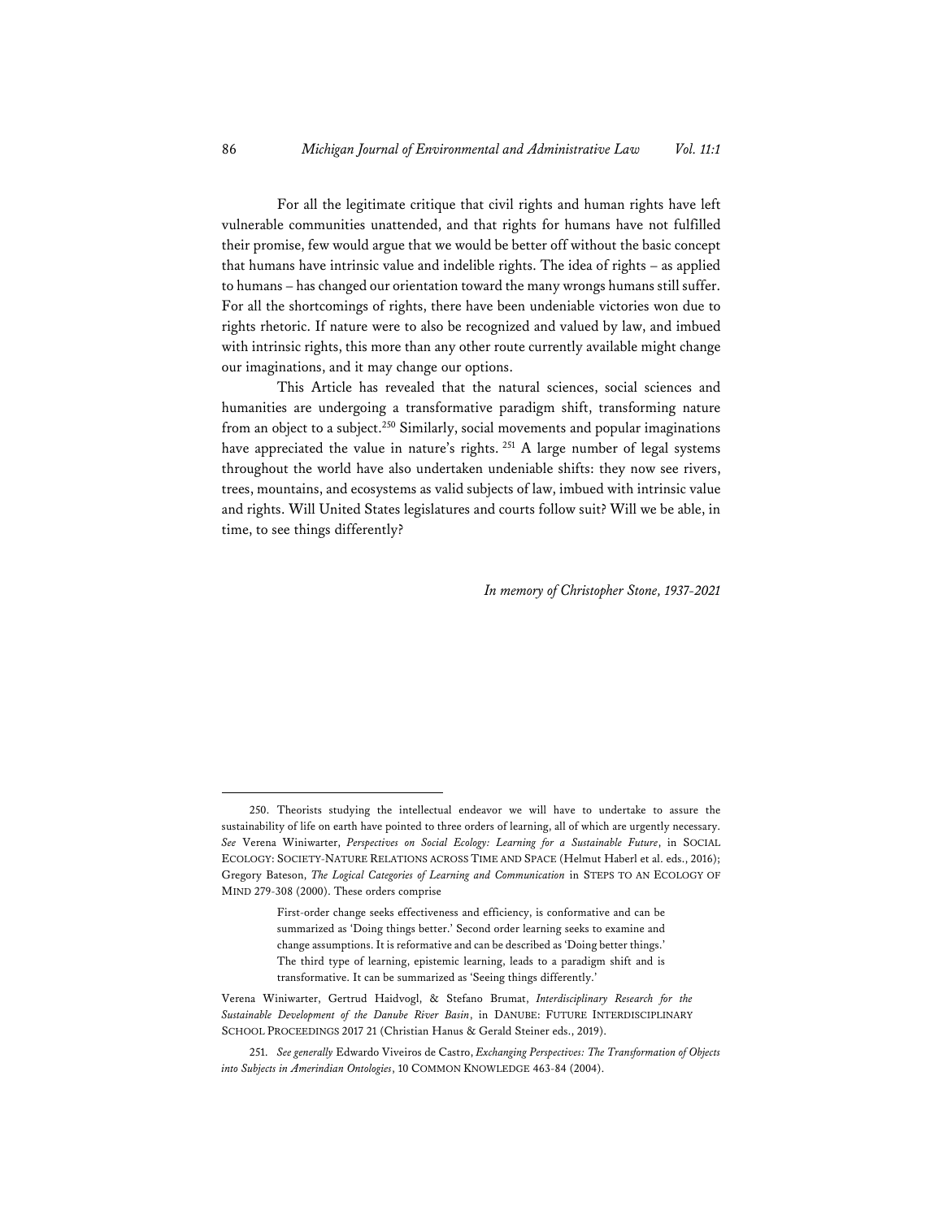For all the legitimate critique that civil rights and human rights have left vulnerable communities unattended, and that rights for humans have not fulfilled their promise, few would argue that we would be better off without the basic concept that humans have intrinsic value and indelible rights. The idea of rights – as applied to humans – has changed our orientation toward the many wrongs humans still suffer. For all the shortcomings of rights, there have been undeniable victories won due to rights rhetoric. If nature were to also be recognized and valued by law, and imbued with intrinsic rights, this more than any other route currently available might change our imaginations, and it may change our options.

This Article has revealed that the natural sciences, social sciences and humanities are undergoing a transformative paradigm shift, transforming nature from an object to a subject.[250] Similarly, social movements and popular imaginations have appreciated the value in nature's rights. [251] A large number of legal systems throughout the world have also undertaken undeniable shifts: they now see rivers, trees, mountains, and ecosystems as valid subjects of law, imbued with intrinsic value and rights. Will United States legislatures and courts follow suit? Will we be able, in time, to see things differently?

*In memory of Christopher Stone, 1937-2021*

---

250. Theorists studying the intellectual endeavor we will have to undertake to assure the sustainability of life on earth have pointed to three orders of learning, all of which are urgently necessary. *See* Verena Winiwarter, *Perspectives on Social Ecology: Learning for a Sustainable Future*, in SOCIAL ECOLOGY: SOCIETY-NATURE RELATIONS ACROSS TIME AND SPACE (Helmut Haberl et al. eds., 2016); Gregory Bateson, *The Logical Categories of Learning and Communication* in STEPS TO AN ECOLOGY OF MIND 279-308 (2000). These orders comprise

> First-order change seeks effectiveness and efficiency, is conformative and can be summarized as 'Doing things better.' Second order learning seeks to examine and change assumptions. It is reformative and can be described as 'Doing better things.' The third type of learning, epistemic learning, leads to a paradigm shift and is transformative. It can be summarized as 'Seeing things differently.'

Verena Winiwarter, Gertrud Haidvogl, & Stefano Brumat, *Interdisciplinary Research for the Sustainable Development of the Danube River Basin*, in DANUBE: FUTURE INTERDISCIPLINARY SCHOOL PROCEEDINGS 2017 21 (Christian Hanus & Gerald Steiner eds., 2019).

251. *See generally* Edwardo Viveiros de Castro, *Exchanging Perspectives: The Transformation of Objects into Subjects in Amerindian Ontologies*, 10 COMMON KNOWLEDGE 463-84 (2004).